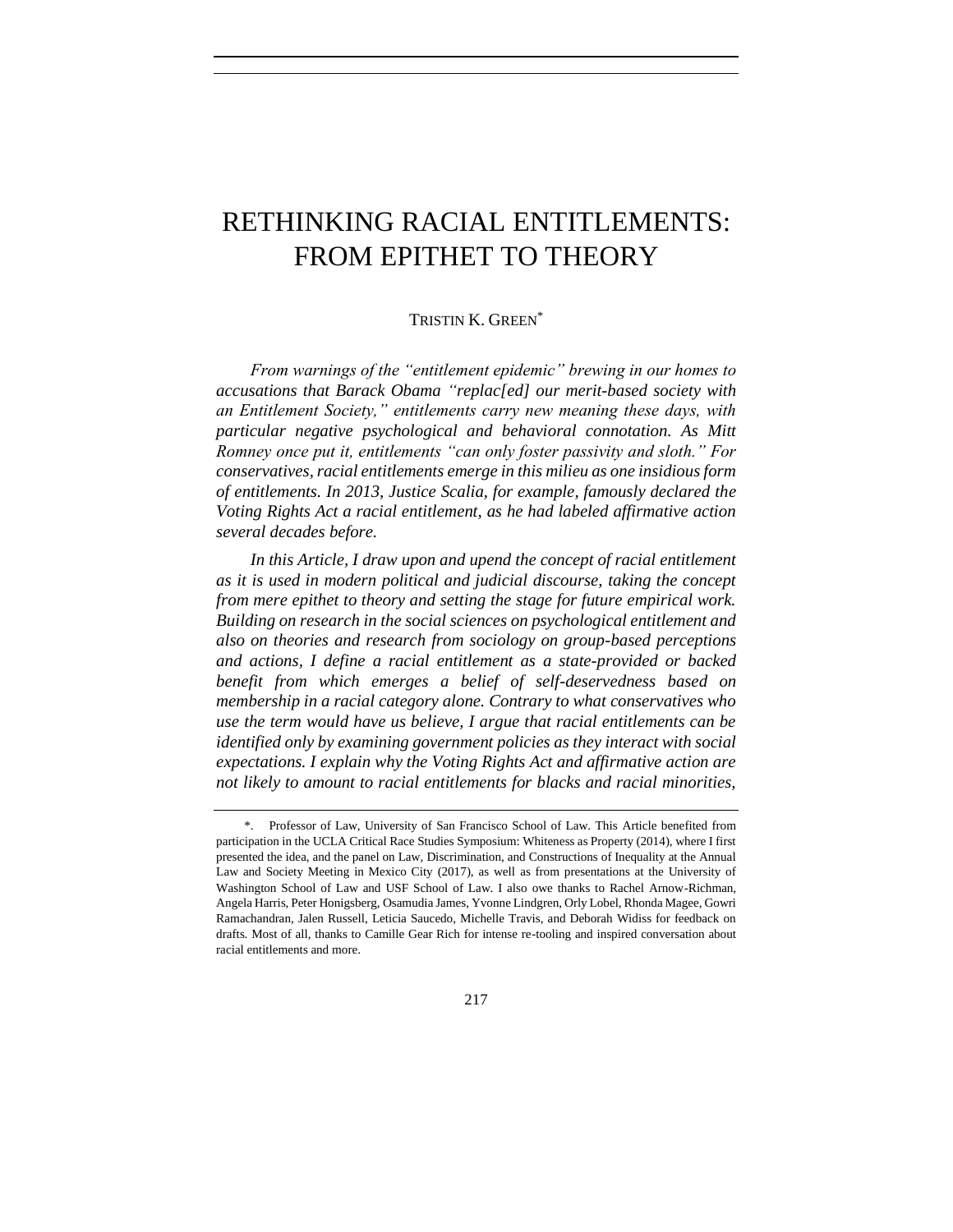# RETHINKING RACIAL ENTITLEMENTS: FROM EPITHET TO THEORY

TRISTIN K. GREEN[*]

*From warnings of the "entitlement epidemic" brewing in our homes to accusations that Barack Obama "replac[ed] our merit-based society with an Entitlement Society," entitlements carry new meaning these days, with particular negative psychological and behavioral connotation. As Mitt Romney once put it, entitlements "can only foster passivity and sloth." For conservatives, racial entitlements emerge in this milieu as one insidious form of entitlements. In 2013, Justice Scalia, for example, famously declared the Voting Rights Act a racial entitlement, as he had labeled affirmative action several decades before.*

*In this Article, I draw upon and upend the concept of racial entitlement as it is used in modern political and judicial discourse, taking the concept from mere epithet to theory and setting the stage for future empirical work. Building on research in the social sciences on psychological entitlement and also on theories and research from sociology on group-based perceptions and actions, I define a racial entitlement as a state-provided or backed benefit from which emerges a belief of self-deservedness based on membership in a racial category alone. Contrary to what conservatives who use the term would have us believe, I argue that racial entitlements can be identified only by examining government policies as they interact with social expectations. I explain why the Voting Rights Act and affirmative action are not likely to amount to racial entitlements for blacks and racial minorities,*

---

*. Professor of Law, University of San Francisco School of Law. This Article benefited from participation in the UCLA Critical Race Studies Symposium: Whiteness as Property (2014), where I first presented the idea, and the panel on Law, Discrimination, and Constructions of Inequality at the Annual Law and Society Meeting in Mexico City (2017), as well as from presentations at the University of Washington School of Law and USF School of Law. I also owe thanks to Rachel Arnow-Richman, Angela Harris, Peter Honigsberg, Osamudia James, Yvonne Lindgren, Orly Lobel, Rhonda Magee, Gowri Ramachandran, Jalen Russell, Leticia Saucedo, Michelle Travis, and Deborah Widiss for feedback on drafts. Most of all, thanks to Camille Gear Rich for intense re-tooling and inspired conversation about racial entitlements and more.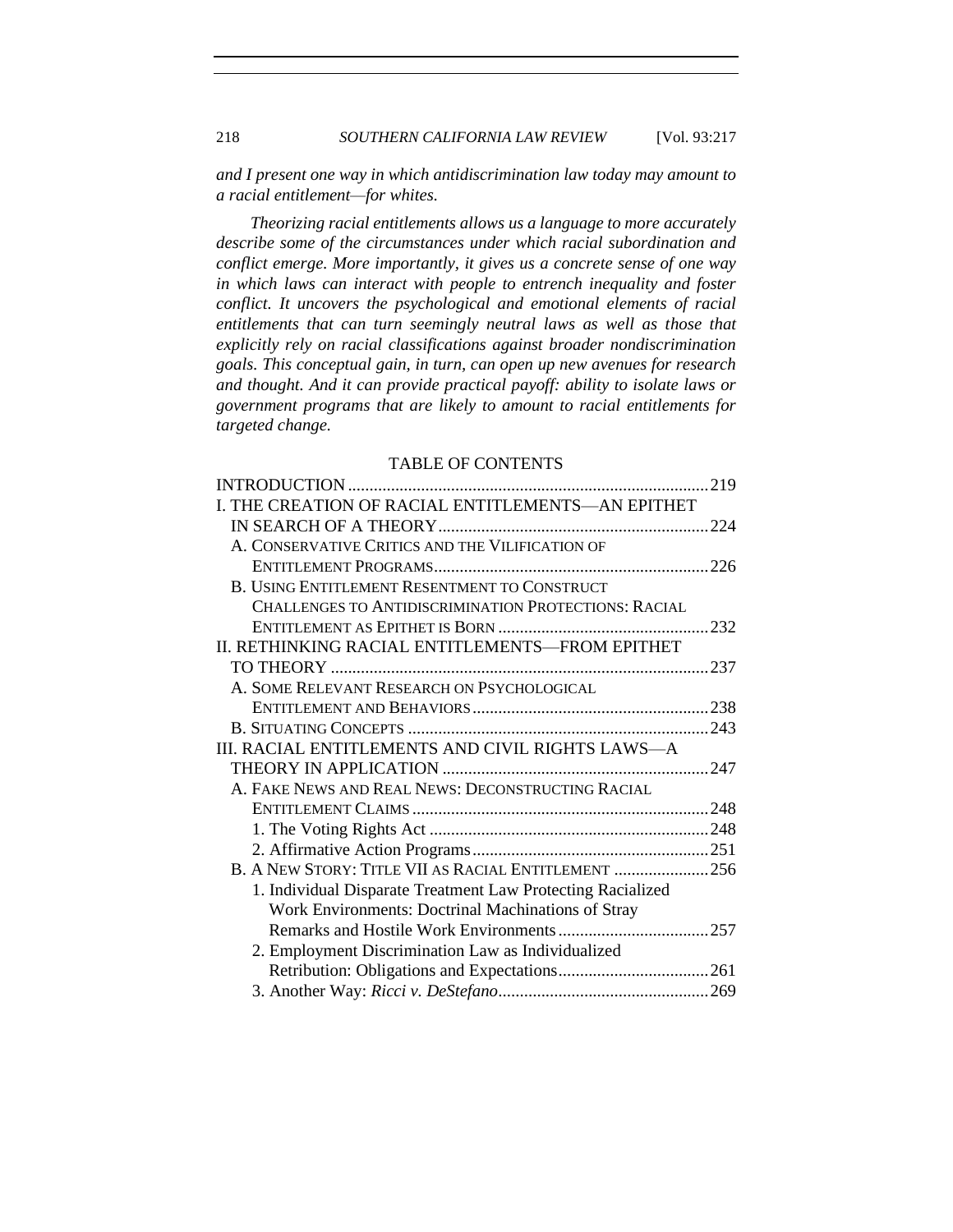*and I present one way in which antidiscrimination law today may amount to a racial entitlement—for whites.*

*Theorizing racial entitlements allows us a language to more accurately describe some of the circumstances under which racial subordination and conflict emerge. More importantly, it gives us a concrete sense of one way in which laws can interact with people to entrench inequality and foster conflict. It uncovers the psychological and emotional elements of racial entitlements that can turn seemingly neutral laws as well as those that explicitly rely on racial classifications against broader nondiscrimination goals. This conceptual gain, in turn, can open up new avenues for research and thought. And it can provide practical payoff: ability to isolate laws or government programs that are likely to amount to racial entitlements for targeted change.*

TABLE OF CONTENTS

INTRODUCTION ... 219

I. THE CREATION OF RACIAL ENTITLEMENTS—AN EPITHET IN SEARCH OF A THEORY ... 224

- A. CONSERVATIVE CRITICS AND THE VILIFICATION OF ENTITLEMENT PROGRAMS ... 226
- B. USING ENTITLEMENT RESENTMENT TO CONSTRUCT CHALLENGES TO ANTIDISCRIMINATION PROTECTIONS: RACIAL ENTITLEMENT AS EPITHET IS BORN ... 232

II. RETHINKING RACIAL ENTITLEMENTS—FROM EPITHET TO THEORY ... 237

- A. SOME RELEVANT RESEARCH ON PSYCHOLOGICAL ENTITLEMENT AND BEHAVIORS ... 238
- B. SITUATING CONCEPTS ... 243

III. RACIAL ENTITLEMENTS AND CIVIL RIGHTS LAWS—A THEORY IN APPLICATION ... 247

- A. FAKE NEWS AND REAL NEWS: DECONSTRUCTING RACIAL ENTITLEMENT CLAIMS ... 248
  - 1. The Voting Rights Act ... 248
  - 2. Affirmative Action Programs ... 251
- B. A NEW STORY: TITLE VII AS RACIAL ENTITLEMENT ... 256
  - 1. Individual Disparate Treatment Law Protecting Racialized Work Environments: Doctrinal Machinations of Stray Remarks and Hostile Work Environments ... 257
  - 2. Employment Discrimination Law as Individualized Retribution: Obligations and Expectations ... 261
  - 3. Another Way: *Ricci v. DeStefano* ... 269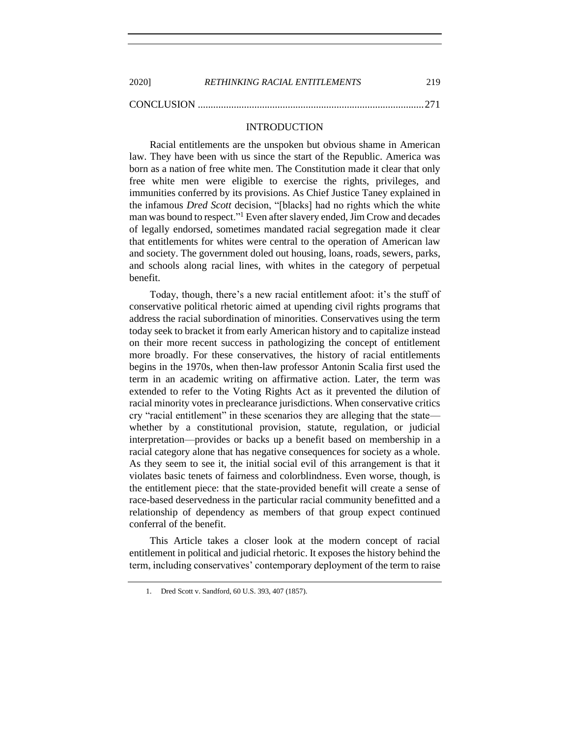CONCLUSION .......................................................................................271

## INTRODUCTION

Racial entitlements are the unspoken but obvious shame in American law. They have been with us since the start of the Republic. America was born as a nation of free white men. The Constitution made it clear that only free white men were eligible to exercise the rights, privileges, and immunities conferred by its provisions. As Chief Justice Taney explained in the infamous *Dred Scott* decision, "[blacks] had no rights which the white man was bound to respect."[1] Even after slavery ended, Jim Crow and decades of legally endorsed, sometimes mandated racial segregation made it clear that entitlements for whites were central to the operation of American law and society. The government doled out housing, loans, roads, sewers, parks, and schools along racial lines, with whites in the category of perpetual benefit.

Today, though, there's a new racial entitlement afoot: it's the stuff of conservative political rhetoric aimed at upending civil rights programs that address the racial subordination of minorities. Conservatives using the term today seek to bracket it from early American history and to capitalize instead on their more recent success in pathologizing the concept of entitlement more broadly. For these conservatives, the history of racial entitlements begins in the 1970s, when then-law professor Antonin Scalia first used the term in an academic writing on affirmative action. Later, the term was extended to refer to the Voting Rights Act as it prevented the dilution of racial minority votes in preclearance jurisdictions. When conservative critics cry "racial entitlement" in these scenarios they are alleging that the state—whether by a constitutional provision, statute, regulation, or judicial interpretation—provides or backs up a benefit based on membership in a racial category alone that has negative consequences for society as a whole. As they seem to see it, the initial social evil of this arrangement is that it violates basic tenets of fairness and colorblindness. Even worse, though, is the entitlement piece: that the state-provided benefit will create a sense of race-based deservedness in the particular racial community benefitted and a relationship of dependency as members of that group expect continued conferral of the benefit.

This Article takes a closer look at the modern concept of racial entitlement in political and judicial rhetoric. It exposes the history behind the term, including conservatives' contemporary deployment of the term to raise

1. Dred Scott v. Sandford, 60 U.S. 393, 407 (1857).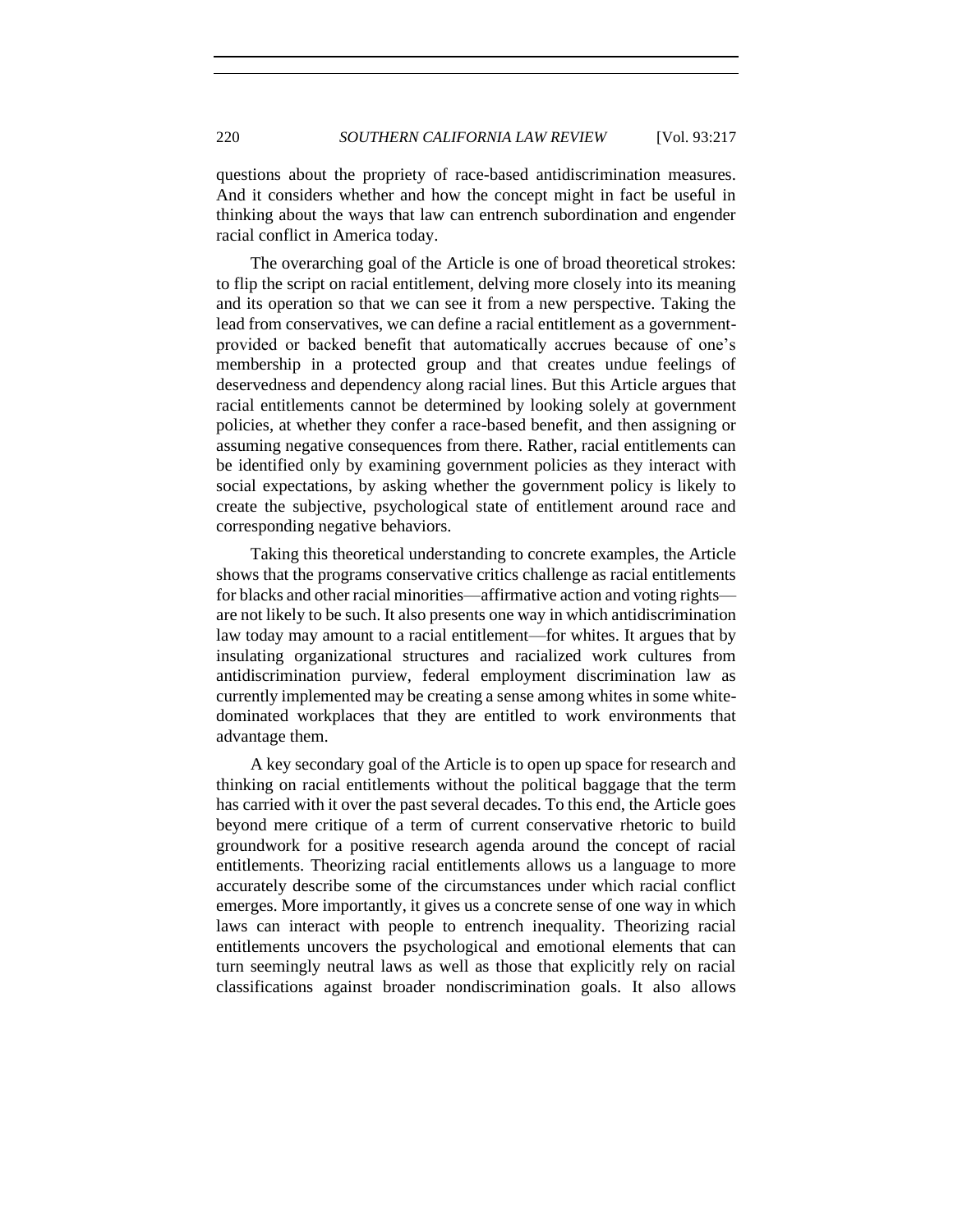questions about the propriety of race-based antidiscrimination measures. And it considers whether and how the concept might in fact be useful in thinking about the ways that law can entrench subordination and engender racial conflict in America today.

The overarching goal of the Article is one of broad theoretical strokes: to flip the script on racial entitlement, delving more closely into its meaning and its operation so that we can see it from a new perspective. Taking the lead from conservatives, we can define a racial entitlement as a government-provided or backed benefit that automatically accrues because of one's membership in a protected group and that creates undue feelings of deservedness and dependency along racial lines. But this Article argues that racial entitlements cannot be determined by looking solely at government policies, at whether they confer a race-based benefit, and then assigning or assuming negative consequences from there. Rather, racial entitlements can be identified only by examining government policies as they interact with social expectations, by asking whether the government policy is likely to create the subjective, psychological state of entitlement around race and corresponding negative behaviors.

Taking this theoretical understanding to concrete examples, the Article shows that the programs conservative critics challenge as racial entitlements for blacks and other racial minorities—affirmative action and voting rights—are not likely to be such. It also presents one way in which antidiscrimination law today may amount to a racial entitlement—for whites. It argues that by insulating organizational structures and racialized work cultures from antidiscrimination purview, federal employment discrimination law as currently implemented may be creating a sense among whites in some white-dominated workplaces that they are entitled to work environments that advantage them.

A key secondary goal of the Article is to open up space for research and thinking on racial entitlements without the political baggage that the term has carried with it over the past several decades. To this end, the Article goes beyond mere critique of a term of current conservative rhetoric to build groundwork for a positive research agenda around the concept of racial entitlements. Theorizing racial entitlements allows us a language to more accurately describe some of the circumstances under which racial conflict emerges. More importantly, it gives us a concrete sense of one way in which laws can interact with people to entrench inequality. Theorizing racial entitlements uncovers the psychological and emotional elements that can turn seemingly neutral laws as well as those that explicitly rely on racial classifications against broader nondiscrimination goals. It also allows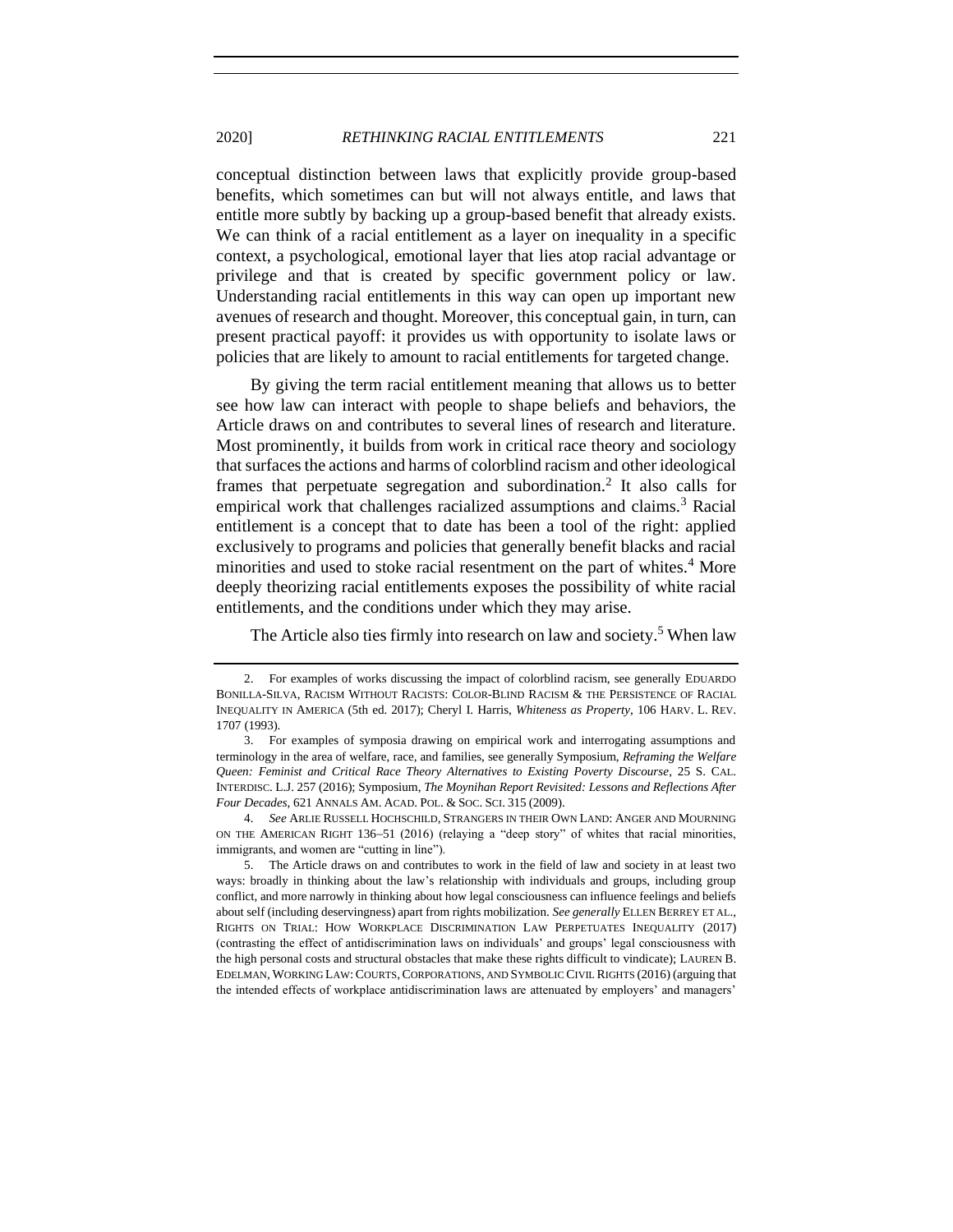conceptual distinction between laws that explicitly provide group-based benefits, which sometimes can but will not always entitle, and laws that entitle more subtly by backing up a group-based benefit that already exists. We can think of a racial entitlement as a layer on inequality in a specific context, a psychological, emotional layer that lies atop racial advantage or privilege and that is created by specific government policy or law. Understanding racial entitlements in this way can open up important new avenues of research and thought. Moreover, this conceptual gain, in turn, can present practical payoff: it provides us with opportunity to isolate laws or policies that are likely to amount to racial entitlements for targeted change.

By giving the term racial entitlement meaning that allows us to better see how law can interact with people to shape beliefs and behaviors, the Article draws on and contributes to several lines of research and literature. Most prominently, it builds from work in critical race theory and sociology that surfaces the actions and harms of colorblind racism and other ideological frames that perpetuate segregation and subordination.[2] It also calls for empirical work that challenges racialized assumptions and claims.[3] Racial entitlement is a concept that to date has been a tool of the right: applied exclusively to programs and policies that generally benefit blacks and racial minorities and used to stoke racial resentment on the part of whites.[4] More deeply theorizing racial entitlements exposes the possibility of white racial entitlements, and the conditions under which they may arise.

The Article also ties firmly into research on law and society.[5] When law

---

2. For examples of works discussing the impact of colorblind racism, see generally EDUARDO BONILLA-SILVA, RACISM WITHOUT RACISTS: COLOR-BLIND RACISM & THE PERSISTENCE OF RACIAL INEQUALITY IN AMERICA (5th ed. 2017); Cheryl I. Harris, *Whiteness as Property*, 106 HARV. L. REV. 1707 (1993).

3. For examples of symposia drawing on empirical work and interrogating assumptions and terminology in the area of welfare, race, and families, see generally Symposium, *Reframing the Welfare Queen: Feminist and Critical Race Theory Alternatives to Existing Poverty Discourse*, 25 S. CAL. INTERDISC. L.J. 257 (2016); Symposium, *The Moynihan Report Revisited: Lessons and Reflections After Four Decades*, 621 ANNALS AM. ACAD. POL. & SOC. SCI. 315 (2009).

4. *See* ARLIE RUSSELL HOCHSCHILD, STRANGERS IN THEIR OWN LAND: ANGER AND MOURNING ON THE AMERICAN RIGHT 136–51 (2016) (relaying a "deep story" of whites that racial minorities, immigrants, and women are "cutting in line").

5. The Article draws on and contributes to work in the field of law and society in at least two ways: broadly in thinking about the law's relationship with individuals and groups, including group conflict, and more narrowly in thinking about how legal consciousness can influence feelings and beliefs about self (including deservingness) apart from rights mobilization. *See generally* ELLEN BERREY ET AL., RIGHTS ON TRIAL: HOW WORKPLACE DISCRIMINATION LAW PERPETUATES INEQUALITY (2017) (contrasting the effect of antidiscrimination laws on individuals' and groups' legal consciousness with the high personal costs and structural obstacles that make these rights difficult to vindicate); LAUREN B. EDELMAN, WORKING LAW: COURTS, CORPORATIONS, AND SYMBOLIC CIVIL RIGHTS (2016) (arguing that the intended effects of workplace antidiscrimination laws are attenuated by employers' and managers'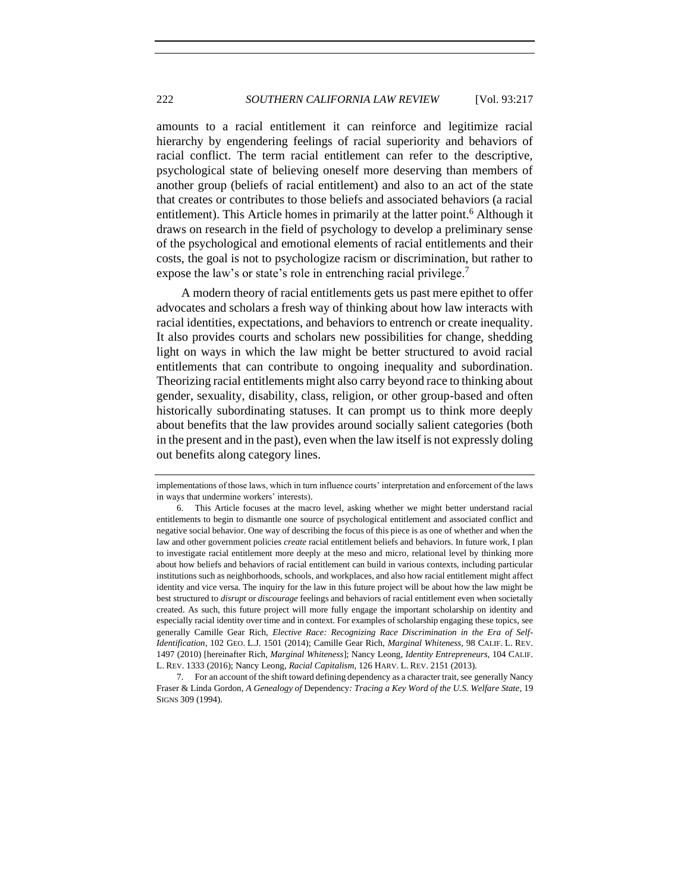amounts to a racial entitlement it can reinforce and legitimize racial hierarchy by engendering feelings of racial superiority and behaviors of racial conflict. The term racial entitlement can refer to the descriptive, psychological state of believing oneself more deserving than members of another group (beliefs of racial entitlement) and also to an act of the state that creates or contributes to those beliefs and associated behaviors (a racial entitlement). This Article homes in primarily at the latter point.[6] Although it draws on research in the field of psychology to develop a preliminary sense of the psychological and emotional elements of racial entitlements and their costs, the goal is not to psychologize racism or discrimination, but rather to expose the law's or state's role in entrenching racial privilege.[7]

A modern theory of racial entitlements gets us past mere epithet to offer advocates and scholars a fresh way of thinking about how law interacts with racial identities, expectations, and behaviors to entrench or create inequality. It also provides courts and scholars new possibilities for change, shedding light on ways in which the law might be better structured to avoid racial entitlements that can contribute to ongoing inequality and subordination. Theorizing racial entitlements might also carry beyond race to thinking about gender, sexuality, disability, class, religion, or other group-based and often historically subordinating statuses. It can prompt us to think more deeply about benefits that the law provides around socially salient categories (both in the present and in the past), even when the law itself is not expressly doling out benefits along category lines.

---

implementations of those laws, which in turn influence courts' interpretation and enforcement of the laws in ways that undermine workers' interests).

6. This Article focuses at the macro level, asking whether we might better understand racial entitlements to begin to dismantle one source of psychological entitlement and associated conflict and negative social behavior. One way of describing the focus of this piece is as one of whether and when the law and other government policies *create* racial entitlement beliefs and behaviors. In future work, I plan to investigate racial entitlement more deeply at the meso and micro, relational level by thinking more about how beliefs and behaviors of racial entitlement can build in various contexts, including particular institutions such as neighborhoods, schools, and workplaces, and also how racial entitlement might affect identity and vice versa. The inquiry for the law in this future project will be about how the law might be best structured to *disrupt* or *discourage* feelings and behaviors of racial entitlement even when societally created. As such, this future project will more fully engage the important scholarship on identity and especially racial identity over time and in context. For examples of scholarship engaging these topics, see generally Camille Gear Rich, *Elective Race: Recognizing Race Discrimination in the Era of Self-Identification*, 102 GEO. L.J. 1501 (2014); Camille Gear Rich, *Marginal Whiteness*, 98 CALIF. L. REV. 1497 (2010) [hereinafter Rich, *Marginal Whiteness*]; Nancy Leong, *Identity Entrepreneurs*, 104 CALIF. L. REV. 1333 (2016); Nancy Leong, *Racial Capitalism*, 126 HARV. L. REV. 2151 (2013).

7. For an account of the shift toward defining dependency as a character trait, see generally Nancy Fraser & Linda Gordon, *A Genealogy of* Dependency*: Tracing a Key Word of the U.S. Welfare State*, 19 SIGNS 309 (1994).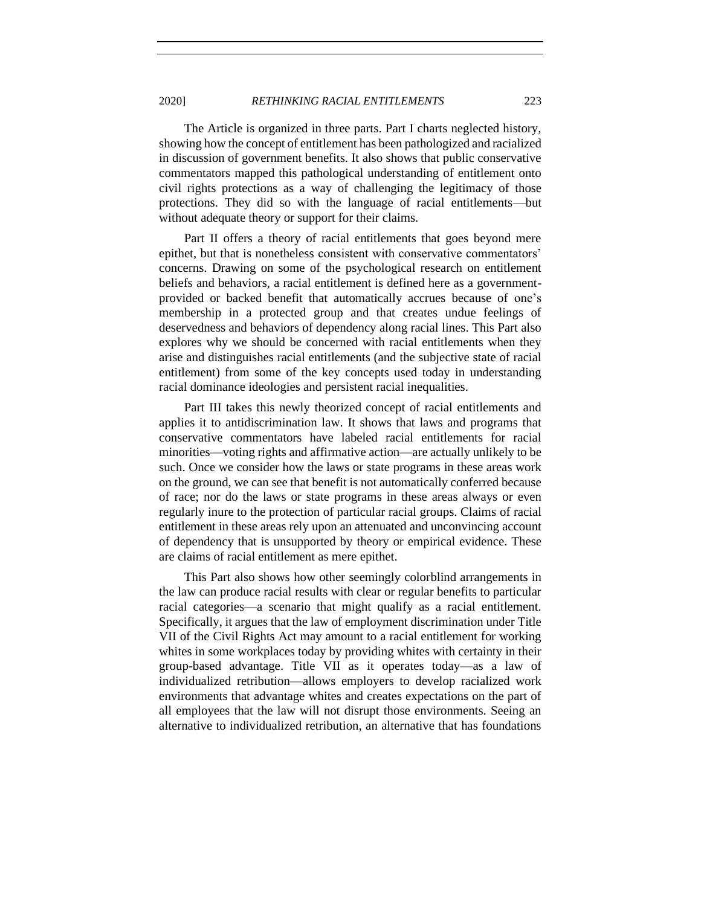The Article is organized in three parts. Part I charts neglected history, showing how the concept of entitlement has been pathologized and racialized in discussion of government benefits. It also shows that public conservative commentators mapped this pathological understanding of entitlement onto civil rights protections as a way of challenging the legitimacy of those protections. They did so with the language of racial entitlements—but without adequate theory or support for their claims.

Part II offers a theory of racial entitlements that goes beyond mere epithet, but that is nonetheless consistent with conservative commentators' concerns. Drawing on some of the psychological research on entitlement beliefs and behaviors, a racial entitlement is defined here as a government-provided or backed benefit that automatically accrues because of one's membership in a protected group and that creates undue feelings of deservedness and behaviors of dependency along racial lines. This Part also explores why we should be concerned with racial entitlements when they arise and distinguishes racial entitlements (and the subjective state of racial entitlement) from some of the key concepts used today in understanding racial dominance ideologies and persistent racial inequalities.

Part III takes this newly theorized concept of racial entitlements and applies it to antidiscrimination law. It shows that laws and programs that conservative commentators have labeled racial entitlements for racial minorities—voting rights and affirmative action—are actually unlikely to be such. Once we consider how the laws or state programs in these areas work on the ground, we can see that benefit is not automatically conferred because of race; nor do the laws or state programs in these areas always or even regularly inure to the protection of particular racial groups. Claims of racial entitlement in these areas rely upon an attenuated and unconvincing account of dependency that is unsupported by theory or empirical evidence. These are claims of racial entitlement as mere epithet.

This Part also shows how other seemingly colorblind arrangements in the law can produce racial results with clear or regular benefits to particular racial categories—a scenario that might qualify as a racial entitlement. Specifically, it argues that the law of employment discrimination under Title VII of the Civil Rights Act may amount to a racial entitlement for working whites in some workplaces today by providing whites with certainty in their group-based advantage. Title VII as it operates today—as a law of individualized retribution—allows employers to develop racialized work environments that advantage whites and creates expectations on the part of all employees that the law will not disrupt those environments. Seeing an alternative to individualized retribution, an alternative that has foundations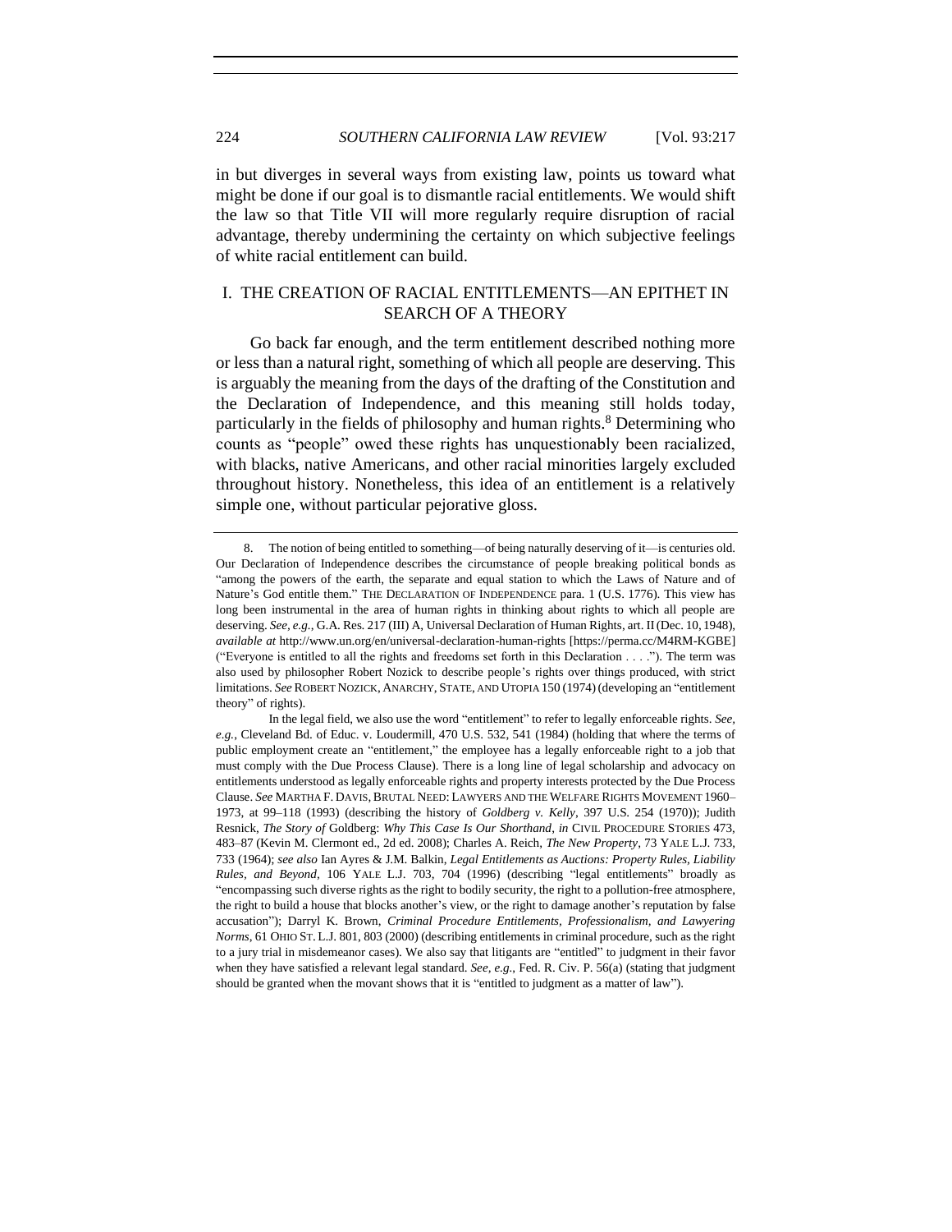in but diverges in several ways from existing law, points us toward what might be done if our goal is to dismantle racial entitlements. We would shift the law so that Title VII will more regularly require disruption of racial advantage, thereby undermining the certainty on which subjective feelings of white racial entitlement can build.

## I. THE CREATION OF RACIAL ENTITLEMENTS—AN EPITHET IN SEARCH OF A THEORY

Go back far enough, and the term entitlement described nothing more or less than a natural right, something of which all people are deserving. This is arguably the meaning from the days of the drafting of the Constitution and the Declaration of Independence, and this meaning still holds today, particularly in the fields of philosophy and human rights.[8] Determining who counts as "people" owed these rights has unquestionably been racialized, with blacks, native Americans, and other racial minorities largely excluded throughout history. Nonetheless, this idea of an entitlement is a relatively simple one, without particular pejorative gloss.

---

8. The notion of being entitled to something—of being naturally deserving of it—is centuries old. Our Declaration of Independence describes the circumstance of people breaking political bonds as "among the powers of the earth, the separate and equal station to which the Laws of Nature and of Nature's God entitle them." THE DECLARATION OF INDEPENDENCE para. 1 (U.S. 1776). This view has long been instrumental in the area of human rights in thinking about rights to which all people are deserving. *See, e.g.*, G.A. Res. 217 (III) A, Universal Declaration of Human Rights, art. II (Dec. 10, 1948), *available at* http://www.un.org/en/universal-declaration-human-rights [https://perma.cc/M4RM-KGBE] ("Everyone is entitled to all the rights and freedoms set forth in this Declaration . . . ."). The term was also used by philosopher Robert Nozick to describe people's rights over things produced, with strict limitations. *See* ROBERT NOZICK, ANARCHY, STATE, AND UTOPIA 150 (1974) (developing an "entitlement theory" of rights).

In the legal field, we also use the word "entitlement" to refer to legally enforceable rights. *See, e.g.*, Cleveland Bd. of Educ. v. Loudermill, 470 U.S. 532, 541 (1984) (holding that where the terms of public employment create an "entitlement," the employee has a legally enforceable right to a job that must comply with the Due Process Clause). There is a long line of legal scholarship and advocacy on entitlements understood as legally enforceable rights and property interests protected by the Due Process Clause. *See* MARTHA F. DAVIS, BRUTAL NEED: LAWYERS AND THE WELFARE RIGHTS MOVEMENT 1960–1973, at 99–118 (1993) (describing the history of *Goldberg v. Kelly*, 397 U.S. 254 (1970)); Judith Resnick, *The Story of* Goldberg: *Why This Case Is Our Shorthand*, *in* CIVIL PROCEDURE STORIES 473, 483–87 (Kevin M. Clermont ed., 2d ed. 2008); Charles A. Reich, *The New Property*, 73 YALE L.J. 733, 733 (1964); *see also* Ian Ayres & J.M. Balkin, *Legal Entitlements as Auctions: Property Rules, Liability Rules, and Beyond*, 106 YALE L.J. 703, 704 (1996) (describing "legal entitlements" broadly as "encompassing such diverse rights as the right to bodily security, the right to a pollution-free atmosphere, the right to build a house that blocks another's view, or the right to damage another's reputation by false accusation"); Darryl K. Brown, *Criminal Procedure Entitlements, Professionalism, and Lawyering Norms*, 61 OHIO ST. L.J. 801, 803 (2000) (describing entitlements in criminal procedure, such as the right to a jury trial in misdemeanor cases). We also say that litigants are "entitled" to judgment in their favor when they have satisfied a relevant legal standard. *See, e.g.*, Fed. R. Civ. P. 56(a) (stating that judgment should be granted when the movant shows that it is "entitled to judgment as a matter of law").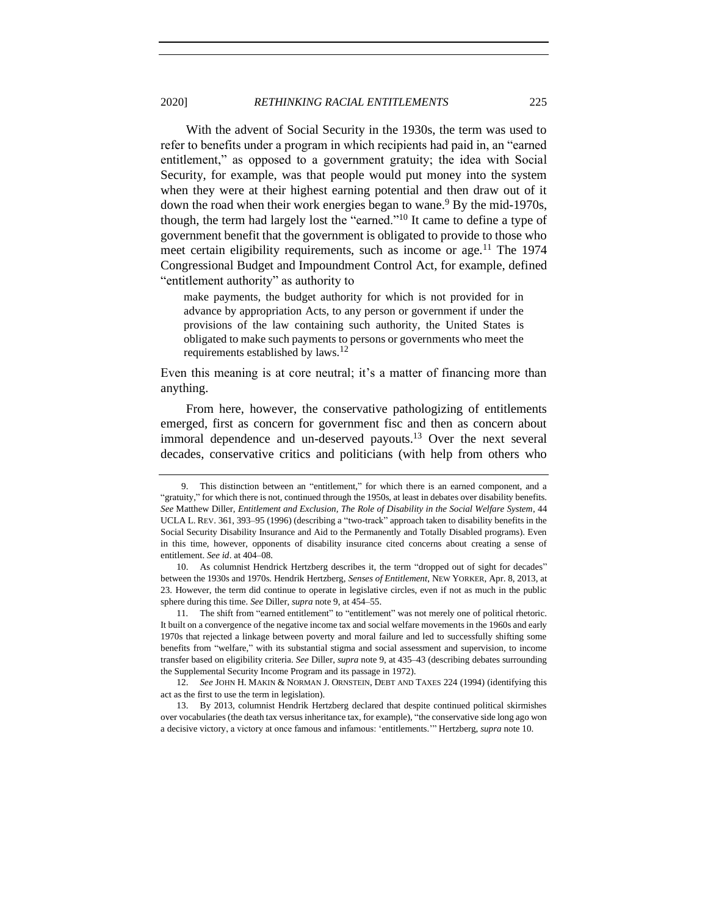With the advent of Social Security in the 1930s, the term was used to refer to benefits under a program in which recipients had paid in, an "earned entitlement," as opposed to a government gratuity; the idea with Social Security, for example, was that people would put money into the system when they were at their highest earning potential and then draw out of it down the road when their work energies began to wane.[9] By the mid-1970s, though, the term had largely lost the "earned."[10] It came to define a type of government benefit that the government is obligated to provide to those who meet certain eligibility requirements, such as income or age.[11] The 1974 Congressional Budget and Impoundment Control Act, for example, defined "entitlement authority" as authority to

> make payments, the budget authority for which is not provided for in advance by appropriation Acts, to any person or government if under the provisions of the law containing such authority, the United States is obligated to make such payments to persons or governments who meet the requirements established by laws.[12]

Even this meaning is at core neutral; it's a matter of financing more than anything.

From here, however, the conservative pathologizing of entitlements emerged, first as concern for government fisc and then as concern about immoral dependence and un-deserved payouts.[13] Over the next several decades, conservative critics and politicians (with help from others who

---

9. This distinction between an "entitlement," for which there is an earned component, and a "gratuity," for which there is not, continued through the 1950s, at least in debates over disability benefits. *See* Matthew Diller, *Entitlement and Exclusion, The Role of Disability in the Social Welfare System*, 44 UCLA L. REV. 361, 393–95 (1996) (describing a "two-track" approach taken to disability benefits in the Social Security Disability Insurance and Aid to the Permanently and Totally Disabled programs). Even in this time, however, opponents of disability insurance cited concerns about creating a sense of entitlement. *See id*. at 404–08.

10. As columnist Hendrick Hertzberg describes it, the term "dropped out of sight for decades" between the 1930s and 1970s. Hendrik Hertzberg, *Senses of Entitlement*, NEW YORKER, Apr. 8, 2013, at 23. However, the term did continue to operate in legislative circles, even if not as much in the public sphere during this time. *See* Diller, *supra* note 9, at 454–55.

11. The shift from "earned entitlement" to "entitlement" was not merely one of political rhetoric. It built on a convergence of the negative income tax and social welfare movements in the 1960s and early 1970s that rejected a linkage between poverty and moral failure and led to successfully shifting some benefits from "welfare," with its substantial stigma and social assessment and supervision, to income transfer based on eligibility criteria. *See* Diller, *supra* note 9, at 435–43 (describing debates surrounding the Supplemental Security Income Program and its passage in 1972).

12. *See* JOHN H. MAKIN & NORMAN J. ORNSTEIN, DEBT AND TAXES 224 (1994) (identifying this act as the first to use the term in legislation).

13. By 2013, columnist Hendrik Hertzberg declared that despite continued political skirmishes over vocabularies (the death tax versus inheritance tax, for example), "the conservative side long ago won a decisive victory, a victory at once famous and infamous: 'entitlements.'" Hertzberg, *supra* note 10.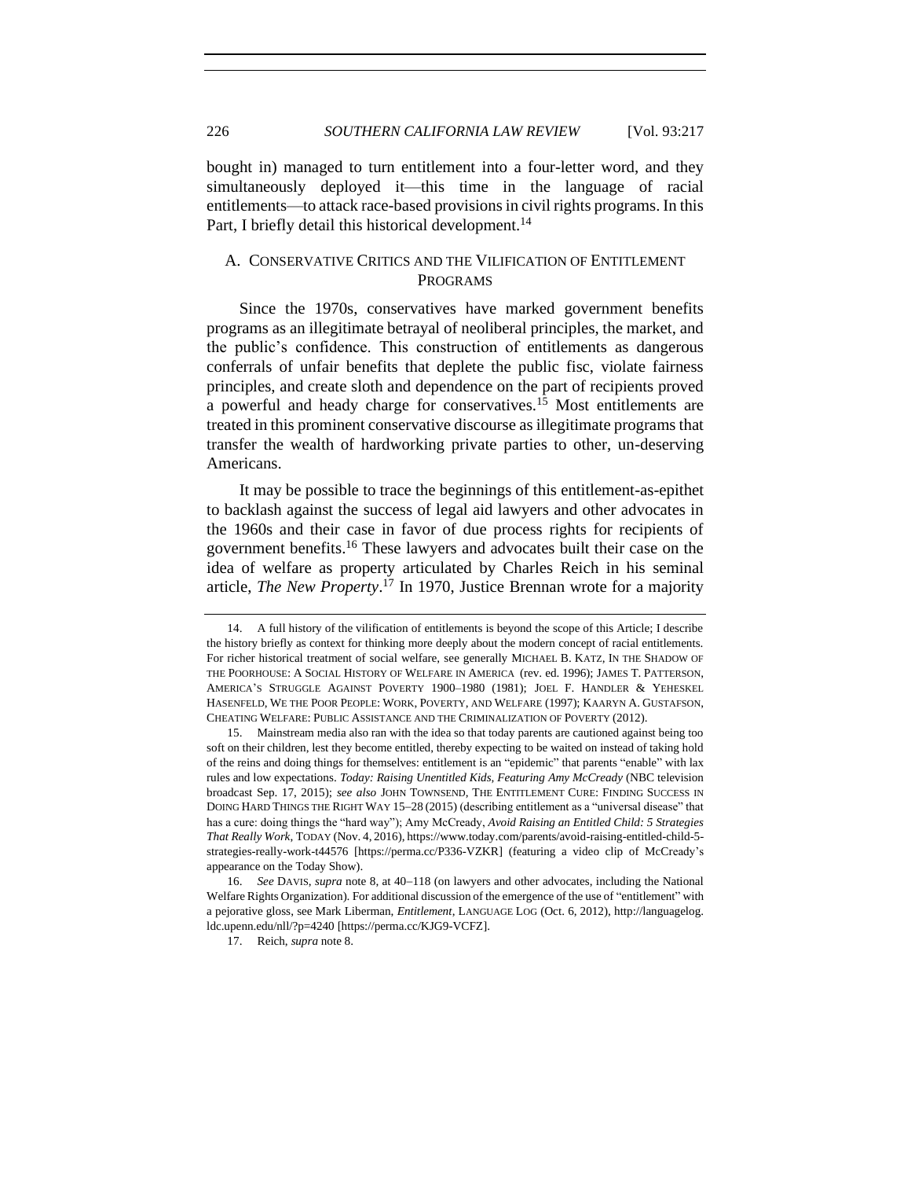bought in) managed to turn entitlement into a four-letter word, and they simultaneously deployed it—this time in the language of racial entitlements—to attack race-based provisions in civil rights programs. In this Part, I briefly detail this historical development.[14]

### A. CONSERVATIVE CRITICS AND THE VILIFICATION OF ENTITLEMENT PROGRAMS

Since the 1970s, conservatives have marked government benefits programs as an illegitimate betrayal of neoliberal principles, the market, and the public's confidence. This construction of entitlements as dangerous conferrals of unfair benefits that deplete the public fisc, violate fairness principles, and create sloth and dependence on the part of recipients proved a powerful and heady charge for conservatives.[15] Most entitlements are treated in this prominent conservative discourse as illegitimate programs that transfer the wealth of hardworking private parties to other, un-deserving Americans.

It may be possible to trace the beginnings of this entitlement-as-epithet to backlash against the success of legal aid lawyers and other advocates in the 1960s and their case in favor of due process rights for recipients of government benefits.[16] These lawyers and advocates built their case on the idea of welfare as property articulated by Charles Reich in his seminal article, *The New Property*.[17] In 1970, Justice Brennan wrote for a majority

---

14. A full history of the vilification of entitlements is beyond the scope of this Article; I describe the history briefly as context for thinking more deeply about the modern concept of racial entitlements. For richer historical treatment of social welfare, see generally MICHAEL B. KATZ, IN THE SHADOW OF THE POORHOUSE: A SOCIAL HISTORY OF WELFARE IN AMERICA (rev. ed. 1996); JAMES T. PATTERSON, AMERICA'S STRUGGLE AGAINST POVERTY 1900–1980 (1981); JOEL F. HANDLER & YEHESKEL HASENFELD, WE THE POOR PEOPLE: WORK, POVERTY, AND WELFARE (1997); KAARYN A. GUSTAFSON, CHEATING WELFARE: PUBLIC ASSISTANCE AND THE CRIMINALIZATION OF POVERTY (2012).

15. Mainstream media also ran with the idea so that today parents are cautioned against being too soft on their children, lest they become entitled, thereby expecting to be waited on instead of taking hold of the reins and doing things for themselves: entitlement is an "epidemic" that parents "enable" with lax rules and low expectations. *Today: Raising Unentitled Kids, Featuring Amy McCready* (NBC television broadcast Sep. 17, 2015); *see also* JOHN TOWNSEND, THE ENTITLEMENT CURE: FINDING SUCCESS IN DOING HARD THINGS THE RIGHT WAY 15–28 (2015) (describing entitlement as a "universal disease" that has a cure: doing things the "hard way"); Amy McCready, *Avoid Raising an Entitled Child: 5 Strategies That Really Work*, TODAY (Nov. 4, 2016), https://www.today.com/parents/avoid-raising-entitled-child-5-strategies-really-work-t44576 [https://perma.cc/P336-VZKR] (featuring a video clip of McCready's appearance on the Today Show).

16. *See* DAVIS, *supra* note 8, at 40–118 (on lawyers and other advocates, including the National Welfare Rights Organization). For additional discussion of the emergence of the use of "entitlement" with a pejorative gloss, see Mark Liberman, *Entitlement*, LANGUAGE LOG (Oct. 6, 2012), http://languagelog.ldc.upenn.edu/nll/?p=4240 [https://perma.cc/KJG9-VCFZ].

17. Reich, *supra* note 8.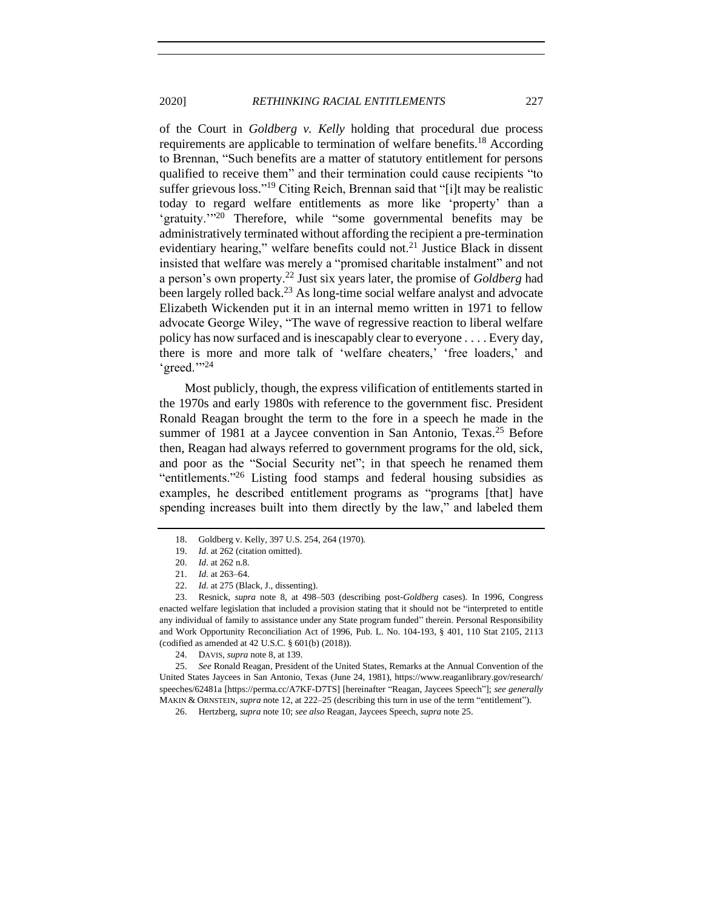of the Court in *Goldberg v. Kelly* holding that procedural due process requirements are applicable to termination of welfare benefits.[18] According to Brennan, "Such benefits are a matter of statutory entitlement for persons qualified to receive them" and their termination could cause recipients "to suffer grievous loss."[19] Citing Reich, Brennan said that "[i]t may be realistic today to regard welfare entitlements as more like 'property' than a 'gratuity.'"[20] Therefore, while "some governmental benefits may be administratively terminated without affording the recipient a pre-termination evidentiary hearing," welfare benefits could not.[21] Justice Black in dissent insisted that welfare was merely a "promised charitable instalment" and not a person's own property.[22] Just six years later, the promise of *Goldberg* had been largely rolled back.[23] As long-time social welfare analyst and advocate Elizabeth Wickenden put it in an internal memo written in 1971 to fellow advocate George Wiley, "The wave of regressive reaction to liberal welfare policy has now surfaced and is inescapably clear to everyone . . . . Every day, there is more and more talk of 'welfare cheaters,' 'free loaders,' and 'greed.'"[24]

Most publicly, though, the express vilification of entitlements started in the 1970s and early 1980s with reference to the government fisc. President Ronald Reagan brought the term to the fore in a speech he made in the summer of 1981 at a Jaycee convention in San Antonio, Texas.[25] Before then, Reagan had always referred to government programs for the old, sick, and poor as the "Social Security net"; in that speech he renamed them "entitlements."[26] Listing food stamps and federal housing subsidies as examples, he described entitlement programs as "programs [that] have spending increases built into them directly by the law," and labeled them

---

18. Goldberg v. Kelly, 397 U.S. 254, 264 (1970).

19. *Id.* at 262 (citation omitted).

20. *Id*. at 262 n.8.

21. *Id.* at 263–64.

22. *Id.* at 275 (Black, J., dissenting).

23. Resnick, *supra* note 8, at 498–503 (describing post-*Goldberg* cases). In 1996, Congress enacted welfare legislation that included a provision stating that it should not be "interpreted to entitle any individual of family to assistance under any State program funded" therein. Personal Responsibility and Work Opportunity Reconciliation Act of 1996, Pub. L. No. 104-193, § 401, 110 Stat 2105, 2113 (codified as amended at 42 U.S.C. § 601(b) (2018)).

24. DAVIS, *supra* note 8, at 139.

25. *See* Ronald Reagan, President of the United States, Remarks at the Annual Convention of the United States Jaycees in San Antonio, Texas (June 24, 1981), https://www.reaganlibrary.gov/research/speeches/62481a [https://perma.cc/A7KF-D7TS] [hereinafter "Reagan, Jaycees Speech"]; *see generally* MAKIN & ORNSTEIN, *supra* note 12, at 222–25 (describing this turn in use of the term "entitlement").

26. Hertzberg, *supra* note 10; *see also* Reagan, Jaycees Speech, *supra* note 25.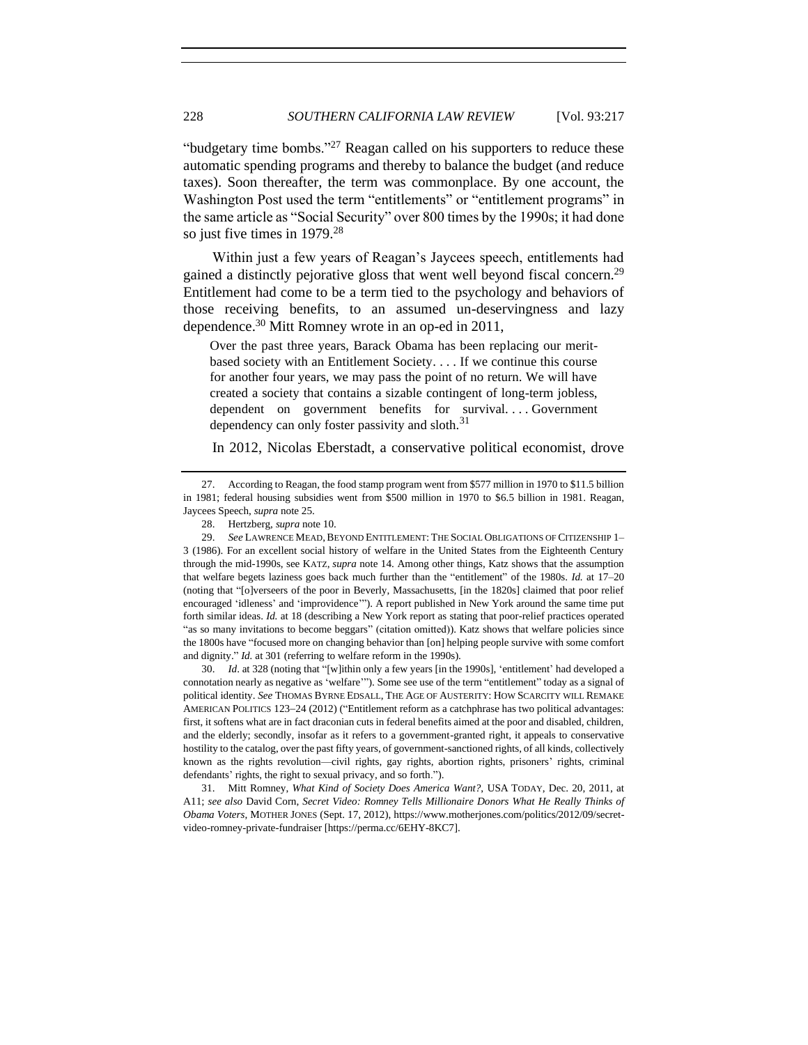"budgetary time bombs."[27] Reagan called on his supporters to reduce these automatic spending programs and thereby to balance the budget (and reduce taxes). Soon thereafter, the term was commonplace. By one account, the Washington Post used the term "entitlements" or "entitlement programs" in the same article as "Social Security" over 800 times by the 1990s; it had done so just five times in 1979.[28]

Within just a few years of Reagan's Jaycees speech, entitlements had gained a distinctly pejorative gloss that went well beyond fiscal concern.[29] Entitlement had come to be a term tied to the psychology and behaviors of those receiving benefits, to an assumed un-deservingness and lazy dependence.[30] Mitt Romney wrote in an op-ed in 2011,

> Over the past three years, Barack Obama has been replacing our merit-based society with an Entitlement Society. . . . If we continue this course for another four years, we may pass the point of no return. We will have created a society that contains a sizable contingent of long-term jobless, dependent on government benefits for survival. . . . Government dependency can only foster passivity and sloth.[31]

In 2012, Nicolas Eberstadt, a conservative political economist, drove

---

27. According to Reagan, the food stamp program went from $577 million in 1970 to $11.5 billion in 1981; federal housing subsidies went from $500 million in 1970 to $6.5 billion in 1981. Reagan, Jaycees Speech, *supra* note 25.

28. Hertzberg, *supra* note 10.

29. *See* LAWRENCE MEAD, BEYOND ENTITLEMENT: THE SOCIAL OBLIGATIONS OF CITIZENSHIP 1–3 (1986). For an excellent social history of welfare in the United States from the Eighteenth Century through the mid-1990s, see KATZ, *supra* note 14. Among other things, Katz shows that the assumption that welfare begets laziness goes back much further than the "entitlement" of the 1980s. *Id.* at 17–20 (noting that "[o]verseers of the poor in Beverly, Massachusetts, [in the 1820s] claimed that poor relief encouraged 'idleness' and 'improvidence'"). A report published in New York around the same time put forth similar ideas. *Id.* at 18 (describing a New York report as stating that poor-relief practices operated "as so many invitations to become beggars" (citation omitted)). Katz shows that welfare policies since the 1800s have "focused more on changing behavior than [on] helping people survive with some comfort and dignity." *Id.* at 301 (referring to welfare reform in the 1990s).

30. *Id*. at 328 (noting that "[w]ithin only a few years [in the 1990s], 'entitlement' had developed a connotation nearly as negative as 'welfare'"). Some see use of the term "entitlement" today as a signal of political identity. *See* THOMAS BYRNE EDSALL, THE AGE OF AUSTERITY: HOW SCARCITY WILL REMAKE AMERICAN POLITICS 123–24 (2012) ("Entitlement reform as a catchphrase has two political advantages: first, it softens what are in fact draconian cuts in federal benefits aimed at the poor and disabled, children, and the elderly; secondly, insofar as it refers to a government-granted right, it appeals to conservative hostility to the catalog, over the past fifty years, of government-sanctioned rights, of all kinds, collectively known as the rights revolution—civil rights, gay rights, abortion rights, prisoners' rights, criminal defendants' rights, the right to sexual privacy, and so forth.").

31. Mitt Romney, *What Kind of Society Does America Want?*, USA TODAY, Dec. 20, 2011, at A11; *see also* David Corn, *Secret Video: Romney Tells Millionaire Donors What He Really Thinks of Obama Voters*, MOTHER JONES (Sept. 17, 2012), https://www.motherjones.com/politics/2012/09/secret-video-romney-private-fundraiser [https://perma.cc/6EHY-8KC7].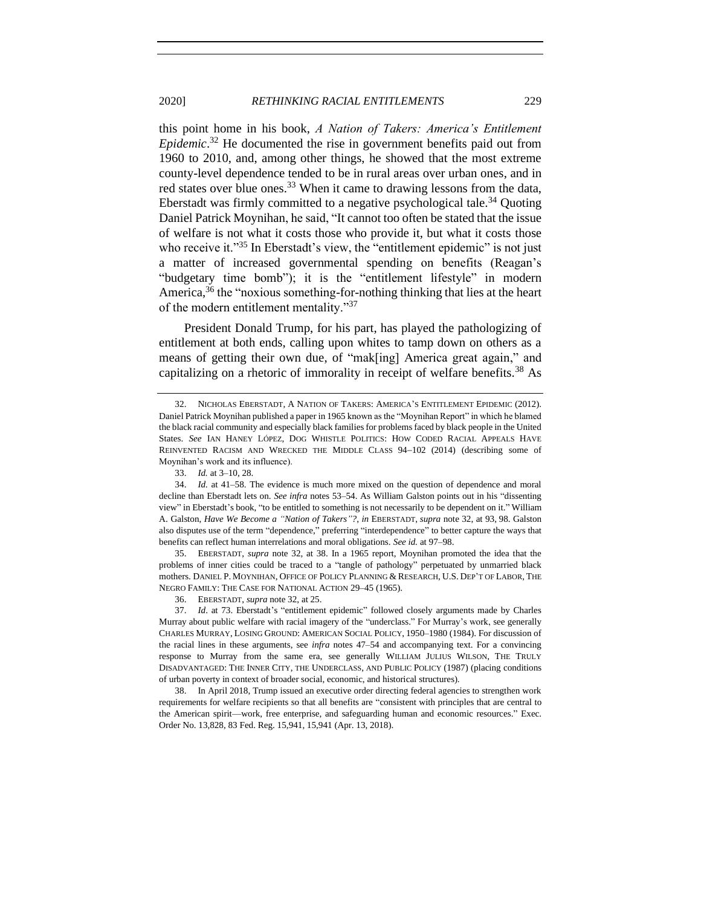this point home in his book, *A Nation of Takers: America's Entitlement Epidemic*.[32] He documented the rise in government benefits paid out from 1960 to 2010, and, among other things, he showed that the most extreme county-level dependence tended to be in rural areas over urban ones, and in red states over blue ones.[33] When it came to drawing lessons from the data, Eberstadt was firmly committed to a negative psychological tale.[34] Quoting Daniel Patrick Moynihan, he said, "It cannot too often be stated that the issue of welfare is not what it costs those who provide it, but what it costs those who receive it."[35] In Eberstadt's view, the "entitlement epidemic" is not just a matter of increased governmental spending on benefits (Reagan's "budgetary time bomb"); it is the "entitlement lifestyle" in modern America,[36] the "noxious something-for-nothing thinking that lies at the heart of the modern entitlement mentality."[37]

President Donald Trump, for his part, has played the pathologizing of entitlement at both ends, calling upon whites to tamp down on others as a means of getting their own due, of "mak[ing] America great again," and capitalizing on a rhetoric of immorality in receipt of welfare benefits.[38] As

---

32. NICHOLAS EBERSTADT, A NATION OF TAKERS: AMERICA'S ENTITLEMENT EPIDEMIC (2012). Daniel Patrick Moynihan published a paper in 1965 known as the "Moynihan Report" in which he blamed the black racial community and especially black families for problems faced by black people in the United States. *See* IAN HANEY LÓPEZ, DOG WHISTLE POLITICS: HOW CODED RACIAL APPEALS HAVE REINVENTED RACISM AND WRECKED THE MIDDLE CLASS 94–102 (2014) (describing some of Moynihan's work and its influence).

33. *Id.* at 3–10, 28.

34. *Id.* at 41–58. The evidence is much more mixed on the question of dependence and moral decline than Eberstadt lets on. *See infra* notes 53–54. As William Galston points out in his "dissenting view" in Eberstadt's book, "to be entitled to something is not necessarily to be dependent on it." William A. Galston, *Have We Become a "Nation of Takers"?*, *in* EBERSTADT, *supra* note 32, at 93, 98. Galston also disputes use of the term "dependence," preferring "interdependence" to better capture the ways that benefits can reflect human interrelations and moral obligations. *See id.* at 97–98.

35. EBERSTADT, *supra* note 32, at 38. In a 1965 report, Moynihan promoted the idea that the problems of inner cities could be traced to a "tangle of pathology" perpetuated by unmarried black mothers. DANIEL P. MOYNIHAN, OFFICE OF POLICY PLANNING & RESEARCH, U.S. DEP'T OF LABOR, THE NEGRO FAMILY: THE CASE FOR NATIONAL ACTION 29–45 (1965).

36. EBERSTADT, *supra* note 32, at 25.

37. *Id*. at 73. Eberstadt's "entitlement epidemic" followed closely arguments made by Charles Murray about public welfare with racial imagery of the "underclass." For Murray's work, see generally CHARLES MURRAY, LOSING GROUND: AMERICAN SOCIAL POLICY, 1950–1980 (1984). For discussion of the racial lines in these arguments, see *infra* notes 47–54 and accompanying text. For a convincing response to Murray from the same era, see generally WILLIAM JULIUS WILSON, THE TRULY DISADVANTAGED: THE INNER CITY, THE UNDERCLASS, AND PUBLIC POLICY (1987) (placing conditions of urban poverty in context of broader social, economic, and historical structures).

38. In April 2018, Trump issued an executive order directing federal agencies to strengthen work requirements for welfare recipients so that all benefits are "consistent with principles that are central to the American spirit—work, free enterprise, and safeguarding human and economic resources." Exec. Order No. 13,828, 83 Fed. Reg. 15,941, 15,941 (Apr. 13, 2018).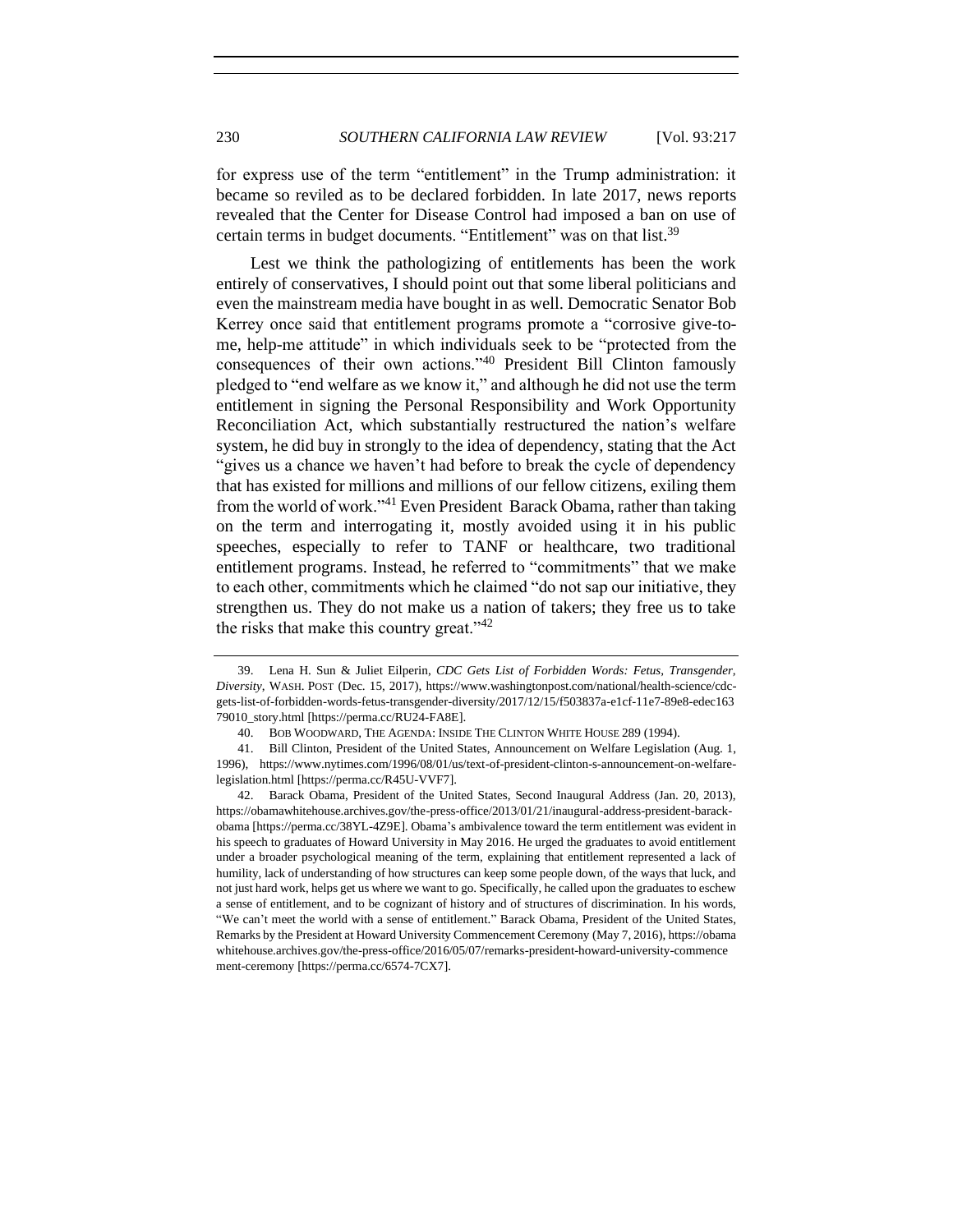for express use of the term "entitlement" in the Trump administration: it became so reviled as to be declared forbidden. In late 2017, news reports revealed that the Center for Disease Control had imposed a ban on use of certain terms in budget documents. "Entitlement" was on that list.[39]

Lest we think the pathologizing of entitlements has been the work entirely of conservatives, I should point out that some liberal politicians and even the mainstream media have bought in as well. Democratic Senator Bob Kerrey once said that entitlement programs promote a "corrosive give-to-me, help-me attitude" in which individuals seek to be "protected from the consequences of their own actions."[40] President Bill Clinton famously pledged to "end welfare as we know it," and although he did not use the term entitlement in signing the Personal Responsibility and Work Opportunity Reconciliation Act, which substantially restructured the nation's welfare system, he did buy in strongly to the idea of dependency, stating that the Act "gives us a chance we haven't had before to break the cycle of dependency that has existed for millions and millions of our fellow citizens, exiling them from the world of work."[41] Even President Barack Obama, rather than taking on the term and interrogating it, mostly avoided using it in his public speeches, especially to refer to TANF or healthcare, two traditional entitlement programs. Instead, he referred to "commitments" that we make to each other, commitments which he claimed "do not sap our initiative, they strengthen us. They do not make us a nation of takers; they free us to take the risks that make this country great."[42]

39. Lena H. Sun & Juliet Eilperin, *CDC Gets List of Forbidden Words: Fetus, Transgender, Diversity*, WASH. POST (Dec. 15, 2017), https://www.washingtonpost.com/national/health-science/cdc-gets-list-of-forbidden-words-fetus-transgender-diversity/2017/12/15/f503837a-e1cf-11e7-89e8-edec16379010_story.html [https://perma.cc/RU24-FA8E].

40. BOB WOODWARD, THE AGENDA: INSIDE THE CLINTON WHITE HOUSE 289 (1994).

41. Bill Clinton, President of the United States, Announcement on Welfare Legislation (Aug. 1, 1996), https://www.nytimes.com/1996/08/01/us/text-of-president-clinton-s-announcement-on-welfare-legislation.html [https://perma.cc/R45U-VVF7].

42. Barack Obama, President of the United States, Second Inaugural Address (Jan. 20, 2013), https://obamawhitehouse.archives.gov/the-press-office/2013/01/21/inaugural-address-president-barack-obama [https://perma.cc/38YL-4Z9E]. Obama's ambivalence toward the term entitlement was evident in his speech to graduates of Howard University in May 2016. He urged the graduates to avoid entitlement under a broader psychological meaning of the term, explaining that entitlement represented a lack of humility, lack of understanding of how structures can keep some people down, of the ways that luck, and not just hard work, helps get us where we want to go. Specifically, he called upon the graduates to eschew a sense of entitlement, and to be cognizant of history and of structures of discrimination. In his words, "We can't meet the world with a sense of entitlement." Barack Obama, President of the United States, Remarks by the President at Howard University Commencement Ceremony (May 7, 2016), https://obamawhitehouse.archives.gov/the-press-office/2016/05/07/remarks-president-howard-university-commencement-ceremony [https://perma.cc/6574-7CX7].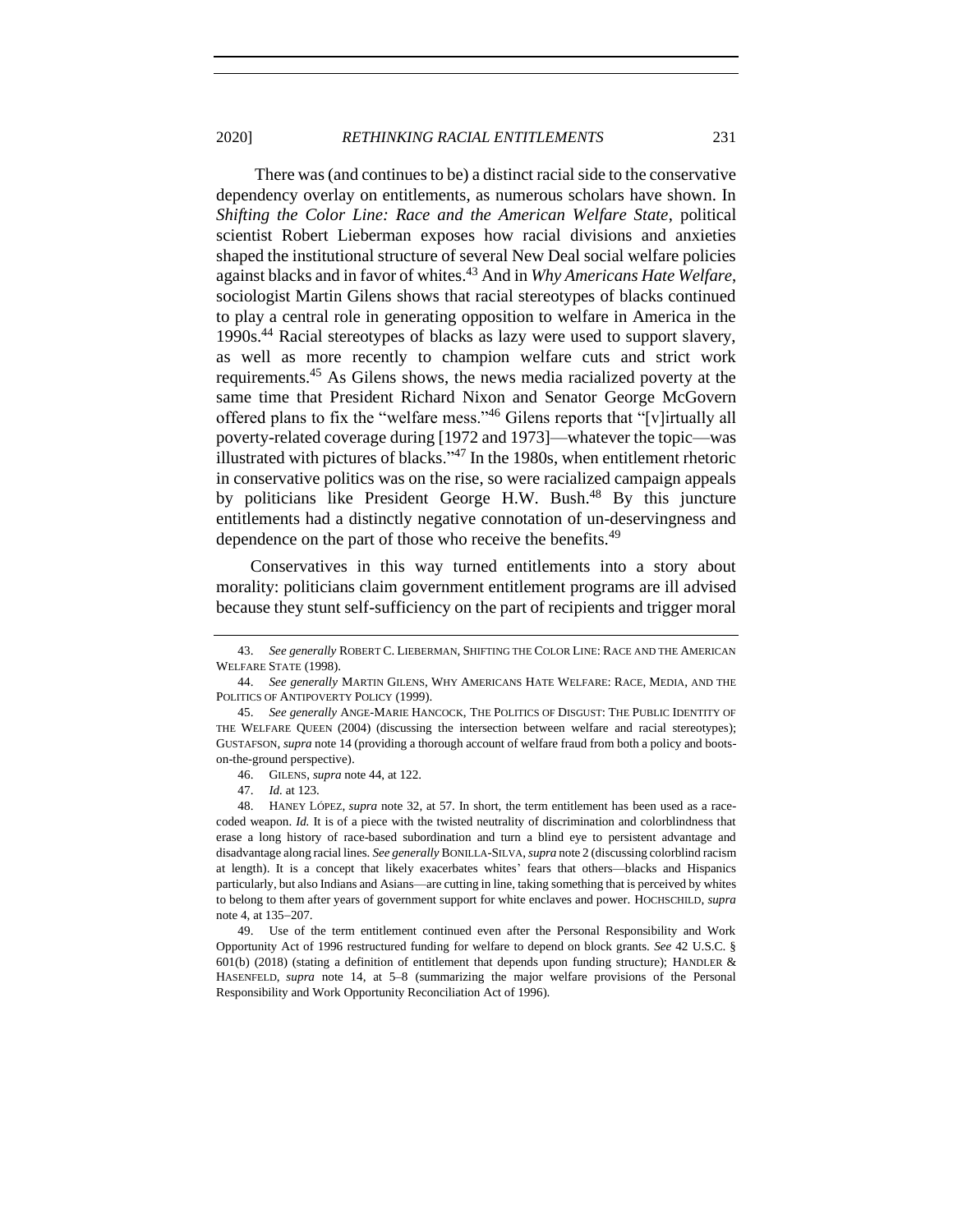There was (and continues to be) a distinct racial side to the conservative dependency overlay on entitlements, as numerous scholars have shown. In *Shifting the Color Line: Race and the American Welfare State*, political scientist Robert Lieberman exposes how racial divisions and anxieties shaped the institutional structure of several New Deal social welfare policies against blacks and in favor of whites.[43] And in *Why Americans Hate Welfare*, sociologist Martin Gilens shows that racial stereotypes of blacks continued to play a central role in generating opposition to welfare in America in the 1990s.[44] Racial stereotypes of blacks as lazy were used to support slavery, as well as more recently to champion welfare cuts and strict work requirements.[45] As Gilens shows, the news media racialized poverty at the same time that President Richard Nixon and Senator George McGovern offered plans to fix the "welfare mess."[46] Gilens reports that "[v]irtually all poverty-related coverage during [1972 and 1973]—whatever the topic—was illustrated with pictures of blacks."[47] In the 1980s, when entitlement rhetoric in conservative politics was on the rise, so were racialized campaign appeals by politicians like President George H.W. Bush.[48] By this juncture entitlements had a distinctly negative connotation of un-deservingness and dependence on the part of those who receive the benefits.[49]

Conservatives in this way turned entitlements into a story about morality: politicians claim government entitlement programs are ill advised because they stunt self-sufficiency on the part of recipients and trigger moral

---

43. *See generally* ROBERT C. LIEBERMAN, SHIFTING THE COLOR LINE: RACE AND THE AMERICAN WELFARE STATE (1998).

44. *See generally* MARTIN GILENS, WHY AMERICANS HATE WELFARE: RACE, MEDIA, AND THE POLITICS OF ANTIPOVERTY POLICY (1999).

45. *See generally* ANGE-MARIE HANCOCK, THE POLITICS OF DISGUST: THE PUBLIC IDENTITY OF THE WELFARE QUEEN (2004) (discussing the intersection between welfare and racial stereotypes); GUSTAFSON, *supra* note 14 (providing a thorough account of welfare fraud from both a policy and boots-on-the-ground perspective).

46. GILENS, *supra* note 44, at 122.

47. *Id.* at 123.

48. HANEY LÓPEZ, *supra* note 32, at 57. In short, the term entitlement has been used as a race-coded weapon. *Id.* It is of a piece with the twisted neutrality of discrimination and colorblindness that erase a long history of race-based subordination and turn a blind eye to persistent advantage and disadvantage along racial lines. *See generally* BONILLA-SILVA, *supra* note 2 (discussing colorblind racism at length). It is a concept that likely exacerbates whites' fears that others—blacks and Hispanics particularly, but also Indians and Asians—are cutting in line, taking something that is perceived by whites to belong to them after years of government support for white enclaves and power. HOCHSCHILD, *supra* note 4, at 135–207.

49. Use of the term entitlement continued even after the Personal Responsibility and Work Opportunity Act of 1996 restructured funding for welfare to depend on block grants. *See* 42 U.S.C. § 601(b) (2018) (stating a definition of entitlement that depends upon funding structure); HANDLER & HASENFELD, *supra* note 14, at 5–8 (summarizing the major welfare provisions of the Personal Responsibility and Work Opportunity Reconciliation Act of 1996).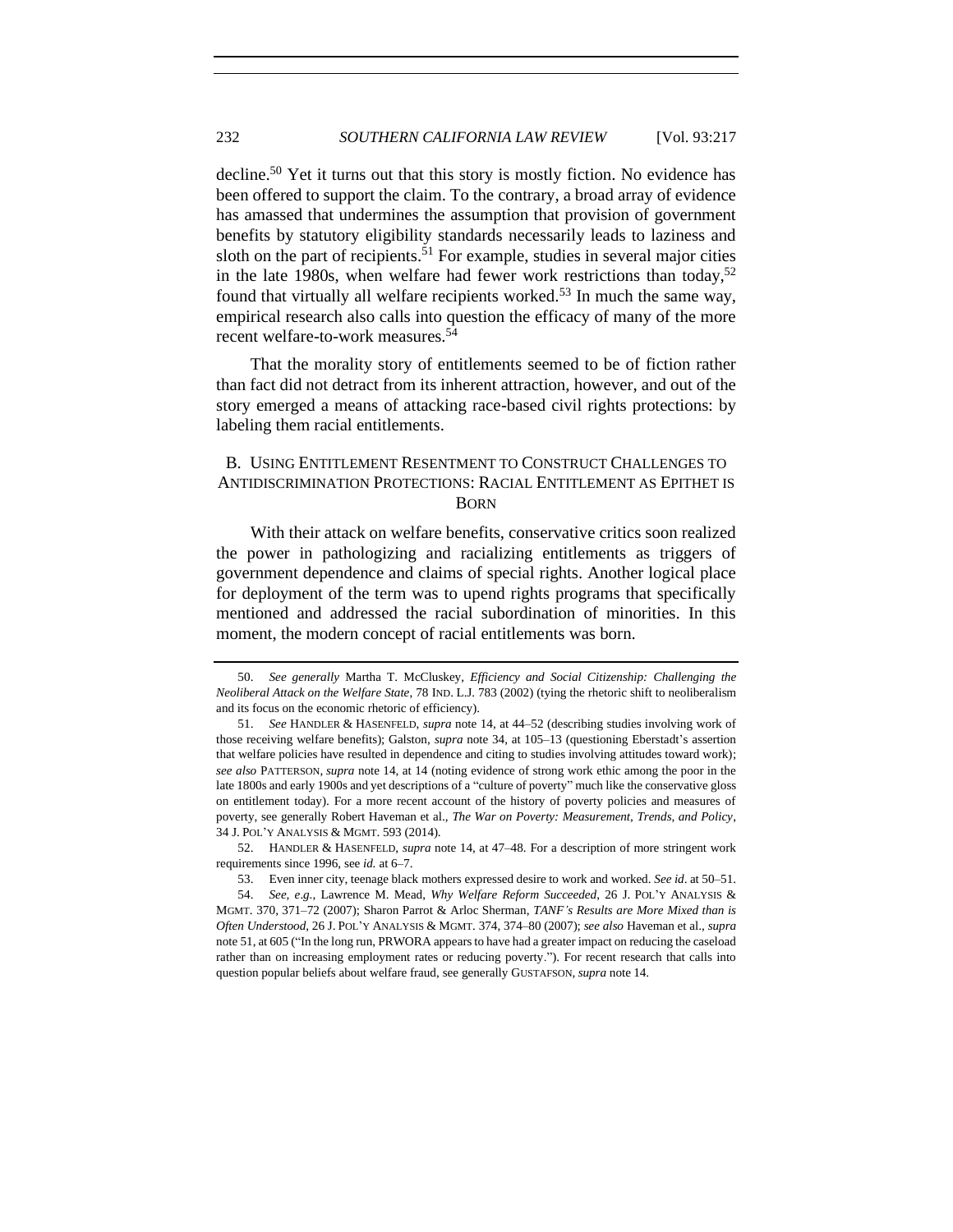decline.[50] Yet it turns out that this story is mostly fiction. No evidence has been offered to support the claim. To the contrary, a broad array of evidence has amassed that undermines the assumption that provision of government benefits by statutory eligibility standards necessarily leads to laziness and sloth on the part of recipients.[51] For example, studies in several major cities in the late 1980s, when welfare had fewer work restrictions than today,[52] found that virtually all welfare recipients worked.[53] In much the same way, empirical research also calls into question the efficacy of many of the more recent welfare-to-work measures.[54]

That the morality story of entitlements seemed to be of fiction rather than fact did not detract from its inherent attraction, however, and out of the story emerged a means of attacking race-based civil rights protections: by labeling them racial entitlements.

### B. Using Entitlement Resentment to Construct Challenges to Antidiscrimination Protections: Racial Entitlement as Epithet is Born

With their attack on welfare benefits, conservative critics soon realized the power in pathologizing and racializing entitlements as triggers of government dependence and claims of special rights. Another logical place for deployment of the term was to upend rights programs that specifically mentioned and addressed the racial subordination of minorities. In this moment, the modern concept of racial entitlements was born.

---

50. *See generally* Martha T. McCluskey, *Efficiency and Social Citizenship: Challenging the Neoliberal Attack on the Welfare State*, 78 IND. L.J. 783 (2002) (tying the rhetoric shift to neoliberalism and its focus on the economic rhetoric of efficiency).

51. *See* HANDLER & HASENFELD, *supra* note 14, at 44–52 (describing studies involving work of those receiving welfare benefits); Galston, *supra* note 34, at 105–13 (questioning Eberstadt's assertion that welfare policies have resulted in dependence and citing to studies involving attitudes toward work); *see also* PATTERSON, *supra* note 14, at 14 (noting evidence of strong work ethic among the poor in the late 1800s and early 1900s and yet descriptions of a "culture of poverty" much like the conservative gloss on entitlement today). For a more recent account of the history of poverty policies and measures of poverty, see generally Robert Haveman et al., *The War on Poverty: Measurement, Trends, and Policy*, 34 J. POL'Y ANALYSIS & MGMT. 593 (2014).

52. HANDLER & HASENFELD, *supra* note 14, at 47–48. For a description of more stringent work requirements since 1996, see *id.* at 6–7.

53. Even inner city, teenage black mothers expressed desire to work and worked. *See id*. at 50–51.

54. *See, e.g.*, Lawrence M. Mead, *Why Welfare Reform Succeeded*, 26 J. POL'Y ANALYSIS & MGMT. 370, 371–72 (2007); Sharon Parrot & Arloc Sherman, *TANF's Results are More Mixed than is Often Understood*, 26 J. POL'Y ANALYSIS & MGMT. 374, 374–80 (2007); *see also* Haveman et al., *supra* note 51, at 605 ("In the long run, PRWORA appears to have had a greater impact on reducing the caseload rather than on increasing employment rates or reducing poverty."). For recent research that calls into question popular beliefs about welfare fraud, see generally GUSTAFSON, *supra* note 14.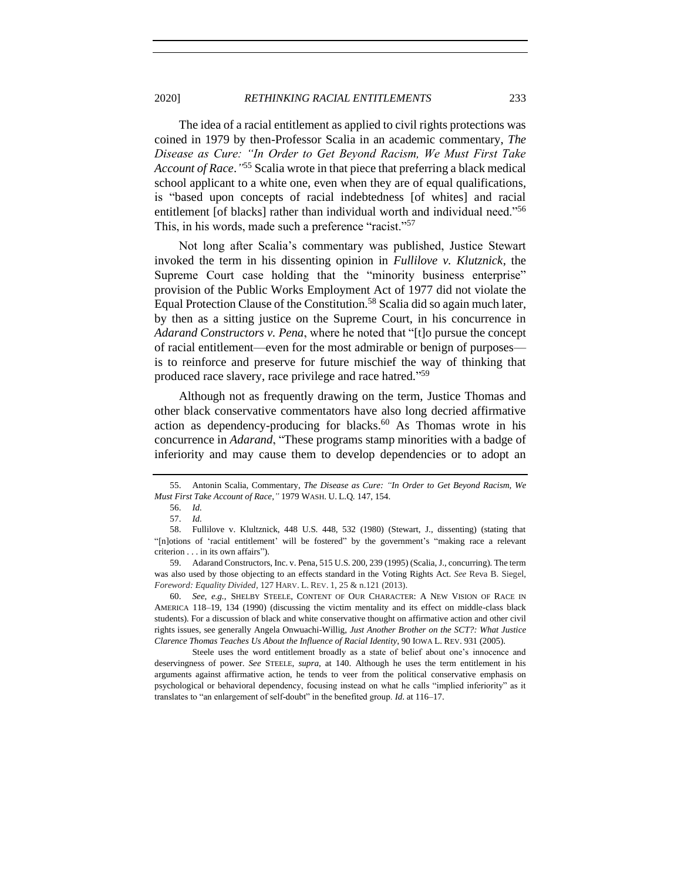The idea of a racial entitlement as applied to civil rights protections was coined in 1979 by then-Professor Scalia in an academic commentary, *The Disease as Cure: "In Order to Get Beyond Racism, We Must First Take Account of Race."*[55] Scalia wrote in that piece that preferring a black medical school applicant to a white one, even when they are of equal qualifications, is "based upon concepts of racial indebtedness [of whites] and racial entitlement [of blacks] rather than individual worth and individual need."[56] This, in his words, made such a preference "racist."[57]

Not long after Scalia's commentary was published, Justice Stewart invoked the term in his dissenting opinion in *Fullilove v. Klutznick*, the Supreme Court case holding that the "minority business enterprise" provision of the Public Works Employment Act of 1977 did not violate the Equal Protection Clause of the Constitution.[58] Scalia did so again much later, by then as a sitting justice on the Supreme Court, in his concurrence in *Adarand Constructors v. Pena*, where he noted that "[t]o pursue the concept of racial entitlement—even for the most admirable or benign of purposes—is to reinforce and preserve for future mischief the way of thinking that produced race slavery, race privilege and race hatred."[59]

Although not as frequently drawing on the term, Justice Thomas and other black conservative commentators have also long decried affirmative action as dependency-producing for blacks.[60] As Thomas wrote in his concurrence in *Adarand*, "These programs stamp minorities with a badge of inferiority and may cause them to develop dependencies or to adopt an

---

55. Antonin Scalia, Commentary, *The Disease as Cure: "In Order to Get Beyond Racism, We Must First Take Account of Race*,*"* 1979 WASH. U. L.Q. 147, 154.

56. *Id.*

57. *Id.*

58. Fullilove v. Klutznick, 448 U.S. 448, 532 (1980) (Stewart, J., dissenting) (stating that "[n]otions of 'racial entitlement' will be fostered" by the government's "making race a relevant criterion . . . in its own affairs").

59. Adarand Constructors, Inc. v. Pena, 515 U.S. 200, 239 (1995) (Scalia, J., concurring). The term was also used by those objecting to an effects standard in the Voting Rights Act. *See* Reva B. Siegel, *Foreword: Equality Divided*, 127 HARV. L. REV. 1, 25 & n.121 (2013).

60. *See, e.g.*, SHELBY STEELE, CONTENT OF OUR CHARACTER: A NEW VISION OF RACE IN AMERICA 118–19, 134 (1990) (discussing the victim mentality and its effect on middle-class black students). For a discussion of black and white conservative thought on affirmative action and other civil rights issues, see generally Angela Onwuachi-Willig, *Just Another Brother on the SCT?: What Justice Clarence Thomas Teaches Us About the Influence of Racial Identity*, 90 IOWA L. REV. 931 (2005).

Steele uses the word entitlement broadly as a state of belief about one's innocence and deservingness of power. *See* STEELE, *supra*, at 140. Although he uses the term entitlement in his arguments against affirmative action, he tends to veer from the political conservative emphasis on psychological or behavioral dependency, focusing instead on what he calls "implied inferiority" as it translates to "an enlargement of self-doubt" in the benefited group. *Id.* at 116–17.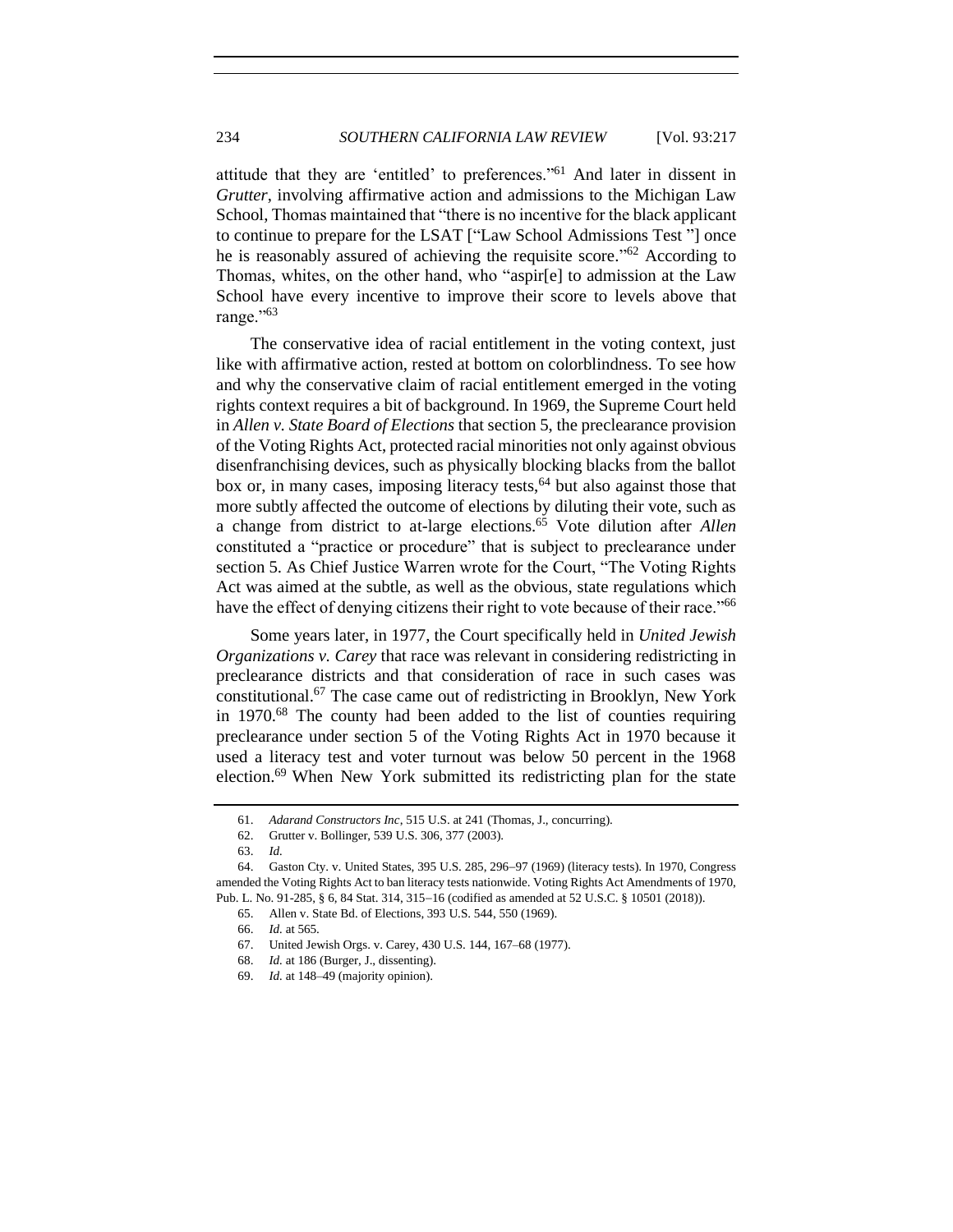attitude that they are 'entitled' to preferences."[61] And later in dissent in *Grutter*, involving affirmative action and admissions to the Michigan Law School, Thomas maintained that "there is no incentive for the black applicant to continue to prepare for the LSAT ["Law School Admissions Test "] once he is reasonably assured of achieving the requisite score."[62] According to Thomas, whites, on the other hand, who "aspir[e] to admission at the Law School have every incentive to improve their score to levels above that range."[63]

The conservative idea of racial entitlement in the voting context, just like with affirmative action, rested at bottom on colorblindness. To see how and why the conservative claim of racial entitlement emerged in the voting rights context requires a bit of background. In 1969, the Supreme Court held in *Allen v. State Board of Elections* that section 5, the preclearance provision of the Voting Rights Act, protected racial minorities not only against obvious disenfranchising devices, such as physically blocking blacks from the ballot box or, in many cases, imposing literacy tests,[64] but also against those that more subtly affected the outcome of elections by diluting their vote, such as a change from district to at-large elections.[65] Vote dilution after *Allen* constituted a "practice or procedure" that is subject to preclearance under section 5. As Chief Justice Warren wrote for the Court, "The Voting Rights Act was aimed at the subtle, as well as the obvious, state regulations which have the effect of denying citizens their right to vote because of their race."[66]

Some years later, in 1977, the Court specifically held in *United Jewish Organizations v. Carey* that race was relevant in considering redistricting in preclearance districts and that consideration of race in such cases was constitutional.[67] The case came out of redistricting in Brooklyn, New York in 1970.[68] The county had been added to the list of counties requiring preclearance under section 5 of the Voting Rights Act in 1970 because it used a literacy test and voter turnout was below 50 percent in the 1968 election.[69] When New York submitted its redistricting plan for the state

---

61. *Adarand Constructors Inc*, 515 U.S. at 241 (Thomas, J., concurring).

62. Grutter v. Bollinger, 539 U.S. 306, 377 (2003).

63. *Id.*

64. Gaston Cty. v. United States, 395 U.S. 285, 296–97 (1969) (literacy tests). In 1970, Congress amended the Voting Rights Act to ban literacy tests nationwide. Voting Rights Act Amendments of 1970, Pub. L. No. 91-285, § 6, 84 Stat. 314, 315–16 (codified as amended at 52 U.S.C. § 10501 (2018)).

65. Allen v. State Bd. of Elections, 393 U.S. 544, 550 (1969).

66. *Id.* at 565.

67. United Jewish Orgs. v. Carey, 430 U.S. 144, 167–68 (1977).

68. *Id.* at 186 (Burger, J., dissenting).

69. *Id.* at 148–49 (majority opinion).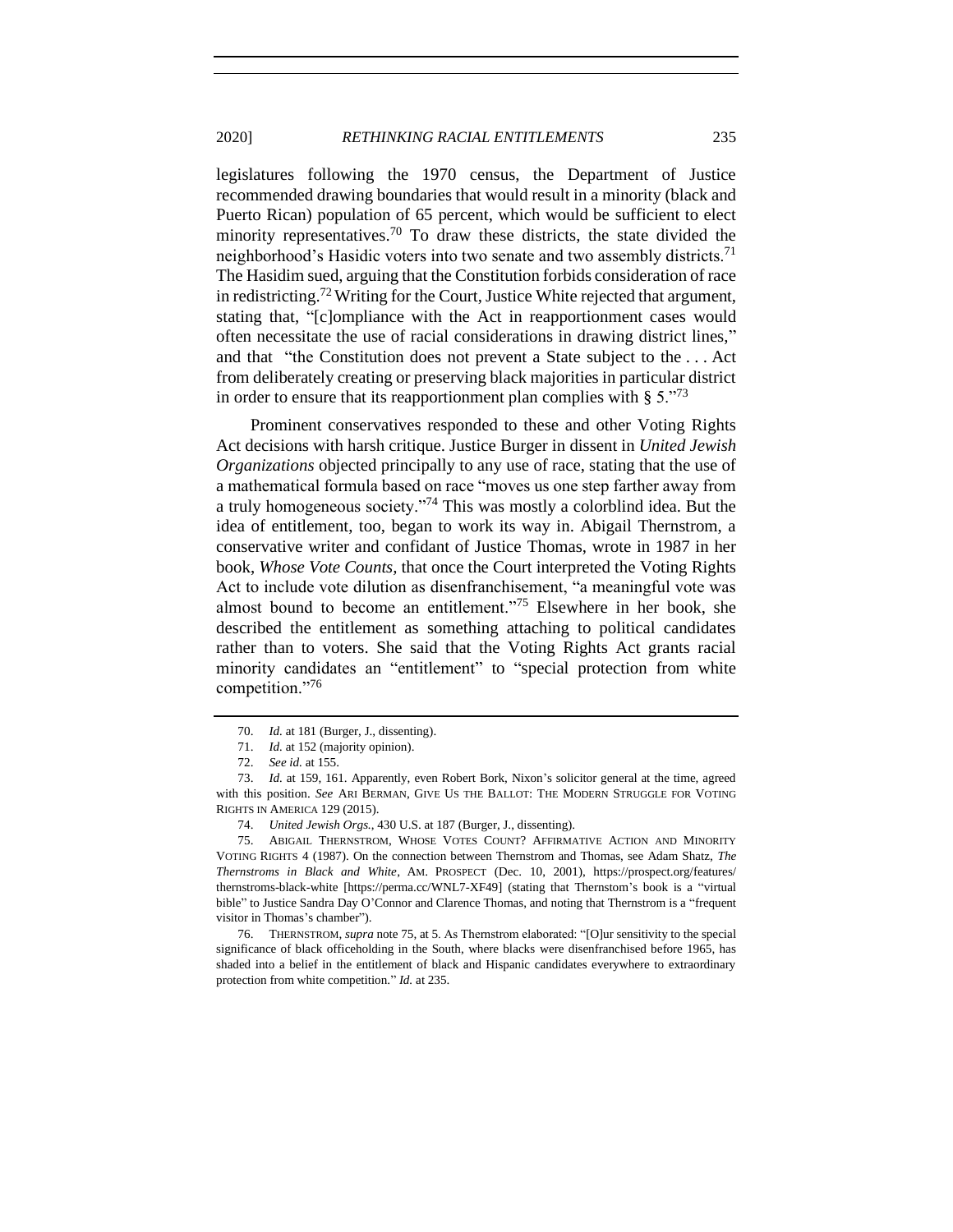legislatures following the 1970 census, the Department of Justice recommended drawing boundaries that would result in a minority (black and Puerto Rican) population of 65 percent, which would be sufficient to elect minority representatives.[70] To draw these districts, the state divided the neighborhood's Hasidic voters into two senate and two assembly districts.[71] The Hasidim sued, arguing that the Constitution forbids consideration of race in redistricting.[72] Writing for the Court, Justice White rejected that argument, stating that, "[c]ompliance with the Act in reapportionment cases would often necessitate the use of racial considerations in drawing district lines," and that "the Constitution does not prevent a State subject to the . . . Act from deliberately creating or preserving black majorities in particular district in order to ensure that its reapportionment plan complies with § 5."[73]

Prominent conservatives responded to these and other Voting Rights Act decisions with harsh critique. Justice Burger in dissent in *United Jewish Organizations* objected principally to any use of race, stating that the use of a mathematical formula based on race "moves us one step farther away from a truly homogeneous society."[74] This was mostly a colorblind idea. But the idea of entitlement, too, began to work its way in. Abigail Thernstrom, a conservative writer and confidant of Justice Thomas, wrote in 1987 in her book, *Whose Vote Counts*, that once the Court interpreted the Voting Rights Act to include vote dilution as disenfranchisement, "a meaningful vote was almost bound to become an entitlement."[75] Elsewhere in her book, she described the entitlement as something attaching to political candidates rather than to voters. She said that the Voting Rights Act grants racial minority candidates an "entitlement" to "special protection from white competition."[76]

---

70. *Id.* at 181 (Burger, J., dissenting).

71. *Id.* at 152 (majority opinion).

72. *See id.* at 155.

73. *Id.* at 159, 161. Apparently, even Robert Bork, Nixon's solicitor general at the time, agreed with this position. *See* ARI BERMAN, GIVE US THE BALLOT: THE MODERN STRUGGLE FOR VOTING RIGHTS IN AMERICA 129 (2015).

74. *United Jewish Orgs.*, 430 U.S. at 187 (Burger, J., dissenting).

75. ABIGAIL THERNSTROM, WHOSE VOTES COUNT? AFFIRMATIVE ACTION AND MINORITY VOTING RIGHTS 4 (1987). On the connection between Thernstrom and Thomas, see Adam Shatz, *The Thernstroms in Black and White*, AM. PROSPECT (Dec. 10, 2001), https://prospect.org/features/thernstroms-black-white [https://perma.cc/WNL7-XF49] (stating that Thernstom's book is a "virtual bible" to Justice Sandra Day O'Connor and Clarence Thomas, and noting that Thernstrom is a "frequent visitor in Thomas's chamber").

76. THERNSTROM, *supra* note 75, at 5. As Thernstrom elaborated: "[O]ur sensitivity to the special significance of black officeholding in the South, where blacks were disenfranchised before 1965, has shaded into a belief in the entitlement of black and Hispanic candidates everywhere to extraordinary protection from white competition." *Id.* at 235.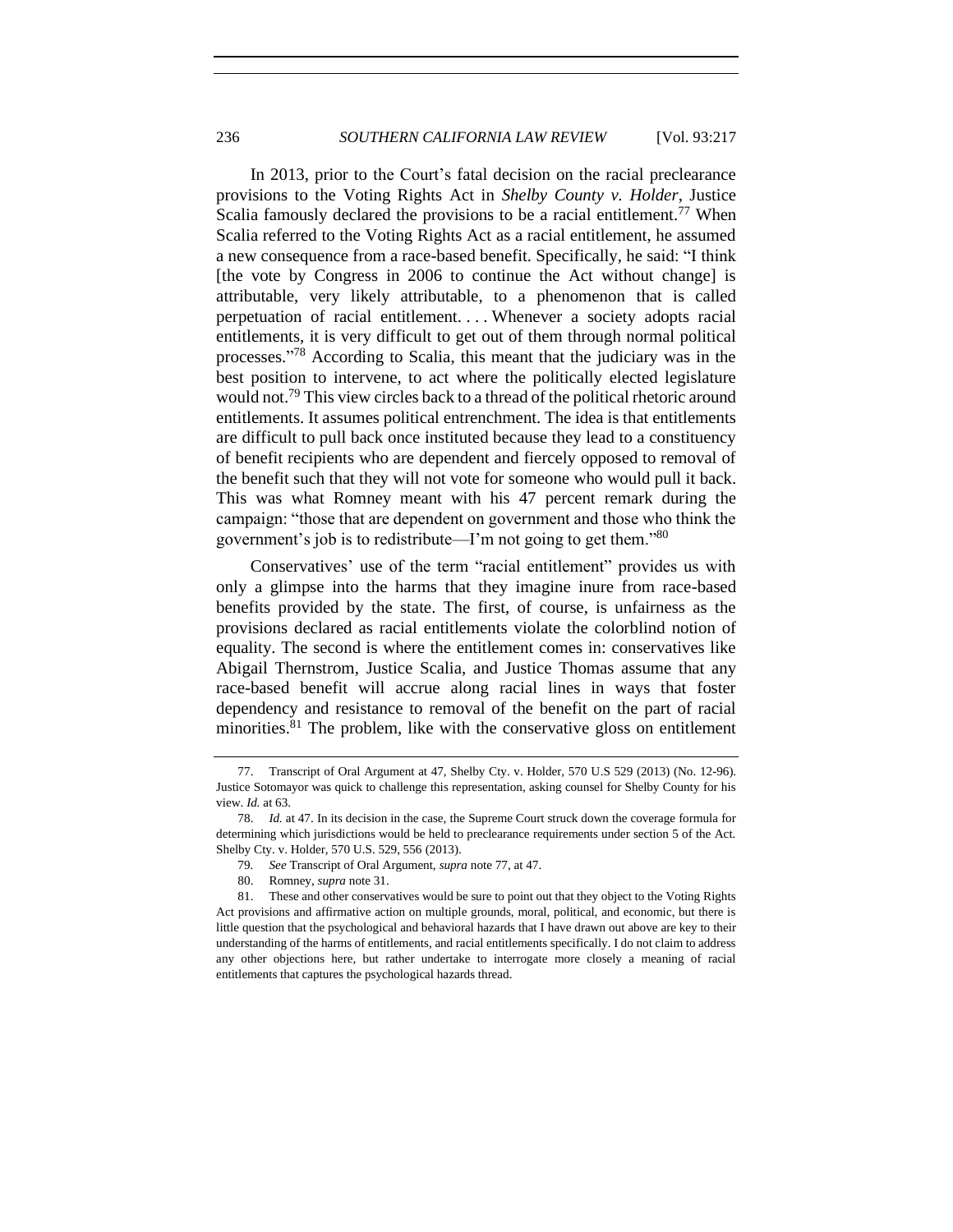In 2013, prior to the Court's fatal decision on the racial preclearance provisions to the Voting Rights Act in *Shelby County v. Holder*, Justice Scalia famously declared the provisions to be a racial entitlement.[77] When Scalia referred to the Voting Rights Act as a racial entitlement, he assumed a new consequence from a race-based benefit. Specifically, he said: "I think [the vote by Congress in 2006 to continue the Act without change] is attributable, very likely attributable, to a phenomenon that is called perpetuation of racial entitlement. . . . Whenever a society adopts racial entitlements, it is very difficult to get out of them through normal political processes."[78] According to Scalia, this meant that the judiciary was in the best position to intervene, to act where the politically elected legislature would not.[79] This view circles back to a thread of the political rhetoric around entitlements. It assumes political entrenchment. The idea is that entitlements are difficult to pull back once instituted because they lead to a constituency of benefit recipients who are dependent and fiercely opposed to removal of the benefit such that they will not vote for someone who would pull it back. This was what Romney meant with his 47 percent remark during the campaign: "those that are dependent on government and those who think the government's job is to redistribute—I'm not going to get them."[80]

Conservatives' use of the term "racial entitlement" provides us with only a glimpse into the harms that they imagine inure from race-based benefits provided by the state. The first, of course, is unfairness as the provisions declared as racial entitlements violate the colorblind notion of equality. The second is where the entitlement comes in: conservatives like Abigail Thernstrom, Justice Scalia, and Justice Thomas assume that any race-based benefit will accrue along racial lines in ways that foster dependency and resistance to removal of the benefit on the part of racial minorities.[81] The problem, like with the conservative gloss on entitlement

---

77. Transcript of Oral Argument at 47, Shelby Cty. v. Holder, 570 U.S 529 (2013) (No. 12-96). Justice Sotomayor was quick to challenge this representation, asking counsel for Shelby County for his view. *Id.* at 63.

78. *Id.* at 47. In its decision in the case, the Supreme Court struck down the coverage formula for determining which jurisdictions would be held to preclearance requirements under section 5 of the Act. Shelby Cty. v. Holder, 570 U.S. 529, 556 (2013).

79. *See* Transcript of Oral Argument, *supra* note 77, at 47.

80. Romney, *supra* note 31.

81. These and other conservatives would be sure to point out that they object to the Voting Rights Act provisions and affirmative action on multiple grounds, moral, political, and economic, but there is little question that the psychological and behavioral hazards that I have drawn out above are key to their understanding of the harms of entitlements, and racial entitlements specifically. I do not claim to address any other objections here, but rather undertake to interrogate more closely a meaning of racial entitlements that captures the psychological hazards thread.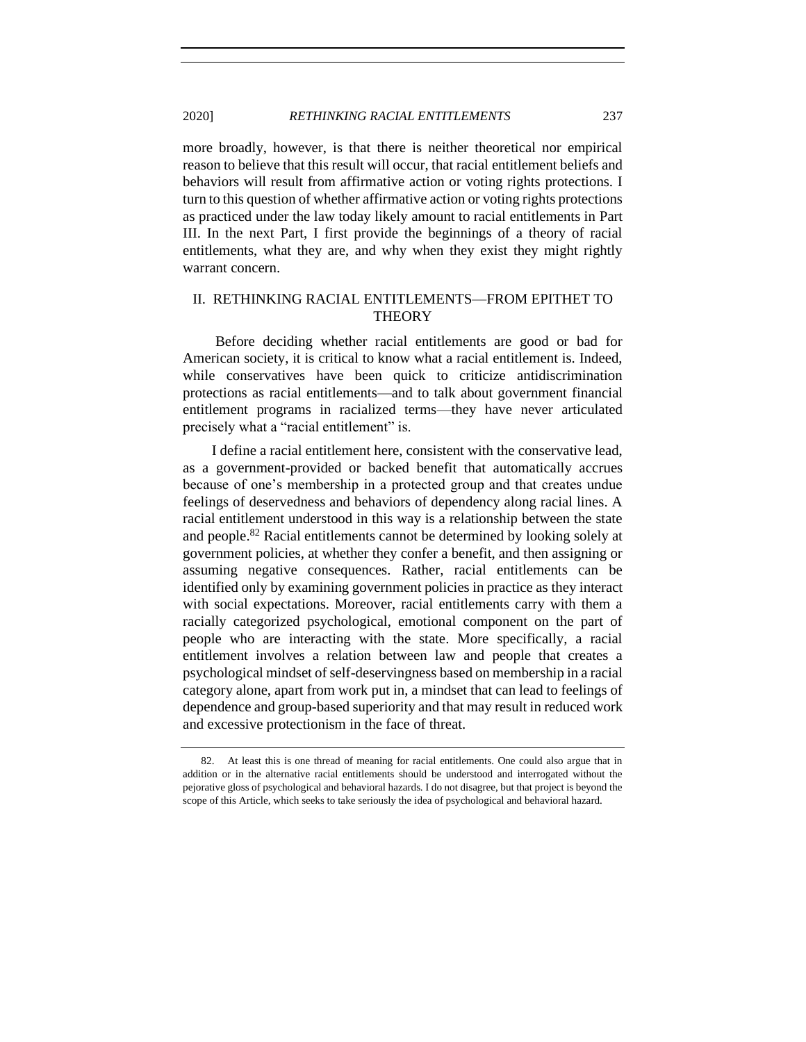more broadly, however, is that there is neither theoretical nor empirical reason to believe that this result will occur, that racial entitlement beliefs and behaviors will result from affirmative action or voting rights protections. I turn to this question of whether affirmative action or voting rights protections as practiced under the law today likely amount to racial entitlements in Part III. In the next Part, I first provide the beginnings of a theory of racial entitlements, what they are, and why when they exist they might rightly warrant concern.

## II. RETHINKING RACIAL ENTITLEMENTS—FROM EPITHET TO THEORY

Before deciding whether racial entitlements are good or bad for American society, it is critical to know what a racial entitlement is. Indeed, while conservatives have been quick to criticize antidiscrimination protections as racial entitlements—and to talk about government financial entitlement programs in racialized terms—they have never articulated precisely what a "racial entitlement" is.

I define a racial entitlement here, consistent with the conservative lead, as a government-provided or backed benefit that automatically accrues because of one's membership in a protected group and that creates undue feelings of deservedness and behaviors of dependency along racial lines. A racial entitlement understood in this way is a relationship between the state and people.[82] Racial entitlements cannot be determined by looking solely at government policies, at whether they confer a benefit, and then assigning or assuming negative consequences. Rather, racial entitlements can be identified only by examining government policies in practice as they interact with social expectations. Moreover, racial entitlements carry with them a racially categorized psychological, emotional component on the part of people who are interacting with the state. More specifically, a racial entitlement involves a relation between law and people that creates a psychological mindset of self-deservingness based on membership in a racial category alone, apart from work put in, a mindset that can lead to feelings of dependence and group-based superiority and that may result in reduced work and excessive protectionism in the face of threat.

---

82. At least this is one thread of meaning for racial entitlements. One could also argue that in addition or in the alternative racial entitlements should be understood and interrogated without the pejorative gloss of psychological and behavioral hazards. I do not disagree, but that project is beyond the scope of this Article, which seeks to take seriously the idea of psychological and behavioral hazard.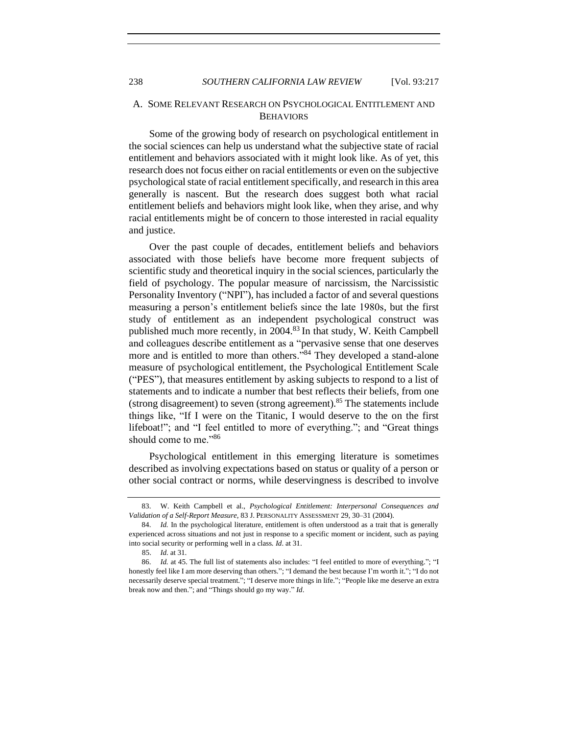## A. SOME RELEVANT RESEARCH ON PSYCHOLOGICAL ENTITLEMENT AND BEHAVIORS

Some of the growing body of research on psychological entitlement in the social sciences can help us understand what the subjective state of racial entitlement and behaviors associated with it might look like. As of yet, this research does not focus either on racial entitlements or even on the subjective psychological state of racial entitlement specifically, and research in this area generally is nascent. But the research does suggest both what racial entitlement beliefs and behaviors might look like, when they arise, and why racial entitlements might be of concern to those interested in racial equality and justice.

Over the past couple of decades, entitlement beliefs and behaviors associated with those beliefs have become more frequent subjects of scientific study and theoretical inquiry in the social sciences, particularly the field of psychology. The popular measure of narcissism, the Narcissistic Personality Inventory ("NPI"), has included a factor of and several questions measuring a person's entitlement beliefs since the late 1980s, but the first study of entitlement as an independent psychological construct was published much more recently, in 2004.[83] In that study, W. Keith Campbell and colleagues describe entitlement as a "pervasive sense that one deserves more and is entitled to more than others."[84] They developed a stand-alone measure of psychological entitlement, the Psychological Entitlement Scale ("PES"), that measures entitlement by asking subjects to respond to a list of statements and to indicate a number that best reflects their beliefs, from one (strong disagreement) to seven (strong agreement).[85] The statements include things like, "If I were on the Titanic, I would deserve to the on the first lifeboat!"; and "I feel entitled to more of everything."; and "Great things should come to me."[86]

Psychological entitlement in this emerging literature is sometimes described as involving expectations based on status or quality of a person or other social contract or norms, while deservingness is described to involve

---

83. W. Keith Campbell et al., *Psychological Entitlement: Interpersonal Consequences and Validation of a Self-Report Measure*, 83 J. PERSONALITY ASSESSMENT 29, 30–31 (2004).

84. *Id.* In the psychological literature, entitlement is often understood as a trait that is generally experienced across situations and not just in response to a specific moment or incident, such as paying into social security or performing well in a class. *Id*. at 31.

85. *Id.* at 31.

86. *Id.* at 45. The full list of statements also includes: "I feel entitled to more of everything."; "I honestly feel like I am more deserving than others."; "I demand the best because I'm worth it."; "I do not necessarily deserve special treatment."; "I deserve more things in life."; "People like me deserve an extra break now and then."; and "Things should go my way." *Id*.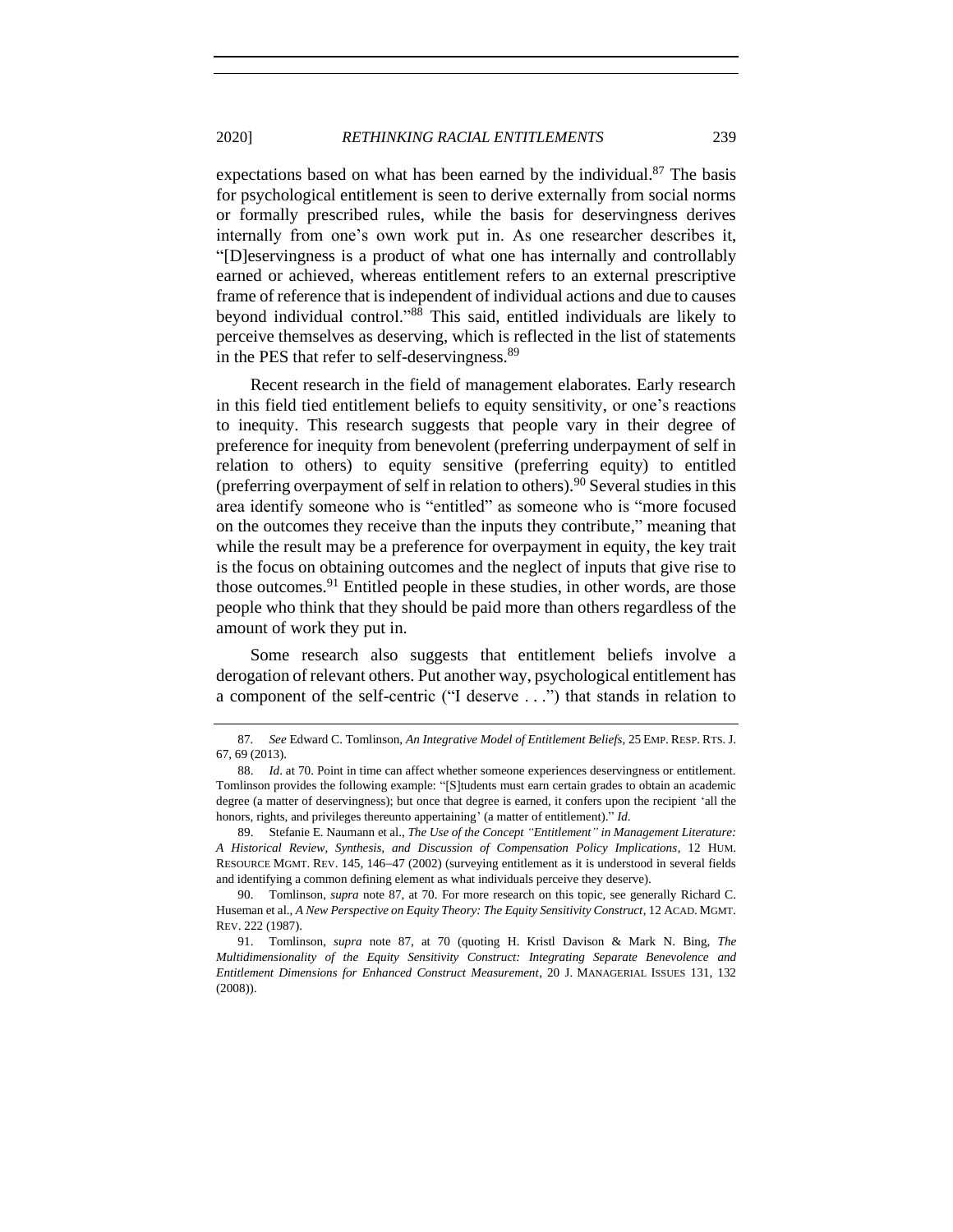expectations based on what has been earned by the individual.[87] The basis for psychological entitlement is seen to derive externally from social norms or formally prescribed rules, while the basis for deservingness derives internally from one's own work put in. As one researcher describes it, "[D]eservingness is a product of what one has internally and controllably earned or achieved, whereas entitlement refers to an external prescriptive frame of reference that is independent of individual actions and due to causes beyond individual control."[88] This said, entitled individuals are likely to perceive themselves as deserving, which is reflected in the list of statements in the PES that refer to self-deservingness.[89]

Recent research in the field of management elaborates. Early research in this field tied entitlement beliefs to equity sensitivity, or one's reactions to inequity. This research suggests that people vary in their degree of preference for inequity from benevolent (preferring underpayment of self in relation to others) to equity sensitive (preferring equity) to entitled (preferring overpayment of self in relation to others).[90] Several studies in this area identify someone who is "entitled" as someone who is "more focused on the outcomes they receive than the inputs they contribute," meaning that while the result may be a preference for overpayment in equity, the key trait is the focus on obtaining outcomes and the neglect of inputs that give rise to those outcomes.[91] Entitled people in these studies, in other words, are those people who think that they should be paid more than others regardless of the amount of work they put in.

Some research also suggests that entitlement beliefs involve a derogation of relevant others. Put another way, psychological entitlement has a component of the self-centric ("I deserve . . .") that stands in relation to

---

87. *See* Edward C. Tomlinson, *An Integrative Model of Entitlement Beliefs*, 25 EMP. RESP. RTS. J. 67, 69 (2013).

88. *Id.* at 70. Point in time can affect whether someone experiences deservingness or entitlement. Tomlinson provides the following example: "[S]tudents must earn certain grades to obtain an academic degree (a matter of deservingness); but once that degree is earned, it confers upon the recipient 'all the honors, rights, and privileges thereunto appertaining' (a matter of entitlement)." *Id.*

89. Stefanie E. Naumann et al., *The Use of the Concept "Entitlement" in Management Literature: A Historical Review, Synthesis, and Discussion of Compensation Policy Implications*, 12 HUM. RESOURCE MGMT. REV. 145, 146–47 (2002) (surveying entitlement as it is understood in several fields and identifying a common defining element as what individuals perceive they deserve).

90. Tomlinson, *supra* note 87, at 70. For more research on this topic, see generally Richard C. Huseman et al., *A New Perspective on Equity Theory: The Equity Sensitivity Construct*, 12 ACAD. MGMT. REV. 222 (1987).

91. Tomlinson, *supra* note 87, at 70 (quoting H. Kristl Davison & Mark N. Bing, *The Multidimensionality of the Equity Sensitivity Construct: Integrating Separate Benevolence and Entitlement Dimensions for Enhanced Construct Measurement*, 20 J. MANAGERIAL ISSUES 131, 132 (2008)).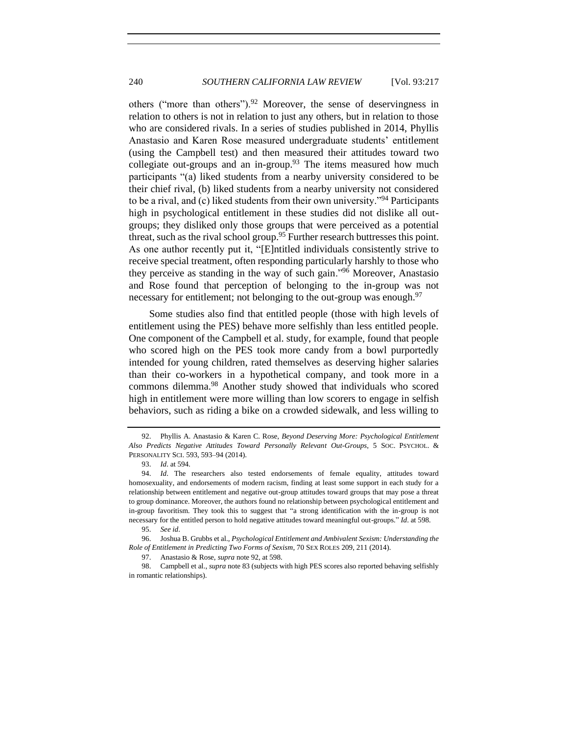others ("more than others").[92] Moreover, the sense of deservingness in relation to others is not in relation to just any others, but in relation to those who are considered rivals. In a series of studies published in 2014, Phyllis Anastasio and Karen Rose measured undergraduate students' entitlement (using the Campbell test) and then measured their attitudes toward two collegiate out-groups and an in-group.[93] The items measured how much participants "(a) liked students from a nearby university considered to be their chief rival, (b) liked students from a nearby university not considered to be a rival, and (c) liked students from their own university."[94] Participants high in psychological entitlement in these studies did not dislike all out-groups; they disliked only those groups that were perceived as a potential threat, such as the rival school group.[95] Further research buttresses this point. As one author recently put it, "[E]ntitled individuals consistently strive to receive special treatment, often responding particularly harshly to those who they perceive as standing in the way of such gain."[96] Moreover, Anastasio and Rose found that perception of belonging to the in-group was not necessary for entitlement; not belonging to the out-group was enough.[97]

Some studies also find that entitled people (those with high levels of entitlement using the PES) behave more selfishly than less entitled people. One component of the Campbell et al. study, for example, found that people who scored high on the PES took more candy from a bowl purportedly intended for young children, rated themselves as deserving higher salaries than their co-workers in a hypothetical company, and took more in a commons dilemma.[98] Another study showed that individuals who scored high in entitlement were more willing than low scorers to engage in selfish behaviors, such as riding a bike on a crowded sidewalk, and less willing to

---

92. Phyllis A. Anastasio & Karen C. Rose, *Beyond Deserving More: Psychological Entitlement Also Predicts Negative Attitudes Toward Personally Relevant Out-Groups*, 5 SOC. PSYCHOL. & PERSONALITY SCI. 593, 593–94 (2014).

93. *Id*. at 594.

94. *Id*. The researchers also tested endorsements of female equality, attitudes toward homosexuality, and endorsements of modern racism, finding at least some support in each study for a relationship between entitlement and negative out-group attitudes toward groups that may pose a threat to group dominance. Moreover, the authors found no relationship between psychological entitlement and in-group favoritism. They took this to suggest that "a strong identification with the in-group is not necessary for the entitled person to hold negative attitudes toward meaningful out-groups." *Id*. at 598.

95. *See id*.

96. Joshua B. Grubbs et al., *Psychological Entitlement and Ambivalent Sexism: Understanding the Role of Entitlement in Predicting Two Forms of Sexism*, 70 SEX ROLES 209, 211 (2014).

97. Anastasio & Rose, *supra* note 92, at 598.

98. Campbell et al., *supra* note 83 (subjects with high PES scores also reported behaving selfishly in romantic relationships).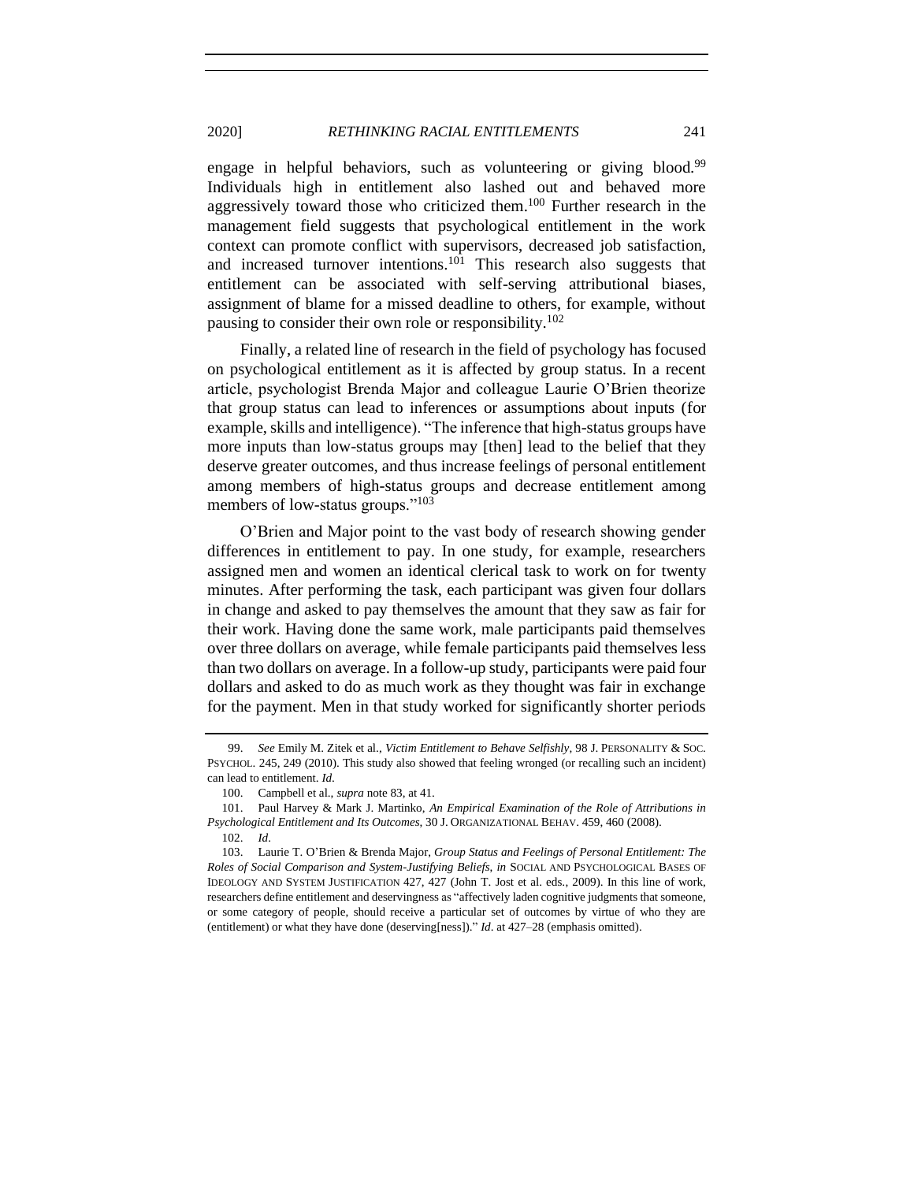engage in helpful behaviors, such as volunteering or giving blood.[99] Individuals high in entitlement also lashed out and behaved more aggressively toward those who criticized them.[100] Further research in the management field suggests that psychological entitlement in the work context can promote conflict with supervisors, decreased job satisfaction, and increased turnover intentions.[101] This research also suggests that entitlement can be associated with self-serving attributional biases, assignment of blame for a missed deadline to others, for example, without pausing to consider their own role or responsibility.[102]

Finally, a related line of research in the field of psychology has focused on psychological entitlement as it is affected by group status. In a recent article, psychologist Brenda Major and colleague Laurie O'Brien theorize that group status can lead to inferences or assumptions about inputs (for example, skills and intelligence). "The inference that high-status groups have more inputs than low-status groups may [then] lead to the belief that they deserve greater outcomes, and thus increase feelings of personal entitlement among members of high-status groups and decrease entitlement among members of low-status groups."[103]

O'Brien and Major point to the vast body of research showing gender differences in entitlement to pay. In one study, for example, researchers assigned men and women an identical clerical task to work on for twenty minutes. After performing the task, each participant was given four dollars in change and asked to pay themselves the amount that they saw as fair for their work. Having done the same work, male participants paid themselves over three dollars on average, while female participants paid themselves less than two dollars on average. In a follow-up study, participants were paid four dollars and asked to do as much work as they thought was fair in exchange for the payment. Men in that study worked for significantly shorter periods

---

99. *See* Emily M. Zitek et al., *Victim Entitlement to Behave Selfishly*, 98 J. PERSONALITY & SOC. PSYCHOL. 245, 249 (2010). This study also showed that feeling wronged (or recalling such an incident) can lead to entitlement. *Id*.

100. Campbell et al., *supra* note 83, at 41.

101. Paul Harvey & Mark J. Martinko, *An Empirical Examination of the Role of Attributions in Psychological Entitlement and Its Outcomes*, 30 J. ORGANIZATIONAL BEHAV. 459, 460 (2008).

102. *Id*.

103. Laurie T. O'Brien & Brenda Major, *Group Status and Feelings of Personal Entitlement: The Roles of Social Comparison and System-Justifying Beliefs*, *in* SOCIAL AND PSYCHOLOGICAL BASES OF IDEOLOGY AND SYSTEM JUSTIFICATION 427, 427 (John T. Jost et al. eds., 2009). In this line of work, researchers define entitlement and deservingness as "affectively laden cognitive judgments that someone, or some category of people, should receive a particular set of outcomes by virtue of who they are (entitlement) or what they have done (deserving[ness])." *Id*. at 427–28 (emphasis omitted).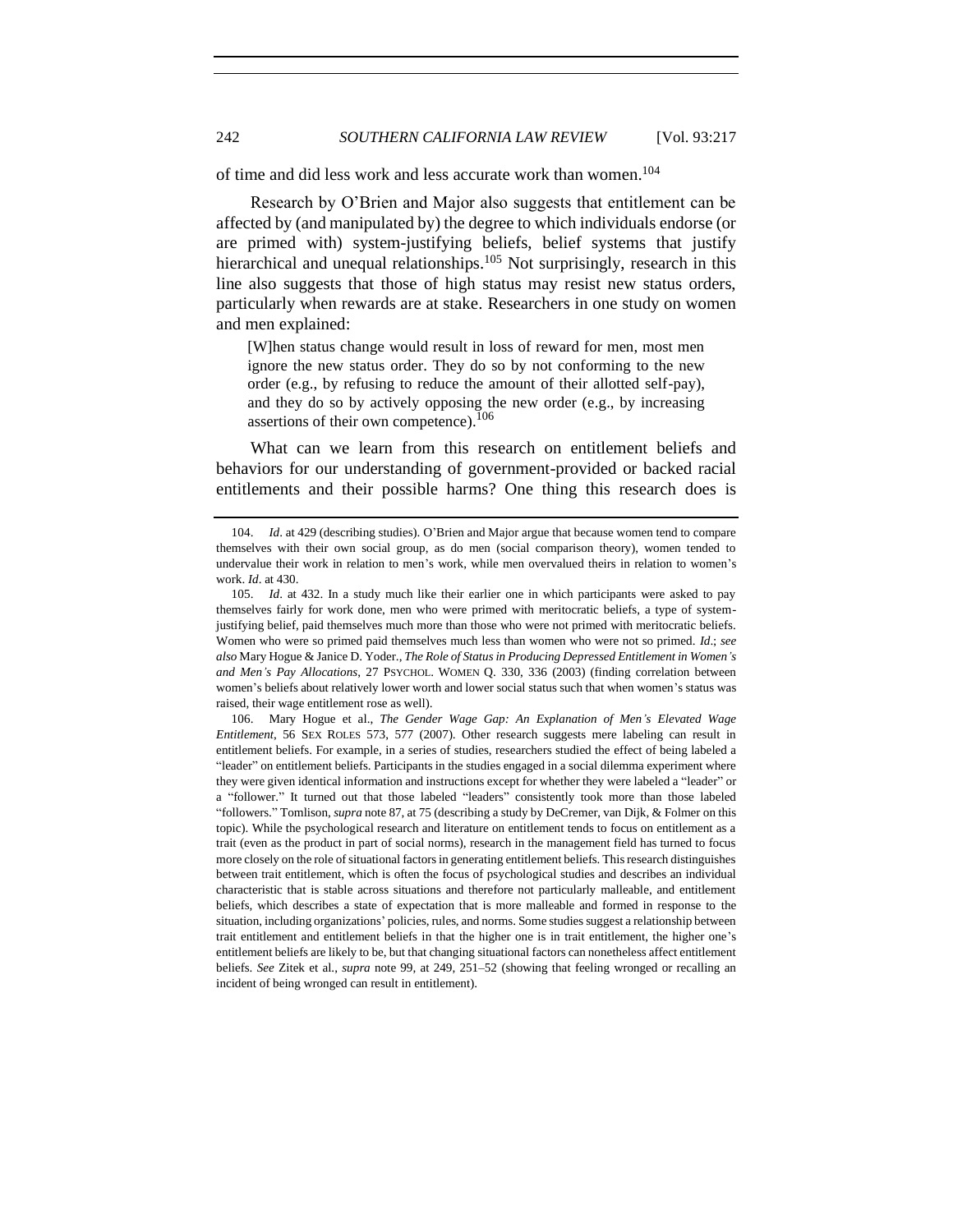of time and did less work and less accurate work than women.[104]

Research by O'Brien and Major also suggests that entitlement can be affected by (and manipulated by) the degree to which individuals endorse (or are primed with) system-justifying beliefs, belief systems that justify hierarchical and unequal relationships.[105] Not surprisingly, research in this line also suggests that those of high status may resist new status orders, particularly when rewards are at stake. Researchers in one study on women and men explained:

> [W]hen status change would result in loss of reward for men, most men ignore the new status order. They do so by not conforming to the new order (e.g., by refusing to reduce the amount of their allotted self-pay), and they do so by actively opposing the new order (e.g., by increasing assertions of their own competence).[106]

What can we learn from this research on entitlement beliefs and behaviors for our understanding of government-provided or backed racial entitlements and their possible harms? One thing this research does is

---

104. *Id*. at 429 (describing studies). O'Brien and Major argue that because women tend to compare themselves with their own social group, as do men (social comparison theory), women tended to undervalue their work in relation to men's work, while men overvalued theirs in relation to women's work. *Id*. at 430.

105. *Id*. at 432. In a study much like their earlier one in which participants were asked to pay themselves fairly for work done, men who were primed with meritocratic beliefs, a type of system-justifying belief, paid themselves much more than those who were not primed with meritocratic beliefs. Women who were so primed paid themselves much less than women who were not so primed. *Id*.; *see also* Mary Hogue & Janice D. Yoder., *The Role of Status in Producing Depressed Entitlement in Women's and Men's Pay Allocations*, 27 PSYCHOL. WOMEN Q. 330, 336 (2003) (finding correlation between women's beliefs about relatively lower worth and lower social status such that when women's status was raised, their wage entitlement rose as well).

106. Mary Hogue et al., *The Gender Wage Gap: An Explanation of Men's Elevated Wage Entitlement*, 56 SEX ROLES 573, 577 (2007). Other research suggests mere labeling can result in entitlement beliefs. For example, in a series of studies, researchers studied the effect of being labeled a "leader" on entitlement beliefs. Participants in the studies engaged in a social dilemma experiment where they were given identical information and instructions except for whether they were labeled a "leader" or a "follower." It turned out that those labeled "leaders" consistently took more than those labeled "followers." Tomlison, *supra* note 87, at 75 (describing a study by DeCremer, van Dijk, & Folmer on this topic). While the psychological research and literature on entitlement tends to focus on entitlement as a trait (even as the product in part of social norms), research in the management field has turned to focus more closely on the role of situational factors in generating entitlement beliefs. This research distinguishes between trait entitlement, which is often the focus of psychological studies and describes an individual characteristic that is stable across situations and therefore not particularly malleable, and entitlement beliefs, which describes a state of expectation that is more malleable and formed in response to the situation, including organizations' policies, rules, and norms. Some studies suggest a relationship between trait entitlement and entitlement beliefs in that the higher one is in trait entitlement, the higher one's entitlement beliefs are likely to be, but that changing situational factors can nonetheless affect entitlement beliefs. *See* Zitek et al., *supra* note 99, at 249, 251–52 (showing that feeling wronged or recalling an incident of being wronged can result in entitlement).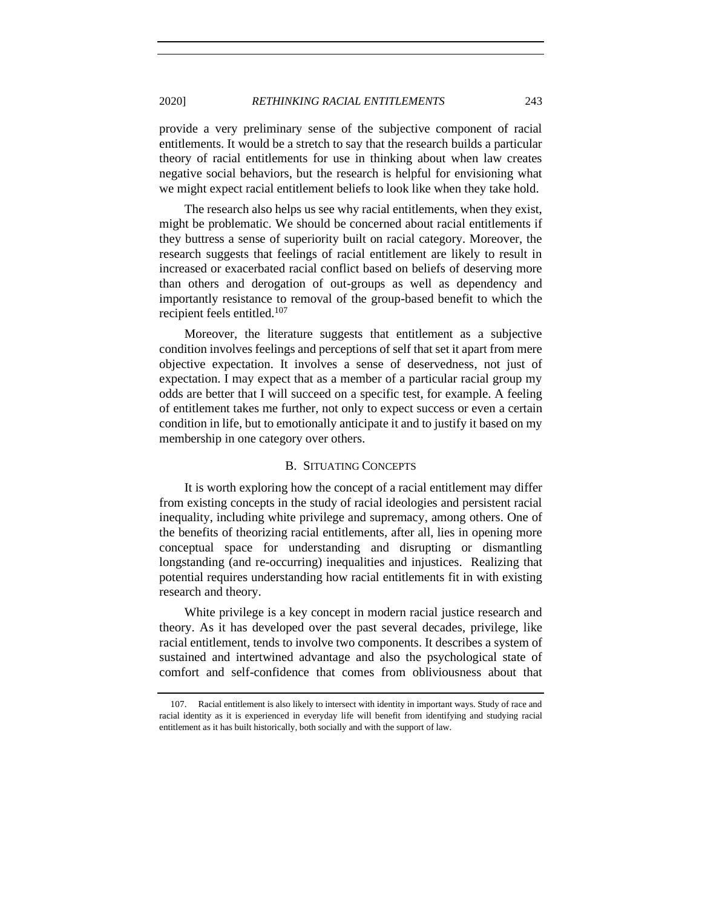provide a very preliminary sense of the subjective component of racial entitlements. It would be a stretch to say that the research builds a particular theory of racial entitlements for use in thinking about when law creates negative social behaviors, but the research is helpful for envisioning what we might expect racial entitlement beliefs to look like when they take hold.

The research also helps us see why racial entitlements, when they exist, might be problematic. We should be concerned about racial entitlements if they buttress a sense of superiority built on racial category. Moreover, the research suggests that feelings of racial entitlement are likely to result in increased or exacerbated racial conflict based on beliefs of deserving more than others and derogation of out-groups as well as dependency and importantly resistance to removal of the group-based benefit to which the recipient feels entitled.[107]

Moreover, the literature suggests that entitlement as a subjective condition involves feelings and perceptions of self that set it apart from mere objective expectation. It involves a sense of deservedness, not just of expectation. I may expect that as a member of a particular racial group my odds are better that I will succeed on a specific test, for example. A feeling of entitlement takes me further, not only to expect success or even a certain condition in life, but to emotionally anticipate it and to justify it based on my membership in one category over others.

## B. Situating Concepts

It is worth exploring how the concept of a racial entitlement may differ from existing concepts in the study of racial ideologies and persistent racial inequality, including white privilege and supremacy, among others. One of the benefits of theorizing racial entitlements, after all, lies in opening more conceptual space for understanding and disrupting or dismantling longstanding (and re-occurring) inequalities and injustices. Realizing that potential requires understanding how racial entitlements fit in with existing research and theory.

White privilege is a key concept in modern racial justice research and theory. As it has developed over the past several decades, privilege, like racial entitlement, tends to involve two components. It describes a system of sustained and intertwined advantage and also the psychological state of comfort and self-confidence that comes from obliviousness about that

107. Racial entitlement is also likely to intersect with identity in important ways. Study of race and racial identity as it is experienced in everyday life will benefit from identifying and studying racial entitlement as it has built historically, both socially and with the support of law.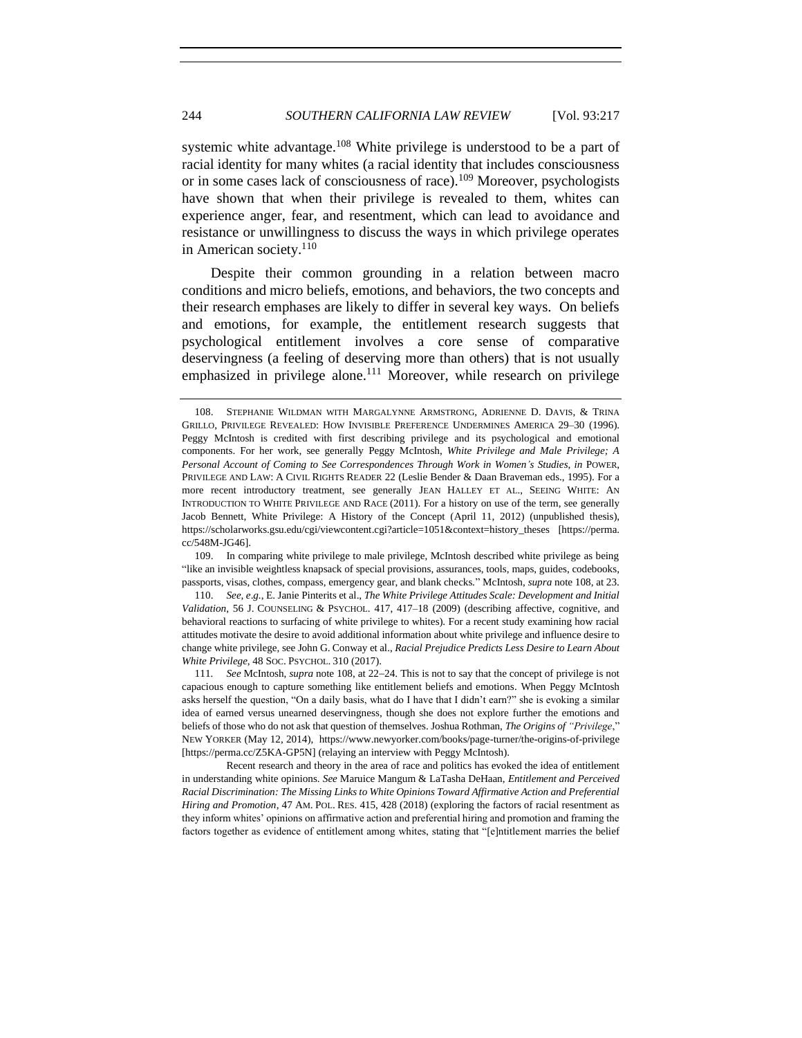systemic white advantage.[108] White privilege is understood to be a part of racial identity for many whites (a racial identity that includes consciousness or in some cases lack of consciousness of race).[109] Moreover, psychologists have shown that when their privilege is revealed to them, whites can experience anger, fear, and resentment, which can lead to avoidance and resistance or unwillingness to discuss the ways in which privilege operates in American society.[110]

Despite their common grounding in a relation between macro conditions and micro beliefs, emotions, and behaviors, the two concepts and their research emphases are likely to differ in several key ways. On beliefs and emotions, for example, the entitlement research suggests that psychological entitlement involves a core sense of comparative deservingness (a feeling of deserving more than others) that is not usually emphasized in privilege alone.[111] Moreover, while research on privilege

---

108. STEPHANIE WILDMAN WITH MARGALYNNE ARMSTRONG, ADRIENNE D. DAVIS, & TRINA GRILLO, PRIVILEGE REVEALED: HOW INVISIBLE PREFERENCE UNDERMINES AMERICA 29–30 (1996). Peggy McIntosh is credited with first describing privilege and its psychological and emotional components. For her work, see generally Peggy McIntosh, *White Privilege and Male Privilege; A Personal Account of Coming to See Correspondences Through Work in Women's Studies*, *in* POWER, PRIVILEGE AND LAW: A CIVIL RIGHTS READER 22 (Leslie Bender & Daan Braveman eds., 1995). For a more recent introductory treatment, see generally JEAN HALLEY ET AL., SEEING WHITE: AN INTRODUCTION TO WHITE PRIVILEGE AND RACE (2011). For a history on use of the term, see generally Jacob Bennett, White Privilege: A History of the Concept (April 11, 2012) (unpublished thesis), https://scholarworks.gsu.edu/cgi/viewcontent.cgi?article=1051&context=history_theses [https://perma.cc/548M-JG46].

109. In comparing white privilege to male privilege, McIntosh described white privilege as being "like an invisible weightless knapsack of special provisions, assurances, tools, maps, guides, codebooks, passports, visas, clothes, compass, emergency gear, and blank checks." McIntosh, *supra* note 108, at 23.

110. *See, e.g.*, E. Janie Pinterits et al., *The White Privilege Attitudes Scale: Development and Initial Validation*, 56 J. COUNSELING & PSYCHOL. 417, 417–18 (2009) (describing affective, cognitive, and behavioral reactions to surfacing of white privilege to whites). For a recent study examining how racial attitudes motivate the desire to avoid additional information about white privilege and influence desire to change white privilege, see John G. Conway et al., *Racial Prejudice Predicts Less Desire to Learn About White Privilege*, 48 SOC. PSYCHOL. 310 (2017).

111. *See* McIntosh, *supra* note 108, at 22–24. This is not to say that the concept of privilege is not capacious enough to capture something like entitlement beliefs and emotions. When Peggy McIntosh asks herself the question, "On a daily basis, what do I have that I didn't earn?" she is evoking a similar idea of earned versus unearned deservingness, though she does not explore further the emotions and beliefs of those who do not ask that question of themselves. Joshua Rothman, *The Origins of "Privilege*," NEW YORKER (May 12, 2014), https://www.newyorker.com/books/page-turner/the-origins-of-privilege [https://perma.cc/Z5KA-GP5N] (relaying an interview with Peggy McIntosh).

Recent research and theory in the area of race and politics has evoked the idea of entitlement in understanding white opinions. *See* Maruice Mangum & LaTasha DeHaan, *Entitlement and Perceived Racial Discrimination: The Missing Links to White Opinions Toward Affirmative Action and Preferential Hiring and Promotion*, 47 AM. POL. RES. 415, 428 (2018) (exploring the factors of racial resentment as they inform whites' opinions on affirmative action and preferential hiring and promotion and framing the factors together as evidence of entitlement among whites, stating that "[e]ntitlement marries the belief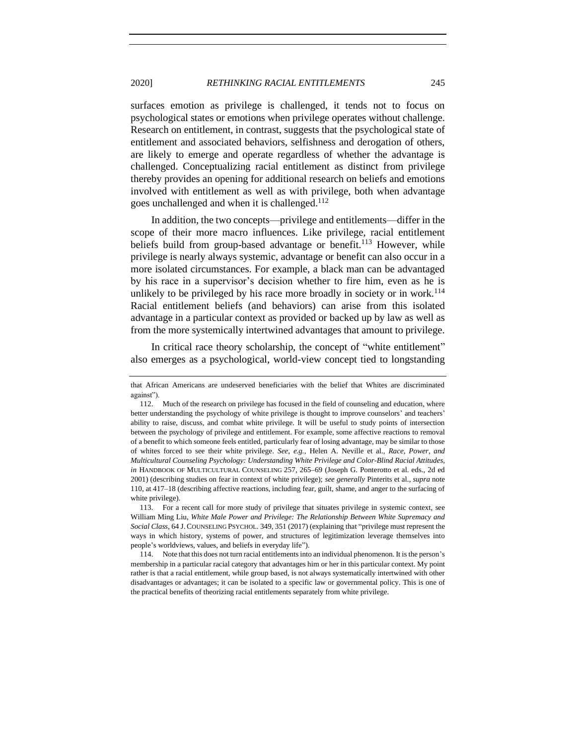surfaces emotion as privilege is challenged, it tends not to focus on psychological states or emotions when privilege operates without challenge. Research on entitlement, in contrast, suggests that the psychological state of entitlement and associated behaviors, selfishness and derogation of others, are likely to emerge and operate regardless of whether the advantage is challenged. Conceptualizing racial entitlement as distinct from privilege thereby provides an opening for additional research on beliefs and emotions involved with entitlement as well as with privilege, both when advantage goes unchallenged and when it is challenged.[112]

In addition, the two concepts—privilege and entitlements—differ in the scope of their more macro influences. Like privilege, racial entitlement beliefs build from group-based advantage or benefit.[113] However, while privilege is nearly always systemic, advantage or benefit can also occur in a more isolated circumstances. For example, a black man can be advantaged by his race in a supervisor's decision whether to fire him, even as he is unlikely to be privileged by his race more broadly in society or in work.[114] Racial entitlement beliefs (and behaviors) can arise from this isolated advantage in a particular context as provided or backed up by law as well as from the more systemically intertwined advantages that amount to privilege.

In critical race theory scholarship, the concept of "white entitlement" also emerges as a psychological, world-view concept tied to longstanding

---

that African Americans are undeserved beneficiaries with the belief that Whites are discriminated against").

112. Much of the research on privilege has focused in the field of counseling and education, where better understanding the psychology of white privilege is thought to improve counselors' and teachers' ability to raise, discuss, and combat white privilege. It will be useful to study points of intersection between the psychology of privilege and entitlement. For example, some affective reactions to removal of a benefit to which someone feels entitled, particularly fear of losing advantage, may be similar to those of whites forced to see their white privilege. *See, e.g.*, Helen A. Neville et al., *Race, Power, and Multicultural Counseling Psychology: Understanding White Privilege and Color-Blind Racial Attitudes*, *in* HANDBOOK OF MULTICULTURAL COUNSELING 257, 265–69 (Joseph G. Ponterotto et al. eds., 2d ed 2001) (describing studies on fear in context of white privilege); *see generally* Pinterits et al., *supra* note 110, at 417–18 (describing affective reactions, including fear, guilt, shame, and anger to the surfacing of white privilege).

113. For a recent call for more study of privilege that situates privilege in systemic context, see William Ming Liu, *White Male Power and Privilege: The Relationship Between White Supremacy and Social Class*, 64 J. COUNSELING PSYCHOL. 349, 351 (2017) (explaining that "privilege must represent the ways in which history, systems of power, and structures of legitimization leverage themselves into people's worldviews, values, and beliefs in everyday life").

114. Note that this does not turn racial entitlements into an individual phenomenon. It is the person's membership in a particular racial category that advantages him or her in this particular context. My point rather is that a racial entitlement, while group based, is not always systematically intertwined with other disadvantages or advantages; it can be isolated to a specific law or governmental policy. This is one of the practical benefits of theorizing racial entitlements separately from white privilege.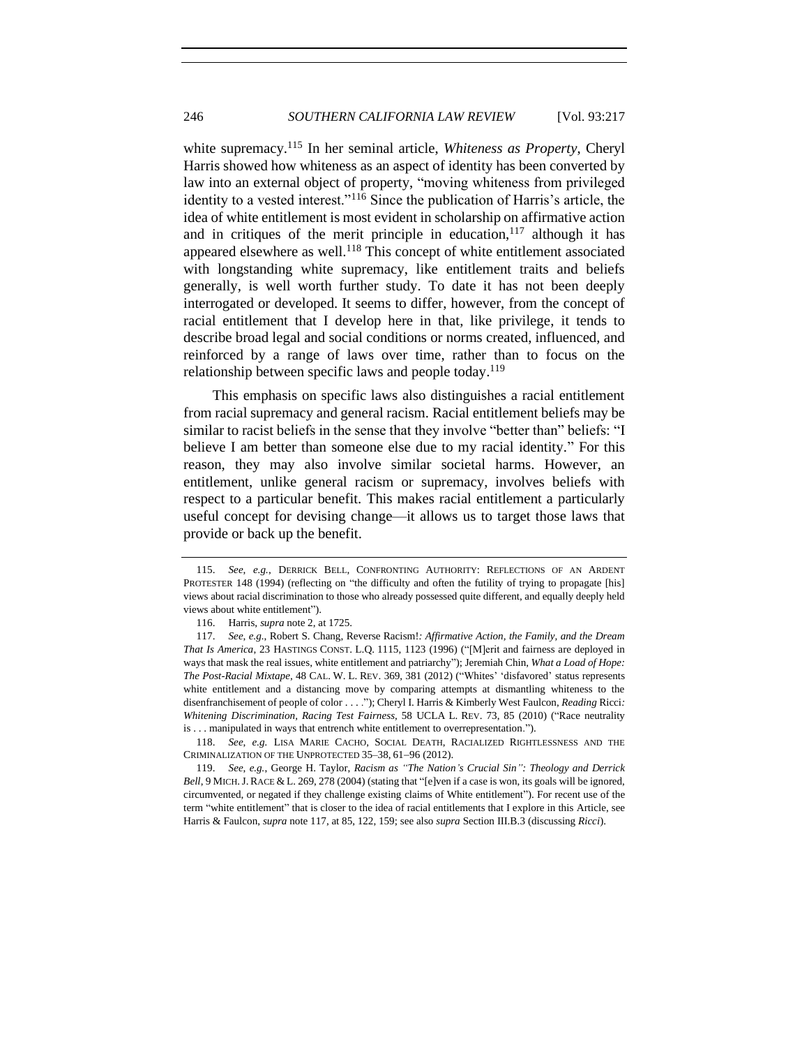white supremacy.[115] In her seminal article, *Whiteness as Property*, Cheryl Harris showed how whiteness as an aspect of identity has been converted by law into an external object of property, "moving whiteness from privileged identity to a vested interest."[116] Since the publication of Harris's article, the idea of white entitlement is most evident in scholarship on affirmative action and in critiques of the merit principle in education,[117] although it has appeared elsewhere as well.[118] This concept of white entitlement associated with longstanding white supremacy, like entitlement traits and beliefs generally, is well worth further study. To date it has not been deeply interrogated or developed. It seems to differ, however, from the concept of racial entitlement that I develop here in that, like privilege, it tends to describe broad legal and social conditions or norms created, influenced, and reinforced by a range of laws over time, rather than to focus on the relationship between specific laws and people today.[119]

This emphasis on specific laws also distinguishes a racial entitlement from racial supremacy and general racism. Racial entitlement beliefs may be similar to racist beliefs in the sense that they involve "better than" beliefs: "I believe I am better than someone else due to my racial identity." For this reason, they may also involve similar societal harms. However, an entitlement, unlike general racism or supremacy, involves beliefs with respect to a particular benefit. This makes racial entitlement a particularly useful concept for devising change—it allows us to target those laws that provide or back up the benefit.

---

115. *See, e.g.*, DERRICK BELL, CONFRONTING AUTHORITY: REFLECTIONS OF AN ARDENT PROTESTER 148 (1994) (reflecting on "the difficulty and often the futility of trying to propagate [his] views about racial discrimination to those who already possessed quite different, and equally deeply held views about white entitlement").

116. Harris, *supra* note 2, at 1725.

117. *See, e.g.*, Robert S. Chang, Reverse Racism!*: Affirmative Action, the Family, and the Dream That Is America*, 23 HASTINGS CONST. L.Q. 1115, 1123 (1996) ("[M]erit and fairness are deployed in ways that mask the real issues, white entitlement and patriarchy"); Jeremiah Chin, *What a Load of Hope: The Post-Racial Mixtape*, 48 CAL. W. L. REV. 369, 381 (2012) ("Whites' 'disfavored' status represents white entitlement and a distancing move by comparing attempts at dismantling whiteness to the disenfranchisement of people of color . . . ."); Cheryl I. Harris & Kimberly West Faulcon, *Reading* Ricci*: Whitening Discrimination, Racing Test Fairness*, 58 UCLA L. REV. 73, 85 (2010) ("Race neutrality is . . . manipulated in ways that entrench white entitlement to overrepresentation.").

118. *See, e.g.* LISA MARIE CACHO, SOCIAL DEATH, RACIALIZED RIGHTLESSNESS AND THE CRIMINALIZATION OF THE UNPROTECTED 35–38, 61–96 (2012).

119. *See, e.g.*, George H. Taylor, *Racism as "The Nation's Crucial Sin": Theology and Derrick Bell*, 9 MICH. J. RACE & L. 269, 278 (2004) (stating that "[e]ven if a case is won, its goals will be ignored, circumvented, or negated if they challenge existing claims of White entitlement"). For recent use of the term "white entitlement" that is closer to the idea of racial entitlements that I explore in this Article, see Harris & Faulcon, *supra* note 117, at 85, 122, 159; see also *supra* Section III.B.3 (discussing *Ricci*).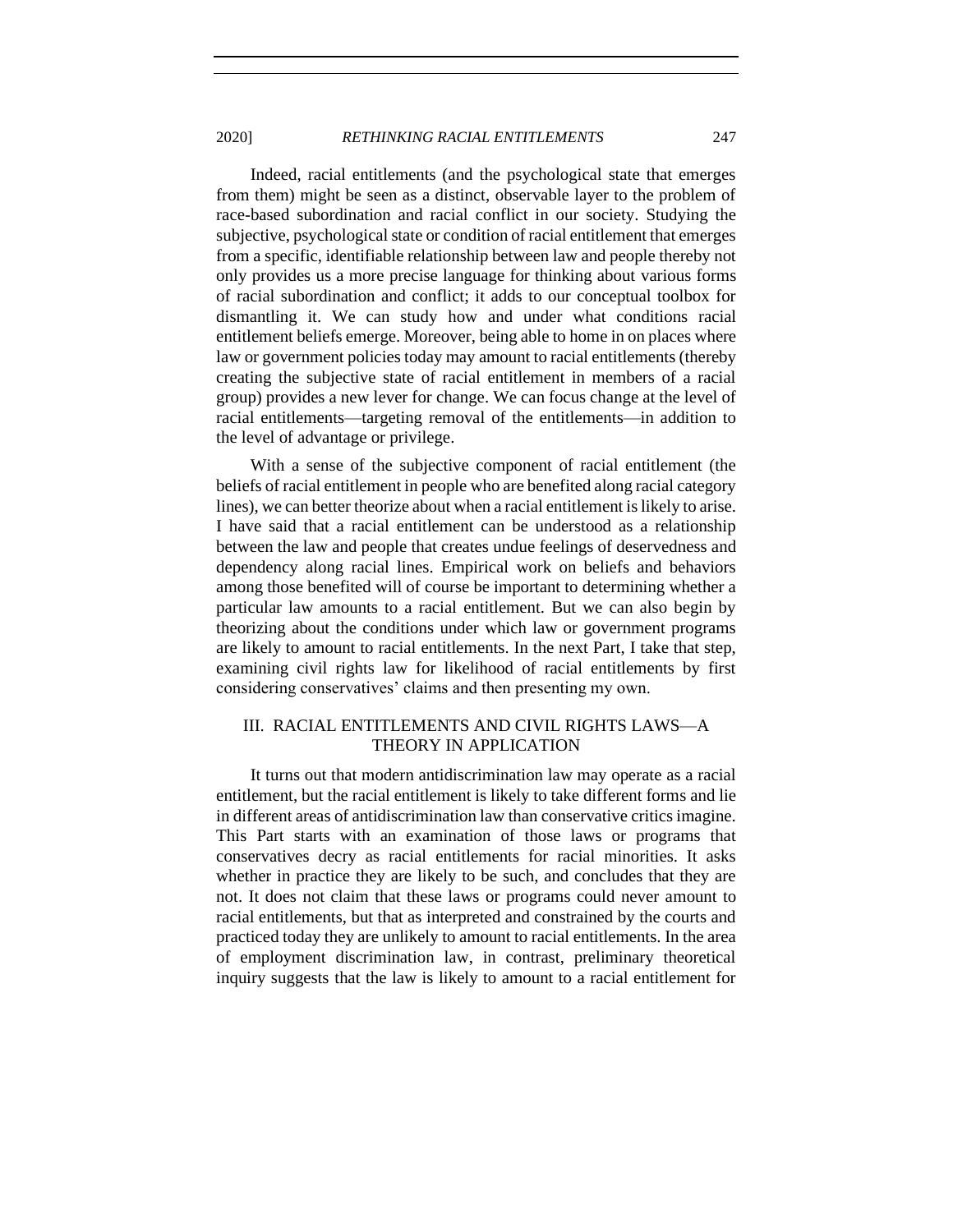Indeed, racial entitlements (and the psychological state that emerges from them) might be seen as a distinct, observable layer to the problem of race-based subordination and racial conflict in our society. Studying the subjective, psychological state or condition of racial entitlement that emerges from a specific, identifiable relationship between law and people thereby not only provides us a more precise language for thinking about various forms of racial subordination and conflict; it adds to our conceptual toolbox for dismantling it. We can study how and under what conditions racial entitlement beliefs emerge. Moreover, being able to home in on places where law or government policies today may amount to racial entitlements (thereby creating the subjective state of racial entitlement in members of a racial group) provides a new lever for change. We can focus change at the level of racial entitlements—targeting removal of the entitlements—in addition to the level of advantage or privilege.

With a sense of the subjective component of racial entitlement (the beliefs of racial entitlement in people who are benefited along racial category lines), we can better theorize about when a racial entitlement is likely to arise. I have said that a racial entitlement can be understood as a relationship between the law and people that creates undue feelings of deservedness and dependency along racial lines. Empirical work on beliefs and behaviors among those benefited will of course be important to determining whether a particular law amounts to a racial entitlement. But we can also begin by theorizing about the conditions under which law or government programs are likely to amount to racial entitlements. In the next Part, I take that step, examining civil rights law for likelihood of racial entitlements by first considering conservatives' claims and then presenting my own.

## III. RACIAL ENTITLEMENTS AND CIVIL RIGHTS LAWS—A THEORY IN APPLICATION

It turns out that modern antidiscrimination law may operate as a racial entitlement, but the racial entitlement is likely to take different forms and lie in different areas of antidiscrimination law than conservative critics imagine. This Part starts with an examination of those laws or programs that conservatives decry as racial entitlements for racial minorities. It asks whether in practice they are likely to be such, and concludes that they are not. It does not claim that these laws or programs could never amount to racial entitlements, but that as interpreted and constrained by the courts and practiced today they are unlikely to amount to racial entitlements. In the area of employment discrimination law, in contrast, preliminary theoretical inquiry suggests that the law is likely to amount to a racial entitlement for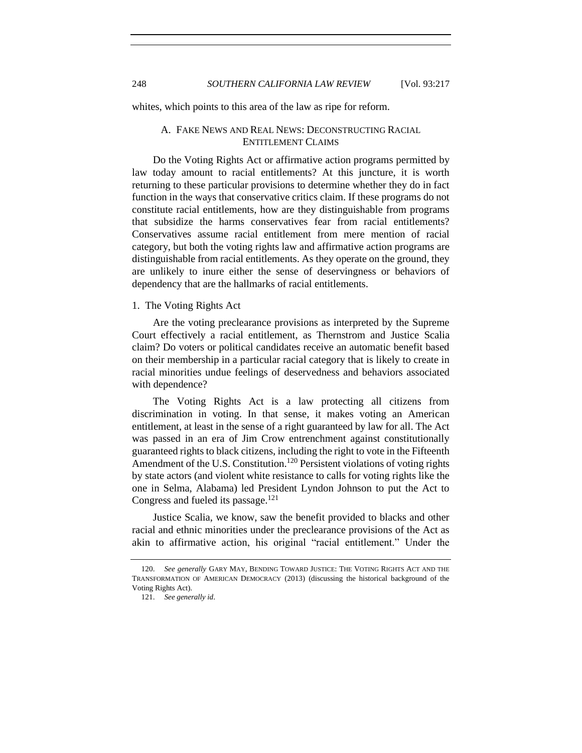whites, which points to this area of the law as ripe for reform.

### A. FAKE NEWS AND REAL NEWS: DECONSTRUCTING RACIAL ENTITLEMENT CLAIMS

Do the Voting Rights Act or affirmative action programs permitted by law today amount to racial entitlements? At this juncture, it is worth returning to these particular provisions to determine whether they do in fact function in the ways that conservative critics claim. If these programs do not constitute racial entitlements, how are they distinguishable from programs that subsidize the harms conservatives fear from racial entitlements? Conservatives assume racial entitlement from mere mention of racial category, but both the voting rights law and affirmative action programs are distinguishable from racial entitlements. As they operate on the ground, they are unlikely to inure either the sense of deservingness or behaviors of dependency that are the hallmarks of racial entitlements.

#### 1. The Voting Rights Act

Are the voting preclearance provisions as interpreted by the Supreme Court effectively a racial entitlement, as Thernstrom and Justice Scalia claim? Do voters or political candidates receive an automatic benefit based on their membership in a particular racial category that is likely to create in racial minorities undue feelings of deservedness and behaviors associated with dependence?

The Voting Rights Act is a law protecting all citizens from discrimination in voting. In that sense, it makes voting an American entitlement, at least in the sense of a right guaranteed by law for all. The Act was passed in an era of Jim Crow entrenchment against constitutionally guaranteed rights to black citizens, including the right to vote in the Fifteenth Amendment of the U.S. Constitution.[120] Persistent violations of voting rights by state actors (and violent white resistance to calls for voting rights like the one in Selma, Alabama) led President Lyndon Johnson to put the Act to Congress and fueled its passage.[121]

Justice Scalia, we know, saw the benefit provided to blacks and other racial and ethnic minorities under the preclearance provisions of the Act as akin to affirmative action, his original "racial entitlement." Under the

120. *See generally* GARY MAY, BENDING TOWARD JUSTICE: THE VOTING RIGHTS ACT AND THE TRANSFORMATION OF AMERICAN DEMOCRACY (2013) (discussing the historical background of the Voting Rights Act).

121. *See generally id.*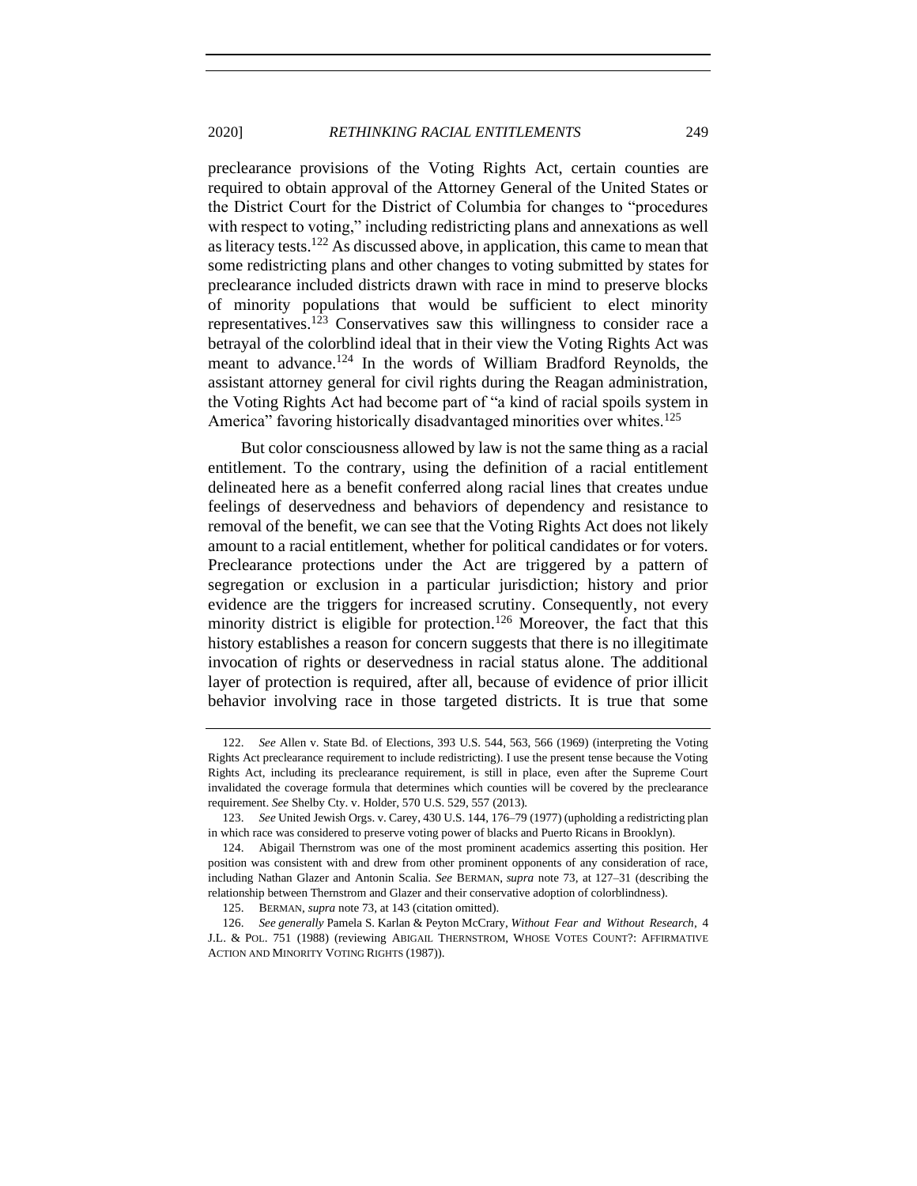preclearance provisions of the Voting Rights Act, certain counties are required to obtain approval of the Attorney General of the United States or the District Court for the District of Columbia for changes to "procedures with respect to voting," including redistricting plans and annexations as well as literacy tests.[122] As discussed above, in application, this came to mean that some redistricting plans and other changes to voting submitted by states for preclearance included districts drawn with race in mind to preserve blocks of minority populations that would be sufficient to elect minority representatives.[123] Conservatives saw this willingness to consider race a betrayal of the colorblind ideal that in their view the Voting Rights Act was meant to advance.[124] In the words of William Bradford Reynolds, the assistant attorney general for civil rights during the Reagan administration, the Voting Rights Act had become part of "a kind of racial spoils system in America" favoring historically disadvantaged minorities over whites.[125]

But color consciousness allowed by law is not the same thing as a racial entitlement. To the contrary, using the definition of a racial entitlement delineated here as a benefit conferred along racial lines that creates undue feelings of deservedness and behaviors of dependency and resistance to removal of the benefit, we can see that the Voting Rights Act does not likely amount to a racial entitlement, whether for political candidates or for voters. Preclearance protections under the Act are triggered by a pattern of segregation or exclusion in a particular jurisdiction; history and prior evidence are the triggers for increased scrutiny. Consequently, not every minority district is eligible for protection.[126] Moreover, the fact that this history establishes a reason for concern suggests that there is no illegitimate invocation of rights or deservedness in racial status alone. The additional layer of protection is required, after all, because of evidence of prior illicit behavior involving race in those targeted districts. It is true that some

---

122. *See* Allen v. State Bd. of Elections, 393 U.S. 544, 563, 566 (1969) (interpreting the Voting Rights Act preclearance requirement to include redistricting). I use the present tense because the Voting Rights Act, including its preclearance requirement, is still in place, even after the Supreme Court invalidated the coverage formula that determines which counties will be covered by the preclearance requirement. *See* Shelby Cty. v. Holder, 570 U.S. 529, 557 (2013).

123. *See* United Jewish Orgs. v. Carey, 430 U.S. 144, 176–79 (1977) (upholding a redistricting plan in which race was considered to preserve voting power of blacks and Puerto Ricans in Brooklyn).

124. Abigail Thernstrom was one of the most prominent academics asserting this position. Her position was consistent with and drew from other prominent opponents of any consideration of race, including Nathan Glazer and Antonin Scalia. *See* BERMAN, *supra* note 73, at 127–31 (describing the relationship between Thernstrom and Glazer and their conservative adoption of colorblindness).

125. BERMAN, *supra* note 73, at 143 (citation omitted).

126. *See generally* Pamela S. Karlan & Peyton McCrary, *Without Fear and Without Research*, 4 J.L. & POL. 751 (1988) (reviewing ABIGAIL THERNSTROM, WHOSE VOTES COUNT?: AFFIRMATIVE ACTION AND MINORITY VOTING RIGHTS (1987)).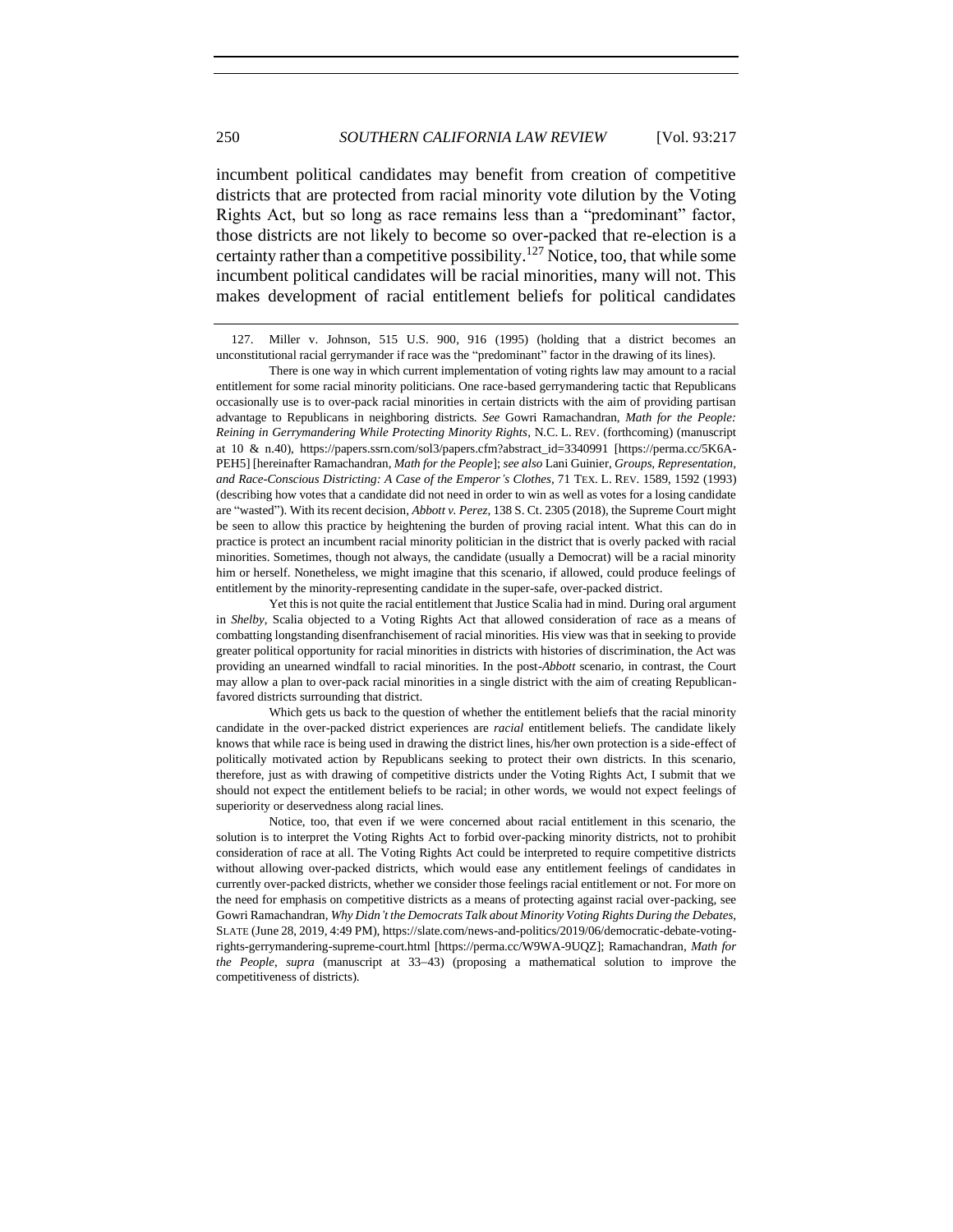incumbent political candidates may benefit from creation of competitive districts that are protected from racial minority vote dilution by the Voting Rights Act, but so long as race remains less than a "predominant" factor, those districts are not likely to become so over-packed that re-election is a certainty rather than a competitive possibility.[127] Notice, too, that while some incumbent political candidates will be racial minorities, many will not. This makes development of racial entitlement beliefs for political candidates

---

127. Miller v. Johnson, 515 U.S. 900, 916 (1995) (holding that a district becomes an unconstitutional racial gerrymander if race was the "predominant" factor in the drawing of its lines).

There is one way in which current implementation of voting rights law may amount to a racial entitlement for some racial minority politicians. One race-based gerrymandering tactic that Republicans occasionally use is to over-pack racial minorities in certain districts with the aim of providing partisan advantage to Republicans in neighboring districts. *See* Gowri Ramachandran, *Math for the People: Reining in Gerrymandering While Protecting Minority Rights*, N.C. L. REV. (forthcoming) (manuscript at 10 & n.40), https://papers.ssrn.com/sol3/papers.cfm?abstract_id=3340991 [https://perma.cc/5K6A-PEH5] [hereinafter Ramachandran, *Math for the People*]; *see also* Lani Guinier, *Groups, Representation, and Race-Conscious Districting: A Case of the Emperor's Clothes*, 71 TEX. L. REV. 1589, 1592 (1993) (describing how votes that a candidate did not need in order to win as well as votes for a losing candidate are "wasted"). With its recent decision, *Abbott v. Perez*, 138 S. Ct. 2305 (2018), the Supreme Court might be seen to allow this practice by heightening the burden of proving racial intent. What this can do in practice is protect an incumbent racial minority politician in the district that is overly packed with racial minorities. Sometimes, though not always, the candidate (usually a Democrat) will be a racial minority him or herself. Nonetheless, we might imagine that this scenario, if allowed, could produce feelings of entitlement by the minority-representing candidate in the super-safe, over-packed district.

Yet this is not quite the racial entitlement that Justice Scalia had in mind. During oral argument in *Shelby*, Scalia objected to a Voting Rights Act that allowed consideration of race as a means of combatting longstanding disenfranchisement of racial minorities. His view was that in seeking to provide greater political opportunity for racial minorities in districts with histories of discrimination, the Act was providing an unearned windfall to racial minorities. In the post-*Abbott* scenario, in contrast, the Court may allow a plan to over-pack racial minorities in a single district with the aim of creating Republican-favored districts surrounding that district.

Which gets us back to the question of whether the entitlement beliefs that the racial minority candidate in the over-packed district experiences are *racial* entitlement beliefs. The candidate likely knows that while race is being used in drawing the district lines, his/her own protection is a side-effect of politically motivated action by Republicans seeking to protect their own districts. In this scenario, therefore, just as with drawing of competitive districts under the Voting Rights Act, I submit that we should not expect the entitlement beliefs to be racial; in other words, we would not expect feelings of superiority or deservedness along racial lines.

Notice, too, that even if we were concerned about racial entitlement in this scenario, the solution is to interpret the Voting Rights Act to forbid over-packing minority districts, not to prohibit consideration of race at all. The Voting Rights Act could be interpreted to require competitive districts without allowing over-packed districts, which would ease any entitlement feelings of candidates in currently over-packed districts, whether we consider those feelings racial entitlement or not. For more on the need for emphasis on competitive districts as a means of protecting against racial over-packing, see Gowri Ramachandran, *Why Didn't the Democrats Talk about Minority Voting Rights During the Debates*, SLATE (June 28, 2019, 4:49 PM), https://slate.com/news-and-politics/2019/06/democratic-debate-voting-rights-gerrymandering-supreme-court.html [https://perma.cc/W9WA-9UQZ]; Ramachandran, *Math for the People*, *supra* (manuscript at 33–43) (proposing a mathematical solution to improve the competitiveness of districts).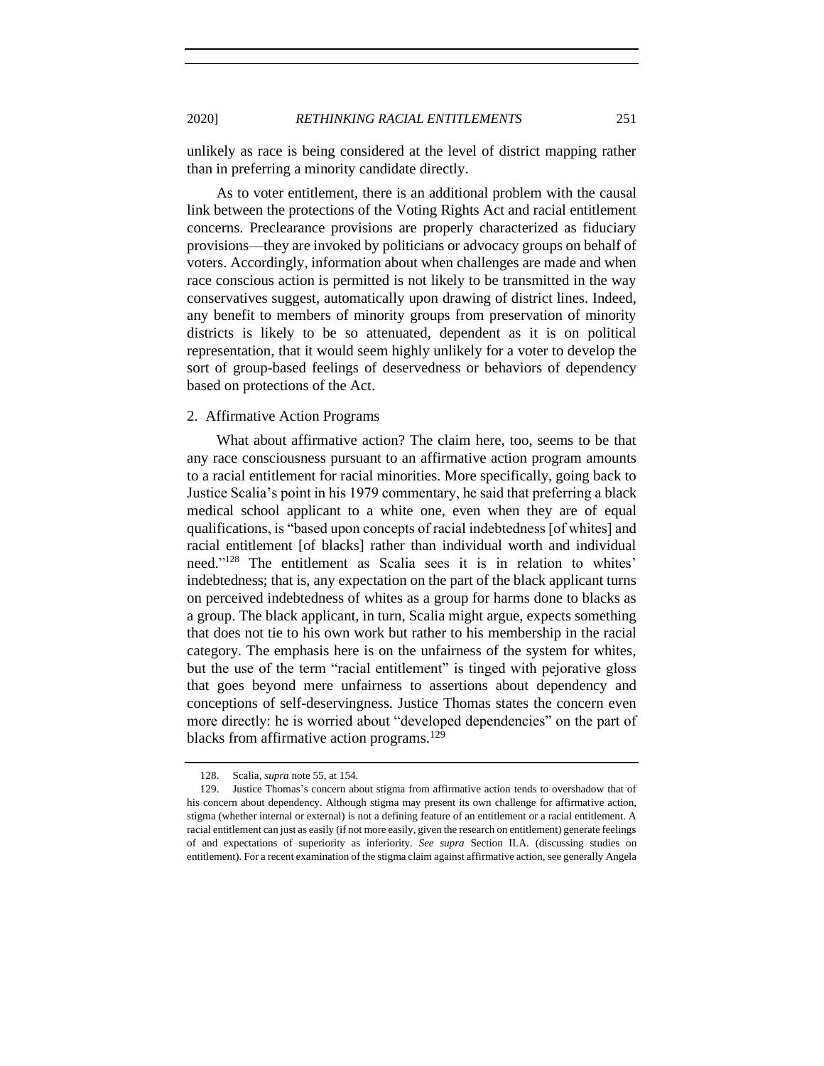unlikely as race is being considered at the level of district mapping rather than in preferring a minority candidate directly.

As to voter entitlement, there is an additional problem with the causal link between the protections of the Voting Rights Act and racial entitlement concerns. Preclearance provisions are properly characterized as fiduciary provisions—they are invoked by politicians or advocacy groups on behalf of voters. Accordingly, information about when challenges are made and when race conscious action is permitted is not likely to be transmitted in the way conservatives suggest, automatically upon drawing of district lines. Indeed, any benefit to members of minority groups from preservation of minority districts is likely to be so attenuated, dependent as it is on political representation, that it would seem highly unlikely for a voter to develop the sort of group-based feelings of deservedness or behaviors of dependency based on protections of the Act.

### 2. Affirmative Action Programs

What about affirmative action? The claim here, too, seems to be that any race consciousness pursuant to an affirmative action program amounts to a racial entitlement for racial minorities. More specifically, going back to Justice Scalia's point in his 1979 commentary, he said that preferring a black medical school applicant to a white one, even when they are of equal qualifications, is "based upon concepts of racial indebtedness [of whites] and racial entitlement [of blacks] rather than individual worth and individual need."[128] The entitlement as Scalia sees it is in relation to whites' indebtedness; that is, any expectation on the part of the black applicant turns on perceived indebtedness of whites as a group for harms done to blacks as a group. The black applicant, in turn, Scalia might argue, expects something that does not tie to his own work but rather to his membership in the racial category. The emphasis here is on the unfairness of the system for whites, but the use of the term "racial entitlement" is tinged with pejorative gloss that goes beyond mere unfairness to assertions about dependency and conceptions of self-deservingness. Justice Thomas states the concern even more directly: he is worried about "developed dependencies" on the part of blacks from affirmative action programs.[129]

---

128. Scalia, *supra* note 55, at 154.

129. Justice Thomas's concern about stigma from affirmative action tends to overshadow that of his concern about dependency. Although stigma may present its own challenge for affirmative action, stigma (whether internal or external) is not a defining feature of an entitlement or a racial entitlement. A racial entitlement can just as easily (if not more easily, given the research on entitlement) generate feelings of and expectations of superiority as inferiority. *See supra* Section II.A. (discussing studies on entitlement). For a recent examination of the stigma claim against affirmative action, see generally Angela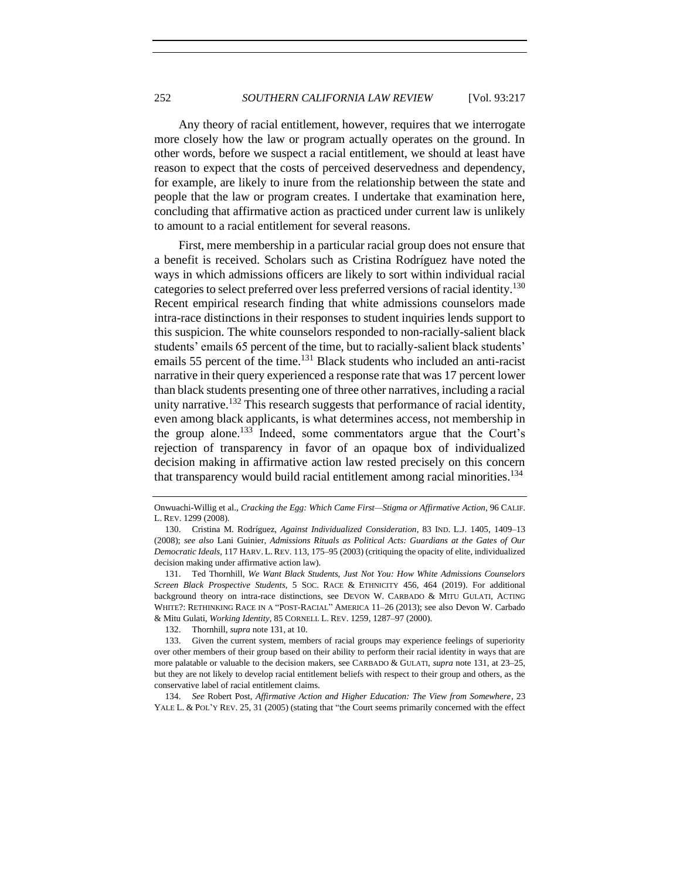Any theory of racial entitlement, however, requires that we interrogate more closely how the law or program actually operates on the ground. In other words, before we suspect a racial entitlement, we should at least have reason to expect that the costs of perceived deservedness and dependency, for example, are likely to inure from the relationship between the state and people that the law or program creates. I undertake that examination here, concluding that affirmative action as practiced under current law is unlikely to amount to a racial entitlement for several reasons.

First, mere membership in a particular racial group does not ensure that a benefit is received. Scholars such as Cristina Rodríguez have noted the ways in which admissions officers are likely to sort within individual racial categories to select preferred over less preferred versions of racial identity.[130] Recent empirical research finding that white admissions counselors made intra-race distinctions in their responses to student inquiries lends support to this suspicion. The white counselors responded to non-racially-salient black students' emails 65 percent of the time, but to racially-salient black students' emails 55 percent of the time.[131] Black students who included an anti-racist narrative in their query experienced a response rate that was 17 percent lower than black students presenting one of three other narratives, including a racial unity narrative.[132] This research suggests that performance of racial identity, even among black applicants, is what determines access, not membership in the group alone.[133] Indeed, some commentators argue that the Court's rejection of transparency in favor of an opaque box of individualized decision making in affirmative action law rested precisely on this concern that transparency would build racial entitlement among racial minorities.[134]

---

Onwuachi-Willig et al., *Cracking the Egg: Which Came First—Stigma or Affirmative Action*, 96 CALIF. L. REV. 1299 (2008).

130. Cristina M. Rodríguez, *Against Individualized Consideration*, 83 IND. L.J. 1405, 1409–13 (2008); *see also* Lani Guinier, *Admissions Rituals as Political Acts: Guardians at the Gates of Our Democratic Ideals*, 117 HARV. L. REV. 113, 175–95 (2003) (critiquing the opacity of elite, individualized decision making under affirmative action law).

131. Ted Thornhill, *We Want Black Students, Just Not You: How White Admissions Counselors Screen Black Prospective Students*, 5 SOC. RACE & ETHNICITY 456, 464 (2019). For additional background theory on intra-race distinctions, see DEVON W. CARBADO & MITU GULATI, ACTING WHITE?: RETHINKING RACE IN A "POST-RACIAL" AMERICA 11–26 (2013); see also Devon W. Carbado & Mitu Gulati, *Working Identity*, 85 CORNELL L. REV. 1259, 1287–97 (2000).

132. Thornhill, *supra* note 131, at 10.

133. Given the current system, members of racial groups may experience feelings of superiority over other members of their group based on their ability to perform their racial identity in ways that are more palatable or valuable to the decision makers, see CARBADO & GULATI, *supra* note 131, at 23–25, but they are not likely to develop racial entitlement beliefs with respect to their group and others, as the conservative label of racial entitlement claims.

134. *See* Robert Post, *Affirmative Action and Higher Education: The View from Somewhere*, 23 YALE L. & POL'Y REV. 25, 31 (2005) (stating that "the Court seems primarily concerned with the effect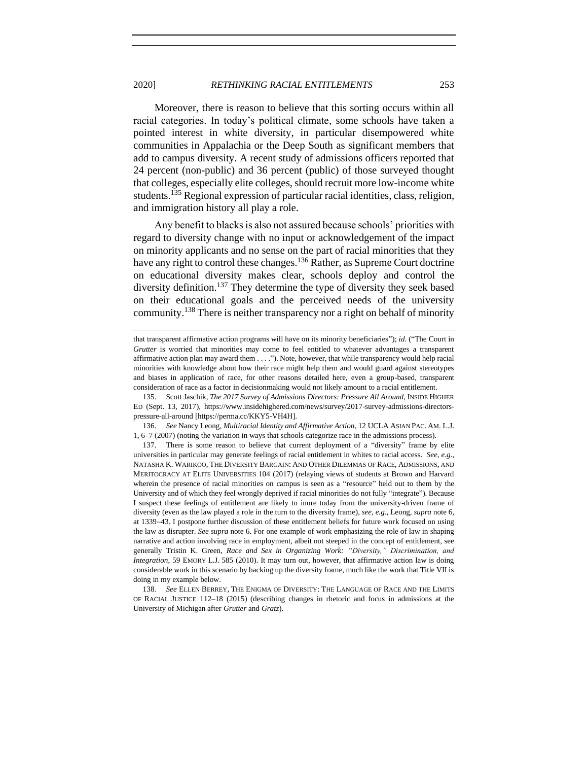Moreover, there is reason to believe that this sorting occurs within all racial categories. In today's political climate, some schools have taken a pointed interest in white diversity, in particular disempowered white communities in Appalachia or the Deep South as significant members that add to campus diversity. A recent study of admissions officers reported that 24 percent (non-public) and 36 percent (public) of those surveyed thought that colleges, especially elite colleges, should recruit more low-income white students.[135] Regional expression of particular racial identities, class, religion, and immigration history all play a role.

Any benefit to blacks is also not assured because schools' priorities with regard to diversity change with no input or acknowledgement of the impact on minority applicants and no sense on the part of racial minorities that they have any right to control these changes.[136] Rather, as Supreme Court doctrine on educational diversity makes clear, schools deploy and control the diversity definition.[137] They determine the type of diversity they seek based on their educational goals and the perceived needs of the university community.[138] There is neither transparency nor a right on behalf of minority

---

that transparent affirmative action programs will have on its minority beneficiaries"); *id.* ("The Court in *Grutter* is worried that minorities may come to feel entitled to whatever advantages a transparent affirmative action plan may award them . . . ."). Note, however, that while transparency would help racial minorities with knowledge about how their race might help them and would guard against stereotypes and biases in application of race, for other reasons detailed here, even a group-based, transparent consideration of race as a factor in decisionmaking would not likely amount to a racial entitlement.

135. Scott Jaschik, *The 2017 Survey of Admissions Directors: Pressure All Around*, INSIDE HIGHER ED (Sept. 13, 2017), https://www.insidehighered.com/news/survey/2017-survey-admissions-directors-pressure-all-around [https://perma.cc/KKY5-VH4H].

136. *See* Nancy Leong, *Multiracial Identity and Affirmative Action*, 12 UCLA ASIAN PAC. AM. L.J. 1, 6–7 (2007) (noting the variation in ways that schools categorize race in the admissions process).

137. There is some reason to believe that current deployment of a "diversity" frame by elite universities in particular may generate feelings of racial entitlement in whites to racial access. *See, e.g.*, NATASHA K. WARIKOO, THE DIVERSITY BARGAIN: AND OTHER DILEMMAS OF RACE, ADMISSIONS, AND MERITOCRACY AT ELITE UNIVERSITIES 104 (2017) (relaying views of students at Brown and Harvard wherein the presence of racial minorities on campus is seen as a "resource" held out to them by the University and of which they feel wrongly deprived if racial minorities do not fully "integrate"). Because I suspect these feelings of entitlement are likely to inure today from the university-driven frame of diversity (even as the law played a role in the turn to the diversity frame), *see, e.g.*, Leong, *supra* note 6, at 1339–43. I postpone further discussion of these entitlement beliefs for future work focused on using the law as disrupter. *See supra* note 6. For one example of work emphasizing the role of law in shaping narrative and action involving race in employment, albeit not steeped in the concept of entitlement, see generally Tristin K. Green, *Race and Sex in Organizing Work: "Diversity," Discrimination, and Integration*, 59 EMORY L.J. 585 (2010). It may turn out, however, that affirmative action law is doing considerable work in this scenario by backing up the diversity frame, much like the work that Title VII is doing in my example below.

138. *See* ELLEN BERREY, THE ENIGMA OF DIVERSITY: THE LANGUAGE OF RACE AND THE LIMITS OF RACIAL JUSTICE 112–18 (2015) (describing changes in rhetoric and focus in admissions at the University of Michigan after *Grutter* and *Gratz*).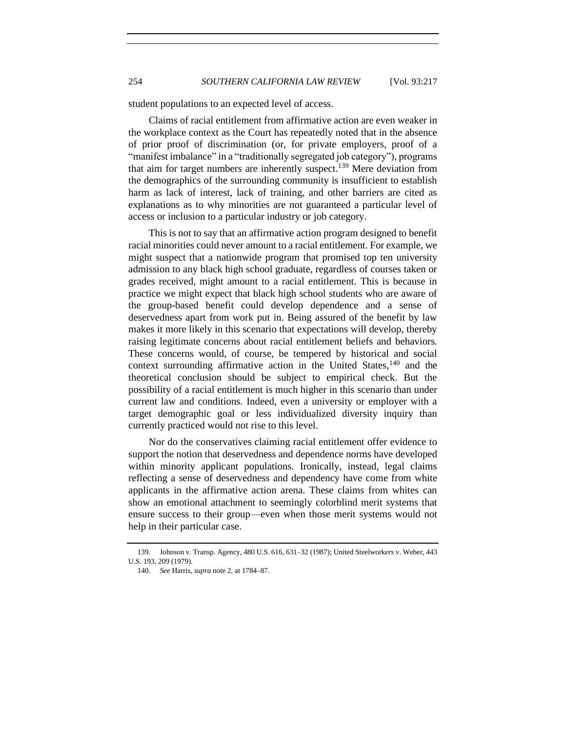student populations to an expected level of access.

Claims of racial entitlement from affirmative action are even weaker in the workplace context as the Court has repeatedly noted that in the absence of prior proof of discrimination (or, for private employers, proof of a "manifest imbalance" in a "traditionally segregated job category"), programs that aim for target numbers are inherently suspect.[139] Mere deviation from the demographics of the surrounding community is insufficient to establish harm as lack of interest, lack of training, and other barriers are cited as explanations as to why minorities are not guaranteed a particular level of access or inclusion to a particular industry or job category.

This is not to say that an affirmative action program designed to benefit racial minorities could never amount to a racial entitlement. For example, we might suspect that a nationwide program that promised top ten university admission to any black high school graduate, regardless of courses taken or grades received, might amount to a racial entitlement. This is because in practice we might expect that black high school students who are aware of the group-based benefit could develop dependence and a sense of deservedness apart from work put in. Being assured of the benefit by law makes it more likely in this scenario that expectations will develop, thereby raising legitimate concerns about racial entitlement beliefs and behaviors. These concerns would, of course, be tempered by historical and social context surrounding affirmative action in the United States,[140] and the theoretical conclusion should be subject to empirical check. But the possibility of a racial entitlement is much higher in this scenario than under current law and conditions. Indeed, even a university or employer with a target demographic goal or less individualized diversity inquiry than currently practiced would not rise to this level.

Nor do the conservatives claiming racial entitlement offer evidence to support the notion that deservedness and dependence norms have developed within minority applicant populations. Ironically, instead, legal claims reflecting a sense of deservedness and dependency have come from white applicants in the affirmative action arena. These claims from whites can show an emotional attachment to seemingly colorblind merit systems that ensure success to their group—even when those merit systems would not help in their particular case.

---

139. Johnson v. Transp. Agency, 480 U.S. 616, 631–32 (1987); United Steelworkers v. Weber, 443 U.S. 193, 209 (1979).

140. *See* Harris, *supra* note 2, at 1784–87.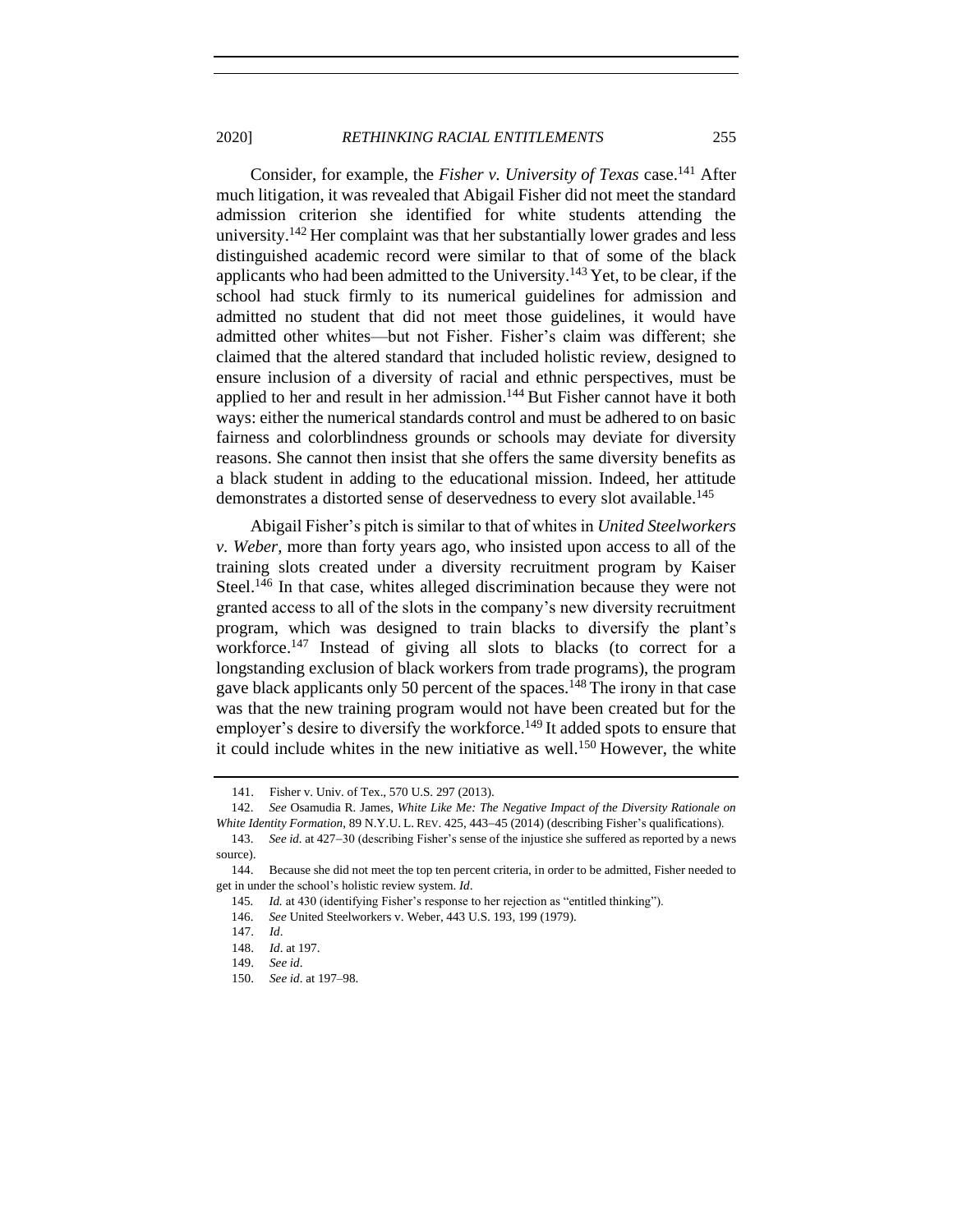Consider, for example, the *Fisher v. University of Texas* case.[141] After much litigation, it was revealed that Abigail Fisher did not meet the standard admission criterion she identified for white students attending the university.[142] Her complaint was that her substantially lower grades and less distinguished academic record were similar to that of some of the black applicants who had been admitted to the University.[143] Yet, to be clear, if the school had stuck firmly to its numerical guidelines for admission and admitted no student that did not meet those guidelines, it would have admitted other whites—but not Fisher. Fisher's claim was different; she claimed that the altered standard that included holistic review, designed to ensure inclusion of a diversity of racial and ethnic perspectives, must be applied to her and result in her admission.[144] But Fisher cannot have it both ways: either the numerical standards control and must be adhered to on basic fairness and colorblindness grounds or schools may deviate for diversity reasons. She cannot then insist that she offers the same diversity benefits as a black student in adding to the educational mission. Indeed, her attitude demonstrates a distorted sense of deservedness to every slot available.[145]

Abigail Fisher's pitch is similar to that of whites in *United Steelworkers v. Weber*, more than forty years ago, who insisted upon access to all of the training slots created under a diversity recruitment program by Kaiser Steel.[146] In that case, whites alleged discrimination because they were not granted access to all of the slots in the company's new diversity recruitment program, which was designed to train blacks to diversify the plant's workforce.[147] Instead of giving all slots to blacks (to correct for a longstanding exclusion of black workers from trade programs), the program gave black applicants only 50 percent of the spaces.[148] The irony in that case was that the new training program would not have been created but for the employer's desire to diversify the workforce.[149] It added spots to ensure that it could include whites in the new initiative as well.[150] However, the white

---

141. Fisher v. Univ. of Tex., 570 U.S. 297 (2013).

142. *See* Osamudia R. James, *White Like Me: The Negative Impact of the Diversity Rationale on White Identity Formation*, 89 N.Y.U. L. REV. 425, 443–45 (2014) (describing Fisher's qualifications).

143. *See id.* at 427–30 (describing Fisher's sense of the injustice she suffered as reported by a news source).

144. Because she did not meet the top ten percent criteria, in order to be admitted, Fisher needed to get in under the school's holistic review system. *Id*.

145. *Id.* at 430 (identifying Fisher's response to her rejection as "entitled thinking").

146. *See* United Steelworkers v. Weber, 443 U.S. 193, 199 (1979).

147. *Id*.

148. *Id*. at 197.

149. *See id*.

150. *See id*. at 197–98.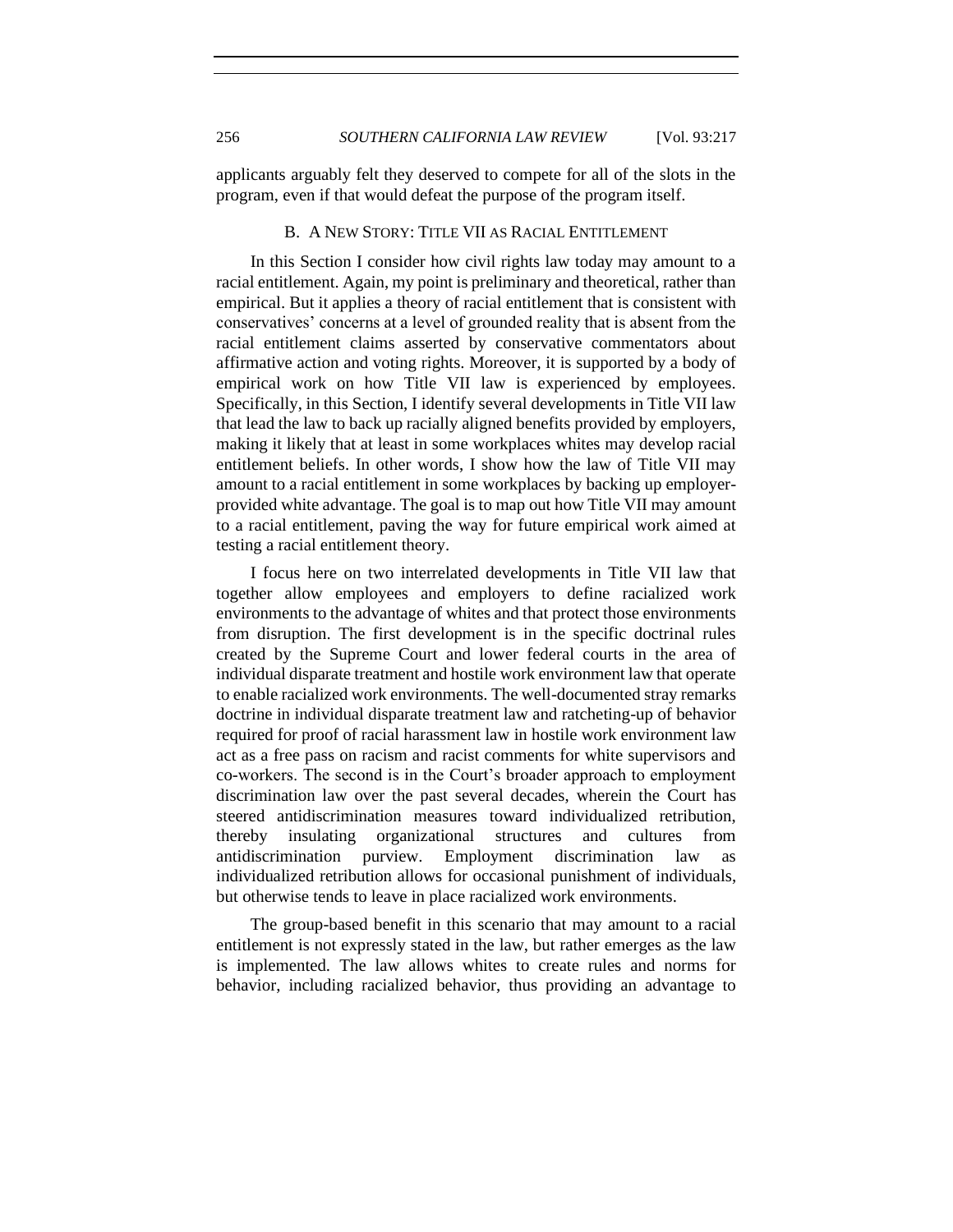applicants arguably felt they deserved to compete for all of the slots in the program, even if that would defeat the purpose of the program itself.

### B. A New Story: Title VII as Racial Entitlement

In this Section I consider how civil rights law today may amount to a racial entitlement. Again, my point is preliminary and theoretical, rather than empirical. But it applies a theory of racial entitlement that is consistent with conservatives' concerns at a level of grounded reality that is absent from the racial entitlement claims asserted by conservative commentators about affirmative action and voting rights. Moreover, it is supported by a body of empirical work on how Title VII law is experienced by employees. Specifically, in this Section, I identify several developments in Title VII law that lead the law to back up racially aligned benefits provided by employers, making it likely that at least in some workplaces whites may develop racial entitlement beliefs. In other words, I show how the law of Title VII may amount to a racial entitlement in some workplaces by backing up employer-provided white advantage. The goal is to map out how Title VII may amount to a racial entitlement, paving the way for future empirical work aimed at testing a racial entitlement theory.

I focus here on two interrelated developments in Title VII law that together allow employees and employers to define racialized work environments to the advantage of whites and that protect those environments from disruption. The first development is in the specific doctrinal rules created by the Supreme Court and lower federal courts in the area of individual disparate treatment and hostile work environment law that operate to enable racialized work environments. The well-documented stray remarks doctrine in individual disparate treatment law and ratcheting-up of behavior required for proof of racial harassment law in hostile work environment law act as a free pass on racism and racist comments for white supervisors and co-workers. The second is in the Court's broader approach to employment discrimination law over the past several decades, wherein the Court has steered antidiscrimination measures toward individualized retribution, thereby insulating organizational structures and cultures from antidiscrimination purview. Employment discrimination law as individualized retribution allows for occasional punishment of individuals, but otherwise tends to leave in place racialized work environments.

The group-based benefit in this scenario that may amount to a racial entitlement is not expressly stated in the law, but rather emerges as the law is implemented. The law allows whites to create rules and norms for behavior, including racialized behavior, thus providing an advantage to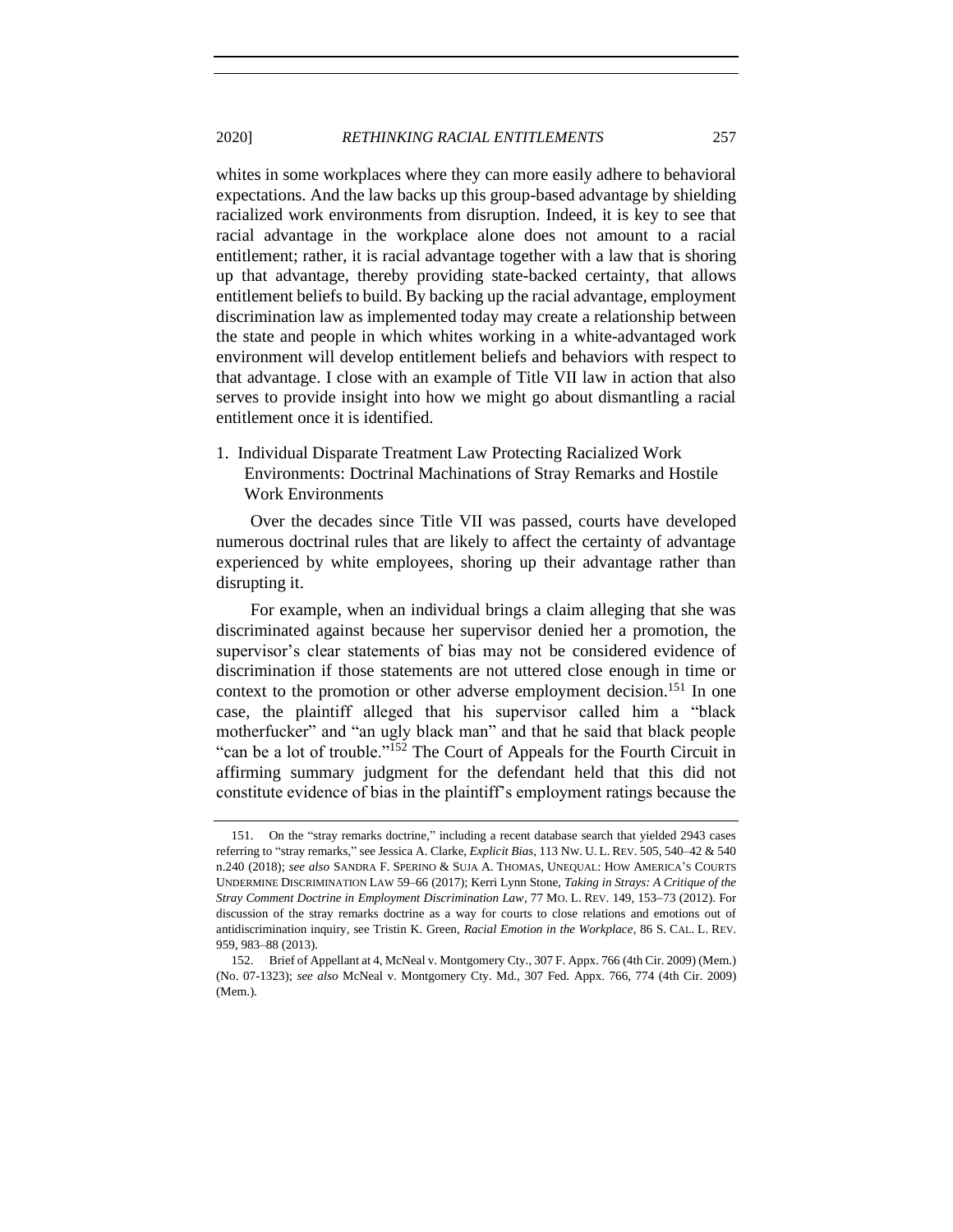whites in some workplaces where they can more easily adhere to behavioral expectations. And the law backs up this group-based advantage by shielding racialized work environments from disruption. Indeed, it is key to see that racial advantage in the workplace alone does not amount to a racial entitlement; rather, it is racial advantage together with a law that is shoring up that advantage, thereby providing state-backed certainty, that allows entitlement beliefs to build. By backing up the racial advantage, employment discrimination law as implemented today may create a relationship between the state and people in which whites working in a white-advantaged work environment will develop entitlement beliefs and behaviors with respect to that advantage. I close with an example of Title VII law in action that also serves to provide insight into how we might go about dismantling a racial entitlement once it is identified.

1. Individual Disparate Treatment Law Protecting Racialized Work Environments: Doctrinal Machinations of Stray Remarks and Hostile Work Environments

Over the decades since Title VII was passed, courts have developed numerous doctrinal rules that are likely to affect the certainty of advantage experienced by white employees, shoring up their advantage rather than disrupting it.

For example, when an individual brings a claim alleging that she was discriminated against because her supervisor denied her a promotion, the supervisor's clear statements of bias may not be considered evidence of discrimination if those statements are not uttered close enough in time or context to the promotion or other adverse employment decision.[151] In one case, the plaintiff alleged that his supervisor called him a "black motherfucker" and "an ugly black man" and that he said that black people "can be a lot of trouble."[152] The Court of Appeals for the Fourth Circuit in affirming summary judgment for the defendant held that this did not constitute evidence of bias in the plaintiff's employment ratings because the

---

151. On the "stray remarks doctrine," including a recent database search that yielded 2943 cases referring to "stray remarks," see Jessica A. Clarke, *Explicit Bias*, 113 NW. U. L. REV. 505, 540–42 & 540 n.240 (2018); *see also* SANDRA F. SPERINO & SUJA A. THOMAS, UNEQUAL: HOW AMERICA'S COURTS UNDERMINE DISCRIMINATION LAW 59–66 (2017); Kerri Lynn Stone, *Taking in Strays: A Critique of the Stray Comment Doctrine in Employment Discrimination Law*, 77 MO. L. REV. 149, 153–73 (2012). For discussion of the stray remarks doctrine as a way for courts to close relations and emotions out of antidiscrimination inquiry, see Tristin K. Green, *Racial Emotion in the Workplace*, 86 S. CAL. L. REV. 959, 983–88 (2013).

152. Brief of Appellant at 4, McNeal v. Montgomery Cty., 307 F. Appx. 766 (4th Cir. 2009) (Mem.) (No. 07-1323); *see also* McNeal v. Montgomery Cty. Md., 307 Fed. Appx. 766, 774 (4th Cir. 2009) (Mem.).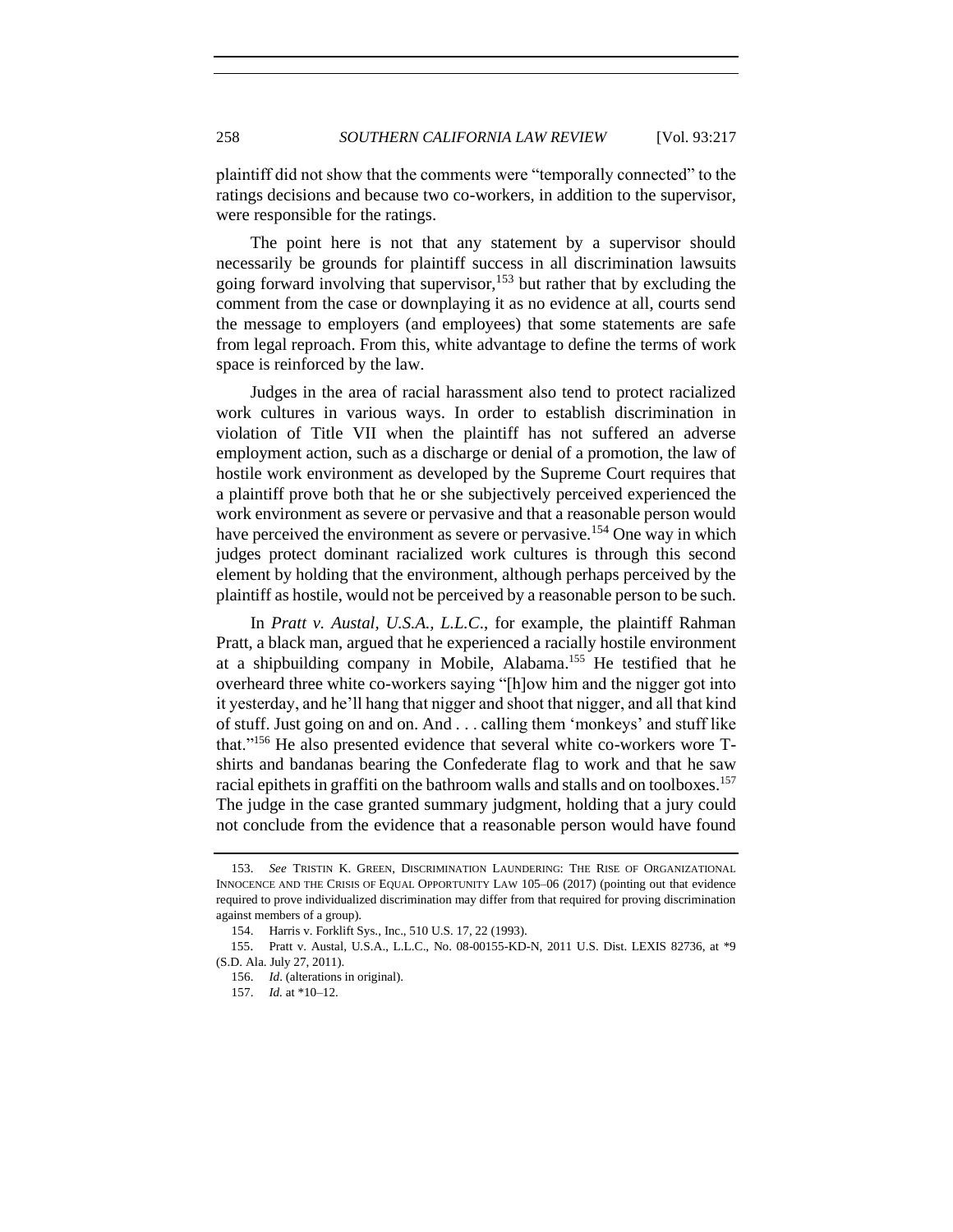plaintiff did not show that the comments were "temporally connected" to the ratings decisions and because two co-workers, in addition to the supervisor, were responsible for the ratings.

The point here is not that any statement by a supervisor should necessarily be grounds for plaintiff success in all discrimination lawsuits going forward involving that supervisor,[153] but rather that by excluding the comment from the case or downplaying it as no evidence at all, courts send the message to employers (and employees) that some statements are safe from legal reproach. From this, white advantage to define the terms of work space is reinforced by the law.

Judges in the area of racial harassment also tend to protect racialized work cultures in various ways. In order to establish discrimination in violation of Title VII when the plaintiff has not suffered an adverse employment action, such as a discharge or denial of a promotion, the law of hostile work environment as developed by the Supreme Court requires that a plaintiff prove both that he or she subjectively perceived experienced the work environment as severe or pervasive and that a reasonable person would have perceived the environment as severe or pervasive.[154] One way in which judges protect dominant racialized work cultures is through this second element by holding that the environment, although perhaps perceived by the plaintiff as hostile, would not be perceived by a reasonable person to be such.

In *Pratt v. Austal, U.S.A., L.L.C.*, for example, the plaintiff Rahman Pratt, a black man, argued that he experienced a racially hostile environment at a shipbuilding company in Mobile, Alabama.[155] He testified that he overheard three white co-workers saying "[h]ow him and the nigger got into it yesterday, and he'll hang that nigger and shoot that nigger, and all that kind of stuff. Just going on and on. And . . . calling them 'monkeys' and stuff like that."[156] He also presented evidence that several white co-workers wore T-shirts and bandanas bearing the Confederate flag to work and that he saw racial epithets in graffiti on the bathroom walls and stalls and on toolboxes.[157] The judge in the case granted summary judgment, holding that a jury could not conclude from the evidence that a reasonable person would have found

---

153. *See* TRISTIN K. GREEN, DISCRIMINATION LAUNDERING: THE RISE OF ORGANIZATIONAL INNOCENCE AND THE CRISIS OF EQUAL OPPORTUNITY LAW 105–06 (2017) (pointing out that evidence required to prove individualized discrimination may differ from that required for proving discrimination against members of a group).

154. Harris v. Forklift Sys., Inc., 510 U.S. 17, 22 (1993).

155. Pratt v. Austal, U.S.A., L.L.C., No. 08-00155-KD-N, 2011 U.S. Dist. LEXIS 82736, at *9 (S.D. Ala. July 27, 2011).

156. *Id*. (alterations in original).

157. *Id.* at *10–12.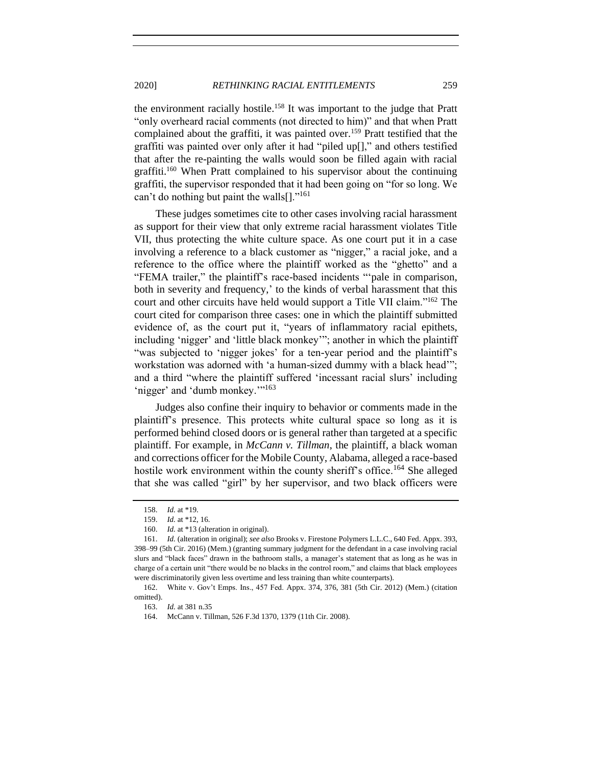the environment racially hostile.[158] It was important to the judge that Pratt "only overheard racial comments (not directed to him)" and that when Pratt complained about the graffiti, it was painted over.[159] Pratt testified that the graffiti was painted over only after it had "piled up[]," and others testified that after the re-painting the walls would soon be filled again with racial graffiti.[160] When Pratt complained to his supervisor about the continuing graffiti, the supervisor responded that it had been going on "for so long. We can't do nothing but paint the walls[]."[161]

These judges sometimes cite to other cases involving racial harassment as support for their view that only extreme racial harassment violates Title VII, thus protecting the white culture space. As one court put it in a case involving a reference to a black customer as "nigger," a racial joke, and a reference to the office where the plaintiff worked as the "ghetto" and a "FEMA trailer," the plaintiff's race-based incidents "'pale in comparison, both in severity and frequency,' to the kinds of verbal harassment that this court and other circuits have held would support a Title VII claim."[162] The court cited for comparison three cases: one in which the plaintiff submitted evidence of, as the court put it, "years of inflammatory racial epithets, including 'nigger' and 'little black monkey'"; another in which the plaintiff "was subjected to 'nigger jokes' for a ten-year period and the plaintiff's workstation was adorned with 'a human-sized dummy with a black head'"; and a third "where the plaintiff suffered 'incessant racial slurs' including 'nigger' and 'dumb monkey.'"[163]

Judges also confine their inquiry to behavior or comments made in the plaintiff's presence. This protects white cultural space so long as it is performed behind closed doors or is general rather than targeted at a specific plaintiff. For example, in *McCann v. Tillman*, the plaintiff, a black woman and corrections officer for the Mobile County, Alabama, alleged a race-based hostile work environment within the county sheriff's office.[164] She alleged that she was called "girl" by her supervisor, and two black officers were

---

158. *Id.* at *19.

159. *Id.* at *12, 16.

160. *Id.* at *13 (alteration in original).

161. *Id.* (alteration in original); *see also* Brooks v. Firestone Polymers L.L.C., 640 Fed. Appx. 393, 398–99 (5th Cir. 2016) (Mem.) (granting summary judgment for the defendant in a case involving racial slurs and "black faces" drawn in the bathroom stalls, a manager's statement that as long as he was in charge of a certain unit "there would be no blacks in the control room," and claims that black employees were discriminatorily given less overtime and less training than white counterparts).

162. White v. Gov't Emps. Ins., 457 Fed. Appx. 374, 376, 381 (5th Cir. 2012) (Mem.) (citation omitted).

163. *Id.* at 381 n.35

164. McCann v. Tillman, 526 F.3d 1370, 1379 (11th Cir. 2008).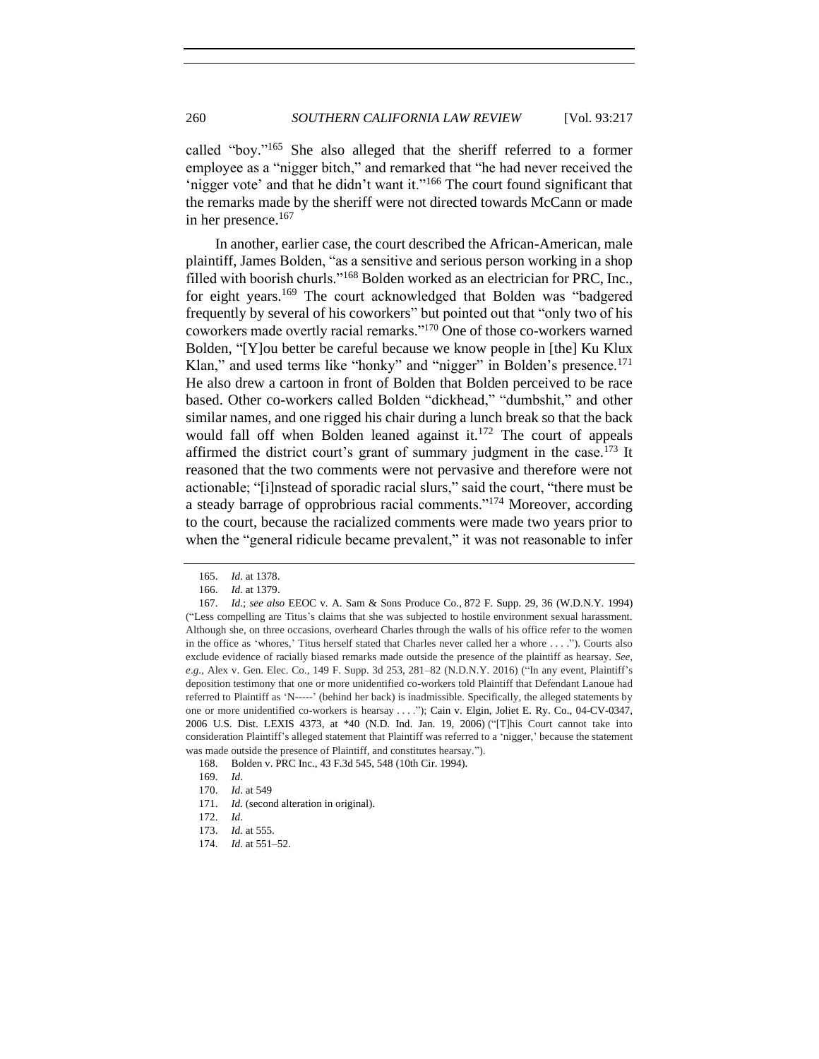called "boy."[165] She also alleged that the sheriff referred to a former employee as a "nigger bitch," and remarked that "he had never received the 'nigger vote' and that he didn't want it."[166] The court found significant that the remarks made by the sheriff were not directed towards McCann or made in her presence.[167]

In another, earlier case, the court described the African-American, male plaintiff, James Bolden, "as a sensitive and serious person working in a shop filled with boorish churls."[168] Bolden worked as an electrician for PRC, Inc., for eight years.[169] The court acknowledged that Bolden was "badgered frequently by several of his coworkers" but pointed out that "only two of his coworkers made overtly racial remarks."[170] One of those co-workers warned Bolden, "[Y]ou better be careful because we know people in [the] Ku Klux Klan," and used terms like "honky" and "nigger" in Bolden's presence.[171] He also drew a cartoon in front of Bolden that Bolden perceived to be race based. Other co-workers called Bolden "dickhead," "dumbshit," and other similar names, and one rigged his chair during a lunch break so that the back would fall off when Bolden leaned against it.[172] The court of appeals affirmed the district court's grant of summary judgment in the case.[173] It reasoned that the two comments were not pervasive and therefore were not actionable; "[i]nstead of sporadic racial slurs," said the court, "there must be a steady barrage of opprobrious racial comments."[174] Moreover, according to the court, because the racialized comments were made two years prior to when the "general ridicule became prevalent," it was not reasonable to infer

---

165. *Id*. at 1378.

166. *Id.* at 1379.

167. *Id*.; *see also* EEOC v. A. Sam & Sons Produce Co., 872 F. Supp. 29, 36 (W.D.N.Y. 1994) ("Less compelling are Titus's claims that she was subjected to hostile environment sexual harassment. Although she, on three occasions, overheard Charles through the walls of his office refer to the women in the office as 'whores,' Titus herself stated that Charles never called her a whore . . . ."). Courts also exclude evidence of racially biased remarks made outside the presence of the plaintiff as hearsay. *See, e.g.*, Alex v. Gen. Elec. Co., 149 F. Supp. 3d 253, 281–82 (N.D.N.Y. 2016) ("In any event, Plaintiff's deposition testimony that one or more unidentified co-workers told Plaintiff that Defendant Lanoue had referred to Plaintiff as 'N-----' (behind her back) is inadmissible. Specifically, the alleged statements by one or more unidentified co-workers is hearsay . . . ."); Cain v. Elgin, Joliet E. Ry. Co., 04-CV-0347, 2006 U.S. Dist. LEXIS 4373, at *40 (N.D. Ind. Jan. 19, 2006) ("[T]his Court cannot take into consideration Plaintiff's alleged statement that Plaintiff was referred to a 'nigger,' because the statement was made outside the presence of Plaintiff, and constitutes hearsay.").

168. Bolden v. PRC Inc., 43 F.3d 545, 548 (10th Cir. 1994).

169. *Id*.

170. *Id*. at 549

171. *Id.* (second alteration in original).

172. *Id*.

173. *Id.* at 555.

174. *Id*. at 551–52.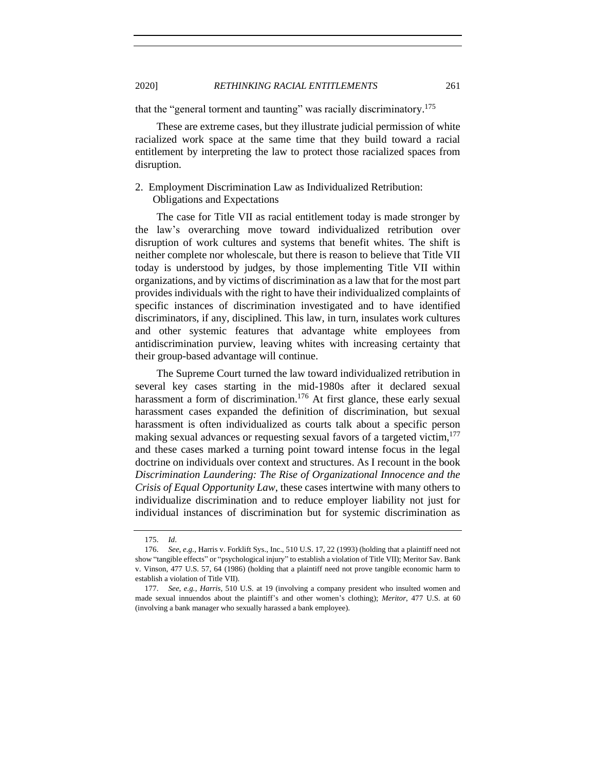that the "general torment and taunting" was racially discriminatory.[175]

These are extreme cases, but they illustrate judicial permission of white racialized work space at the same time that they build toward a racial entitlement by interpreting the law to protect those racialized spaces from disruption.

### 2. Employment Discrimination Law as Individualized Retribution: Obligations and Expectations

The case for Title VII as racial entitlement today is made stronger by the law's overarching move toward individualized retribution over disruption of work cultures and systems that benefit whites. The shift is neither complete nor wholescale, but there is reason to believe that Title VII today is understood by judges, by those implementing Title VII within organizations, and by victims of discrimination as a law that for the most part provides individuals with the right to have their individualized complaints of specific instances of discrimination investigated and to have identified discriminators, if any, disciplined. This law, in turn, insulates work cultures and other systemic features that advantage white employees from antidiscrimination purview, leaving whites with increasing certainty that their group-based advantage will continue.

The Supreme Court turned the law toward individualized retribution in several key cases starting in the mid-1980s after it declared sexual harassment a form of discrimination.[176] At first glance, these early sexual harassment cases expanded the definition of discrimination, but sexual harassment is often individualized as courts talk about a specific person making sexual advances or requesting sexual favors of a targeted victim,[177] and these cases marked a turning point toward intense focus in the legal doctrine on individuals over context and structures. As I recount in the book *Discrimination Laundering: The Rise of Organizational Innocence and the Crisis of Equal Opportunity Law*, these cases intertwine with many others to individualize discrimination and to reduce employer liability not just for individual instances of discrimination but for systemic discrimination as

---

175. *Id*.

176. *See, e.g.*, Harris v. Forklift Sys., Inc., 510 U.S. 17, 22 (1993) (holding that a plaintiff need not show "tangible effects" or "psychological injury" to establish a violation of Title VII); Meritor Sav. Bank v. Vinson, 477 U.S. 57, 64 (1986) (holding that a plaintiff need not prove tangible economic harm to establish a violation of Title VII).

177. *See, e.g.*, *Harris*, 510 U.S. at 19 (involving a company president who insulted women and made sexual innuendos about the plaintiff's and other women's clothing); *Meritor*, 477 U.S. at 60 (involving a bank manager who sexually harassed a bank employee).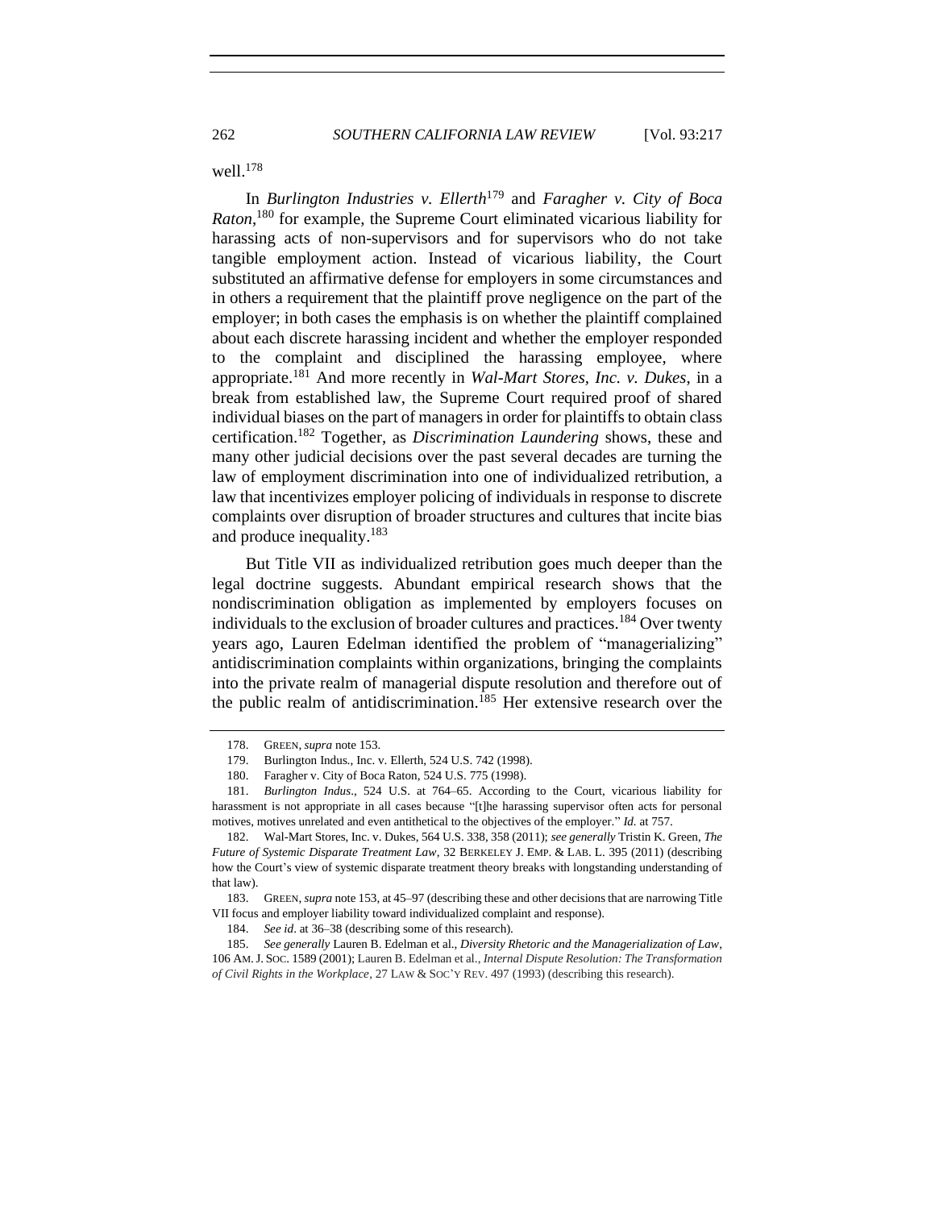well.[178]

In *Burlington Industries v. Ellerth*[179] and *Faragher v. City of Boca Raton*,[180] for example, the Supreme Court eliminated vicarious liability for harassing acts of non-supervisors and for supervisors who do not take tangible employment action. Instead of vicarious liability, the Court substituted an affirmative defense for employers in some circumstances and in others a requirement that the plaintiff prove negligence on the part of the employer; in both cases the emphasis is on whether the plaintiff complained about each discrete harassing incident and whether the employer responded to the complaint and disciplined the harassing employee, where appropriate.[181] And more recently in *Wal-Mart Stores, Inc. v. Dukes*, in a break from established law, the Supreme Court required proof of shared individual biases on the part of managers in order for plaintiffs to obtain class certification.[182] Together, as *Discrimination Laundering* shows, these and many other judicial decisions over the past several decades are turning the law of employment discrimination into one of individualized retribution, a law that incentivizes employer policing of individuals in response to discrete complaints over disruption of broader structures and cultures that incite bias and produce inequality.[183]

But Title VII as individualized retribution goes much deeper than the legal doctrine suggests. Abundant empirical research shows that the nondiscrimination obligation as implemented by employers focuses on individuals to the exclusion of broader cultures and practices.[184] Over twenty years ago, Lauren Edelman identified the problem of "managerializing" antidiscrimination complaints within organizations, bringing the complaints into the private realm of managerial dispute resolution and therefore out of the public realm of antidiscrimination.[185] Her extensive research over the

---

178. GREEN, *supra* note 153.

179. Burlington Indus., Inc. v. Ellerth, 524 U.S. 742 (1998).

180. Faragher v. City of Boca Raton, 524 U.S. 775 (1998).

181. *Burlington Indus*., 524 U.S. at 764–65. According to the Court, vicarious liability for harassment is not appropriate in all cases because "[t]he harassing supervisor often acts for personal motives, motives unrelated and even antithetical to the objectives of the employer." *Id.* at 757.

182. Wal-Mart Stores, Inc. v. Dukes, 564 U.S. 338, 358 (2011); *see generally* Tristin K. Green, *The Future of Systemic Disparate Treatment Law*, 32 BERKELEY J. EMP. & LAB. L. 395 (2011) (describing how the Court's view of systemic disparate treatment theory breaks with longstanding understanding of that law).

183. GREEN, *supra* note 153, at 45–97 (describing these and other decisions that are narrowing Title VII focus and employer liability toward individualized complaint and response).

184. *See id*. at 36–38 (describing some of this research).

185. *See generally* Lauren B. Edelman et al., *Diversity Rhetoric and the Managerialization of Law*, 106 AM. J. SOC. 1589 (2001); Lauren B. Edelman et al., *Internal Dispute Resolution: The Transformation of Civil Rights in the Workplace*, 27 LAW & SOC'Y REV. 497 (1993) (describing this research).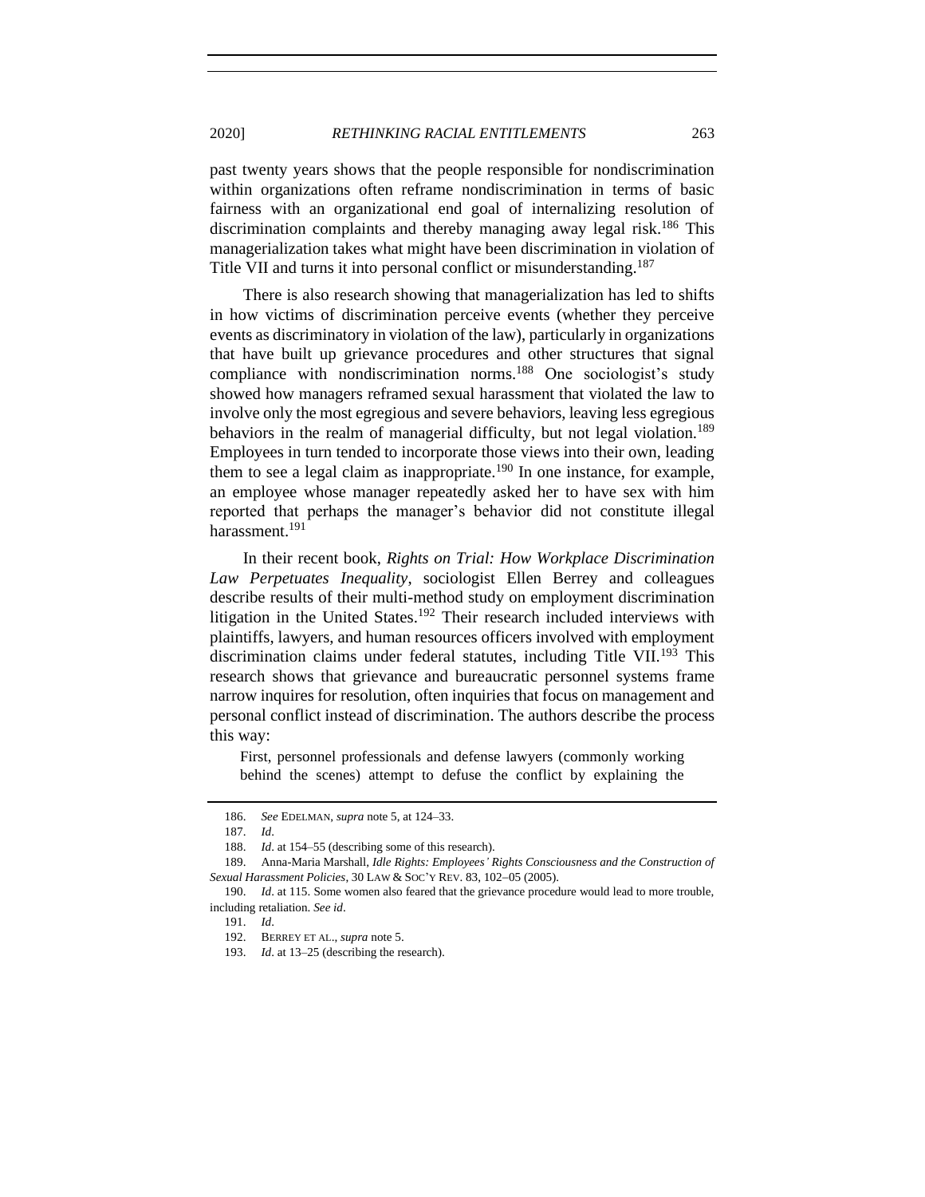past twenty years shows that the people responsible for nondiscrimination within organizations often reframe nondiscrimination in terms of basic fairness with an organizational end goal of internalizing resolution of discrimination complaints and thereby managing away legal risk.[186] This managerialization takes what might have been discrimination in violation of Title VII and turns it into personal conflict or misunderstanding.[187]

There is also research showing that managerialization has led to shifts in how victims of discrimination perceive events (whether they perceive events as discriminatory in violation of the law), particularly in organizations that have built up grievance procedures and other structures that signal compliance with nondiscrimination norms.[188] One sociologist's study showed how managers reframed sexual harassment that violated the law to involve only the most egregious and severe behaviors, leaving less egregious behaviors in the realm of managerial difficulty, but not legal violation.[189] Employees in turn tended to incorporate those views into their own, leading them to see a legal claim as inappropriate.[190] In one instance, for example, an employee whose manager repeatedly asked her to have sex with him reported that perhaps the manager's behavior did not constitute illegal harassment.[191]

In their recent book, *Rights on Trial: How Workplace Discrimination Law Perpetuates Inequality*, sociologist Ellen Berrey and colleagues describe results of their multi-method study on employment discrimination litigation in the United States.[192] Their research included interviews with plaintiffs, lawyers, and human resources officers involved with employment discrimination claims under federal statutes, including Title VII.[193] This research shows that grievance and bureaucratic personnel systems frame narrow inquires for resolution, often inquiries that focus on management and personal conflict instead of discrimination. The authors describe the process this way:

> First, personnel professionals and defense lawyers (commonly working behind the scenes) attempt to defuse the conflict by explaining the

---

186. *See* EDELMAN, *supra* note 5, at 124–33.

187. *Id*.

188. *Id*. at 154–55 (describing some of this research).

189. Anna-Maria Marshall, *Idle Rights: Employees' Rights Consciousness and the Construction of Sexual Harassment Policies*, 30 LAW & SOC'Y REV. 83, 102–05 (2005).

190. *Id*. at 115. Some women also feared that the grievance procedure would lead to more trouble, including retaliation. *See id*.

191. *Id*.

192. BERREY ET AL., *supra* note 5.

193. *Id*. at 13–25 (describing the research).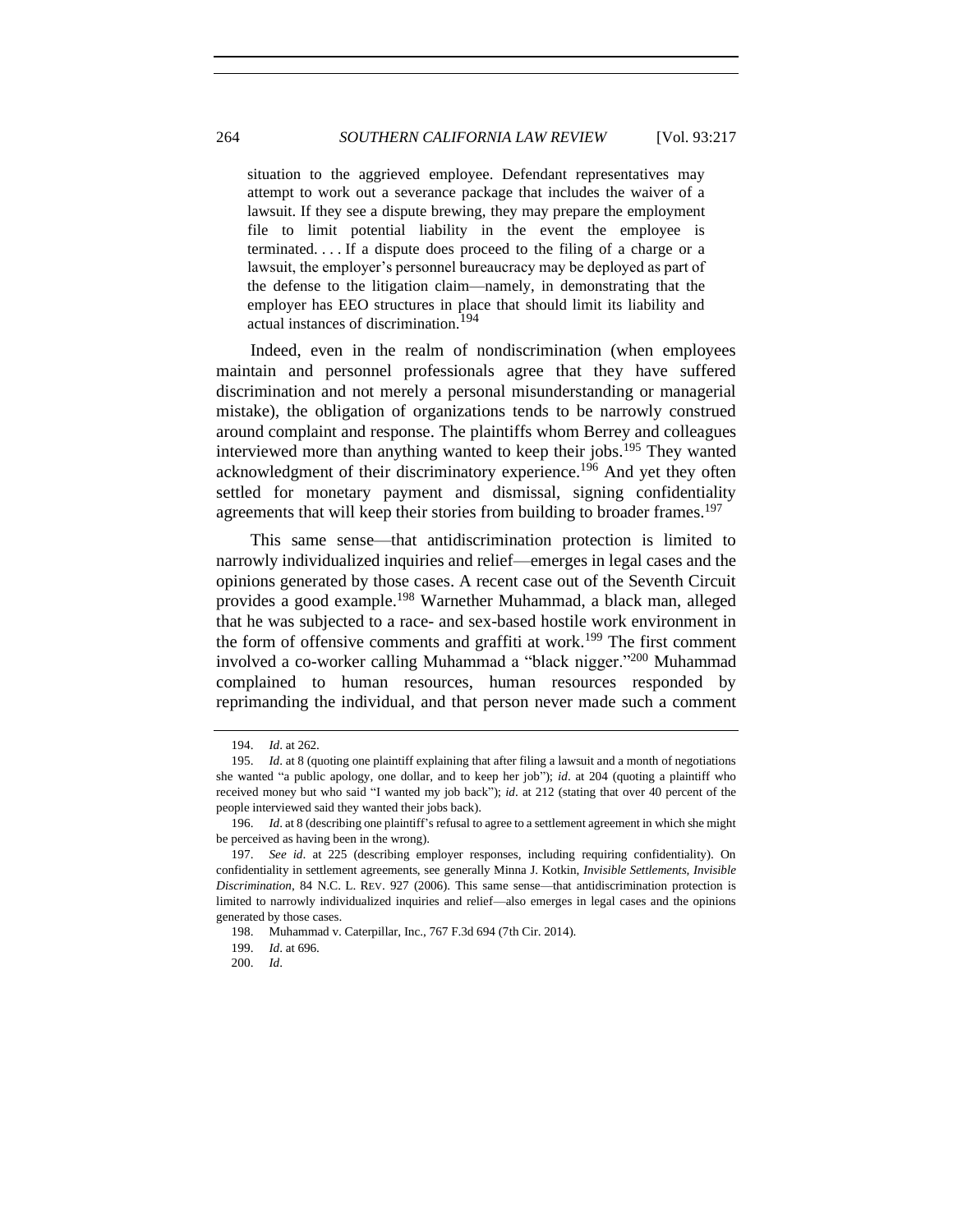> situation to the aggrieved employee. Defendant representatives may attempt to work out a severance package that includes the waiver of a lawsuit. If they see a dispute brewing, they may prepare the employment file to limit potential liability in the event the employee is terminated. . . . If a dispute does proceed to the filing of a charge or a lawsuit, the employer's personnel bureaucracy may be deployed as part of the defense to the litigation claim—namely, in demonstrating that the employer has EEO structures in place that should limit its liability and actual instances of discrimination.[194]

Indeed, even in the realm of nondiscrimination (when employees maintain and personnel professionals agree that they have suffered discrimination and not merely a personal misunderstanding or managerial mistake), the obligation of organizations tends to be narrowly construed around complaint and response. The plaintiffs whom Berrey and colleagues interviewed more than anything wanted to keep their jobs.[195] They wanted acknowledgment of their discriminatory experience.[196] And yet they often settled for monetary payment and dismissal, signing confidentiality agreements that will keep their stories from building to broader frames.[197]

This same sense—that antidiscrimination protection is limited to narrowly individualized inquiries and relief—emerges in legal cases and the opinions generated by those cases. A recent case out of the Seventh Circuit provides a good example.[198] Warnether Muhammad, a black man, alleged that he was subjected to a race- and sex-based hostile work environment in the form of offensive comments and graffiti at work.[199] The first comment involved a co-worker calling Muhammad a "black nigger."[200] Muhammad complained to human resources, human resources responded by reprimanding the individual, and that person never made such a comment

---

194. *Id*. at 262.

195. *Id*. at 8 (quoting one plaintiff explaining that after filing a lawsuit and a month of negotiations she wanted "a public apology, one dollar, and to keep her job"); *id*. at 204 (quoting a plaintiff who received money but who said "I wanted my job back"); *id*. at 212 (stating that over 40 percent of the people interviewed said they wanted their jobs back).

196. *Id*. at 8 (describing one plaintiff's refusal to agree to a settlement agreement in which she might be perceived as having been in the wrong).

197. *See id*. at 225 (describing employer responses, including requiring confidentiality). On confidentiality in settlement agreements, see generally Minna J. Kotkin, *Invisible Settlements, Invisible Discrimination*, 84 N.C. L. REV. 927 (2006). This same sense—that antidiscrimination protection is limited to narrowly individualized inquiries and relief—also emerges in legal cases and the opinions generated by those cases.

198. Muhammad v. Caterpillar, Inc., 767 F.3d 694 (7th Cir. 2014).

199. *Id*. at 696.

200. *Id*.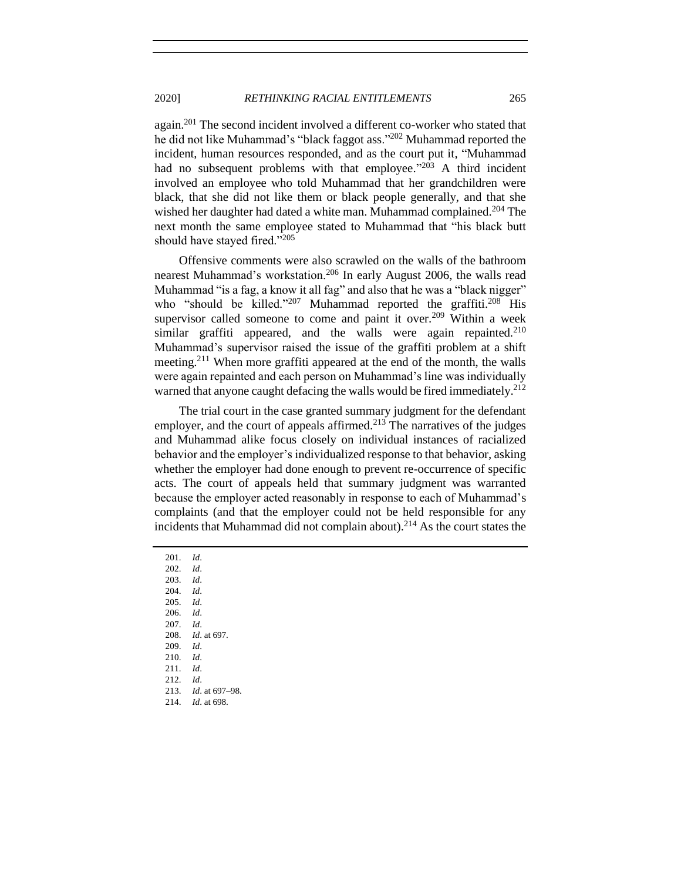again.[201] The second incident involved a different co-worker who stated that he did not like Muhammad's "black faggot ass."[202] Muhammad reported the incident, human resources responded, and as the court put it, "Muhammad had no subsequent problems with that employee."[203] A third incident involved an employee who told Muhammad that her grandchildren were black, that she did not like them or black people generally, and that she wished her daughter had dated a white man. Muhammad complained.[204] The next month the same employee stated to Muhammad that "his black butt should have stayed fired."[205]

Offensive comments were also scrawled on the walls of the bathroom nearest Muhammad's workstation.[206] In early August 2006, the walls read Muhammad "is a fag, a know it all fag" and also that he was a "black nigger" who "should be killed."[207] Muhammad reported the graffiti.[208] His supervisor called someone to come and paint it over.[209] Within a week similar graffiti appeared, and the walls were again repainted.[210] Muhammad's supervisor raised the issue of the graffiti problem at a shift meeting.[211] When more graffiti appeared at the end of the month, the walls were again repainted and each person on Muhammad's line was individually warned that anyone caught defacing the walls would be fired immediately.[212]

The trial court in the case granted summary judgment for the defendant employer, and the court of appeals affirmed.[213] The narratives of the judges and Muhammad alike focus closely on individual instances of racialized behavior and the employer's individualized response to that behavior, asking whether the employer had done enough to prevent re-occurrence of specific acts. The court of appeals held that summary judgment was warranted because the employer acted reasonably in response to each of Muhammad's complaints (and that the employer could not be held responsible for any incidents that Muhammad did not complain about).[214] As the court states the

---

201. *Id*.
202. *Id*.
203. *Id*.
204. *Id*.
205. *Id*.
206. *Id*.
207. *Id*.
208. *Id*. at 697.
209. *Id*.
210. *Id*.
211. *Id*.
212. *Id*.
213. *Id*. at 697–98.
214. *Id*. at 698.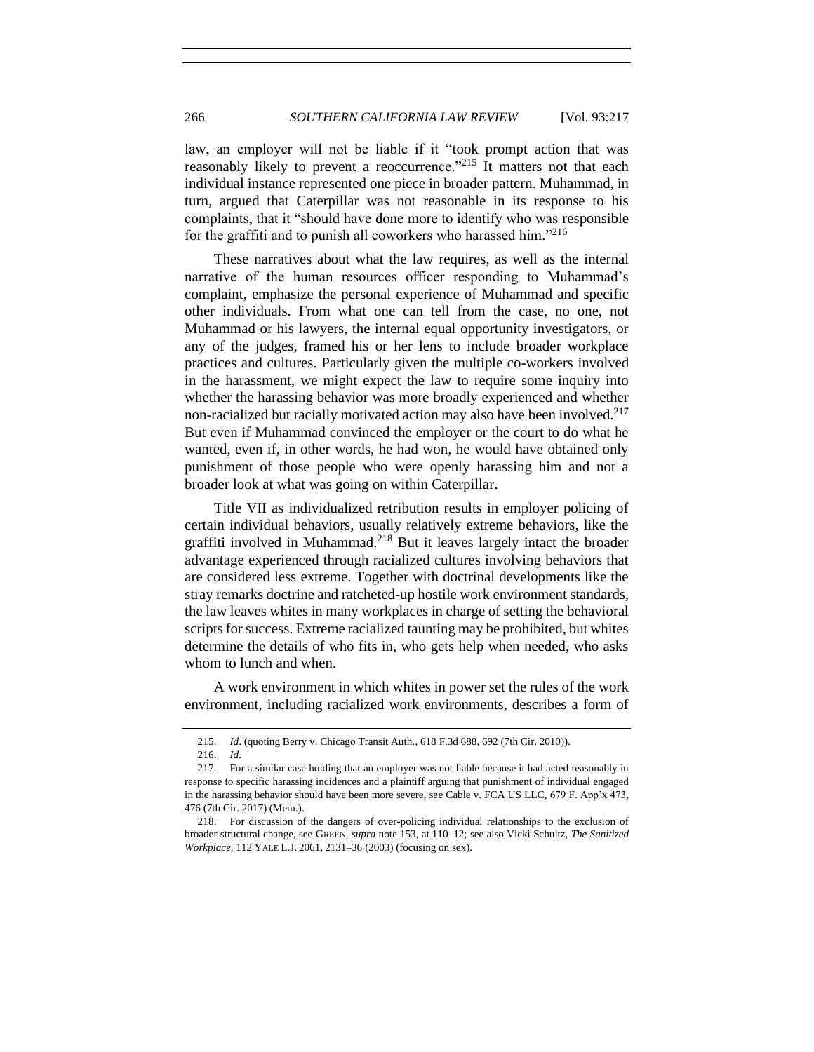law, an employer will not be liable if it "took prompt action that was reasonably likely to prevent a reoccurrence."[215] It matters not that each individual instance represented one piece in broader pattern. Muhammad, in turn, argued that Caterpillar was not reasonable in its response to his complaints, that it "should have done more to identify who was responsible for the graffiti and to punish all coworkers who harassed him."[216]

These narratives about what the law requires, as well as the internal narrative of the human resources officer responding to Muhammad's complaint, emphasize the personal experience of Muhammad and specific other individuals. From what one can tell from the case, no one, not Muhammad or his lawyers, the internal equal opportunity investigators, or any of the judges, framed his or her lens to include broader workplace practices and cultures. Particularly given the multiple co-workers involved in the harassment, we might expect the law to require some inquiry into whether the harassing behavior was more broadly experienced and whether non-racialized but racially motivated action may also have been involved.[217] But even if Muhammad convinced the employer or the court to do what he wanted, even if, in other words, he had won, he would have obtained only punishment of those people who were openly harassing him and not a broader look at what was going on within Caterpillar.

Title VII as individualized retribution results in employer policing of certain individual behaviors, usually relatively extreme behaviors, like the graffiti involved in Muhammad.[218] But it leaves largely intact the broader advantage experienced through racialized cultures involving behaviors that are considered less extreme. Together with doctrinal developments like the stray remarks doctrine and ratcheted-up hostile work environment standards, the law leaves whites in many workplaces in charge of setting the behavioral scripts for success. Extreme racialized taunting may be prohibited, but whites determine the details of who fits in, who gets help when needed, who asks whom to lunch and when.

A work environment in which whites in power set the rules of the work environment, including racialized work environments, describes a form of

---

215. *Id.* (quoting Berry v. Chicago Transit Auth., 618 F.3d 688, 692 (7th Cir. 2010)).

216. *Id.*

217. For a similar case holding that an employer was not liable because it had acted reasonably in response to specific harassing incidences and a plaintiff arguing that punishment of individual engaged in the harassing behavior should have been more severe, see Cable v. FCA US LLC, 679 F. App'x 473, 476 (7th Cir. 2017) (Mem.).

218. For discussion of the dangers of over-policing individual relationships to the exclusion of broader structural change, see GREEN, *supra* note 153, at 110–12; see also Vicki Schultz, *The Sanitized Workplace*, 112 YALE L.J. 2061, 2131–36 (2003) (focusing on sex).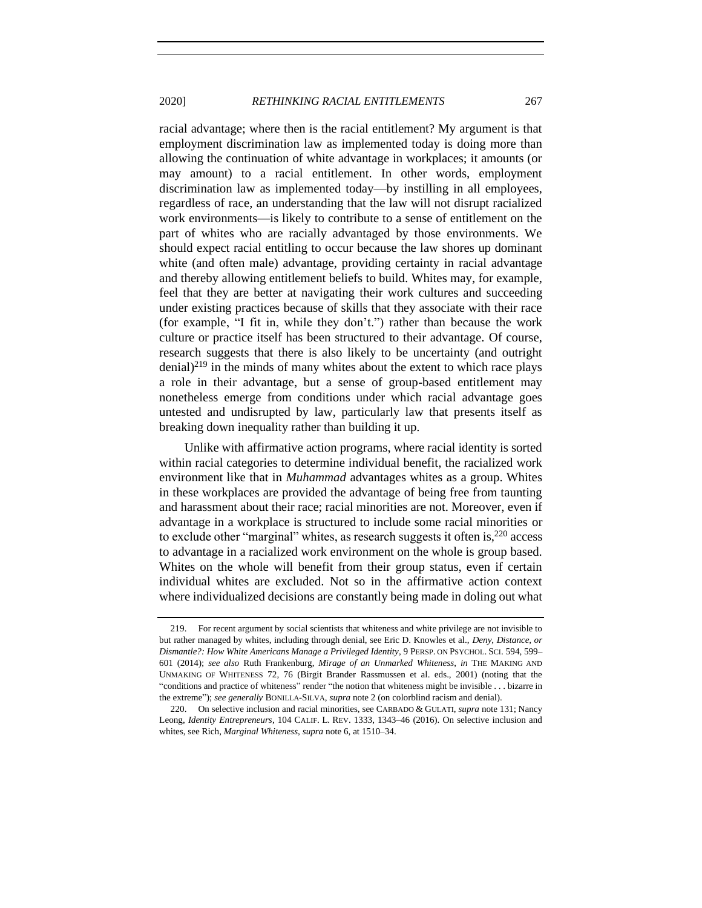racial advantage; where then is the racial entitlement? My argument is that employment discrimination law as implemented today is doing more than allowing the continuation of white advantage in workplaces; it amounts (or may amount) to a racial entitlement. In other words, employment discrimination law as implemented today—by instilling in all employees, regardless of race, an understanding that the law will not disrupt racialized work environments—is likely to contribute to a sense of entitlement on the part of whites who are racially advantaged by those environments. We should expect racial entitling to occur because the law shores up dominant white (and often male) advantage, providing certainty in racial advantage and thereby allowing entitlement beliefs to build. Whites may, for example, feel that they are better at navigating their work cultures and succeeding under existing practices because of skills that they associate with their race (for example, "I fit in, while they don't.") rather than because the work culture or practice itself has been structured to their advantage. Of course, research suggests that there is also likely to be uncertainty (and outright denial)[219] in the minds of many whites about the extent to which race plays a role in their advantage, but a sense of group-based entitlement may nonetheless emerge from conditions under which racial advantage goes untested and undisrupted by law, particularly law that presents itself as breaking down inequality rather than building it up.

Unlike with affirmative action programs, where racial identity is sorted within racial categories to determine individual benefit, the racialized work environment like that in *Muhammad* advantages whites as a group. Whites in these workplaces are provided the advantage of being free from taunting and harassment about their race; racial minorities are not. Moreover, even if advantage in a workplace is structured to include some racial minorities or to exclude other "marginal" whites, as research suggests it often is,[220] access to advantage in a racialized work environment on the whole is group based. Whites on the whole will benefit from their group status, even if certain individual whites are excluded. Not so in the affirmative action context where individualized decisions are constantly being made in doling out what

---

219. For recent argument by social scientists that whiteness and white privilege are not invisible to but rather managed by whites, including through denial, see Eric D. Knowles et al., *Deny, Distance, or Dismantle?: How White Americans Manage a Privileged Identity*, 9 PERSP. ON PSYCHOL. SCI. 594, 599–601 (2014); *see also* Ruth Frankenburg, *Mirage of an Unmarked Whiteness*, *in* THE MAKING AND UNMAKING OF WHITENESS 72, 76 (Birgit Brander Rassmussen et al. eds., 2001) (noting that the "conditions and practice of whiteness" render "the notion that whiteness might be invisible . . . bizarre in the extreme"); *see generally* BONILLA-SILVA, *supra* note 2 (on colorblind racism and denial).

220. On selective inclusion and racial minorities, see CARBADO & GULATI, *supra* note 131; Nancy Leong, *Identity Entrepreneurs*, 104 CALIF. L. REV. 1333, 1343–46 (2016). On selective inclusion and whites, see Rich, *Marginal Whiteness*, *supra* note 6, at 1510–34.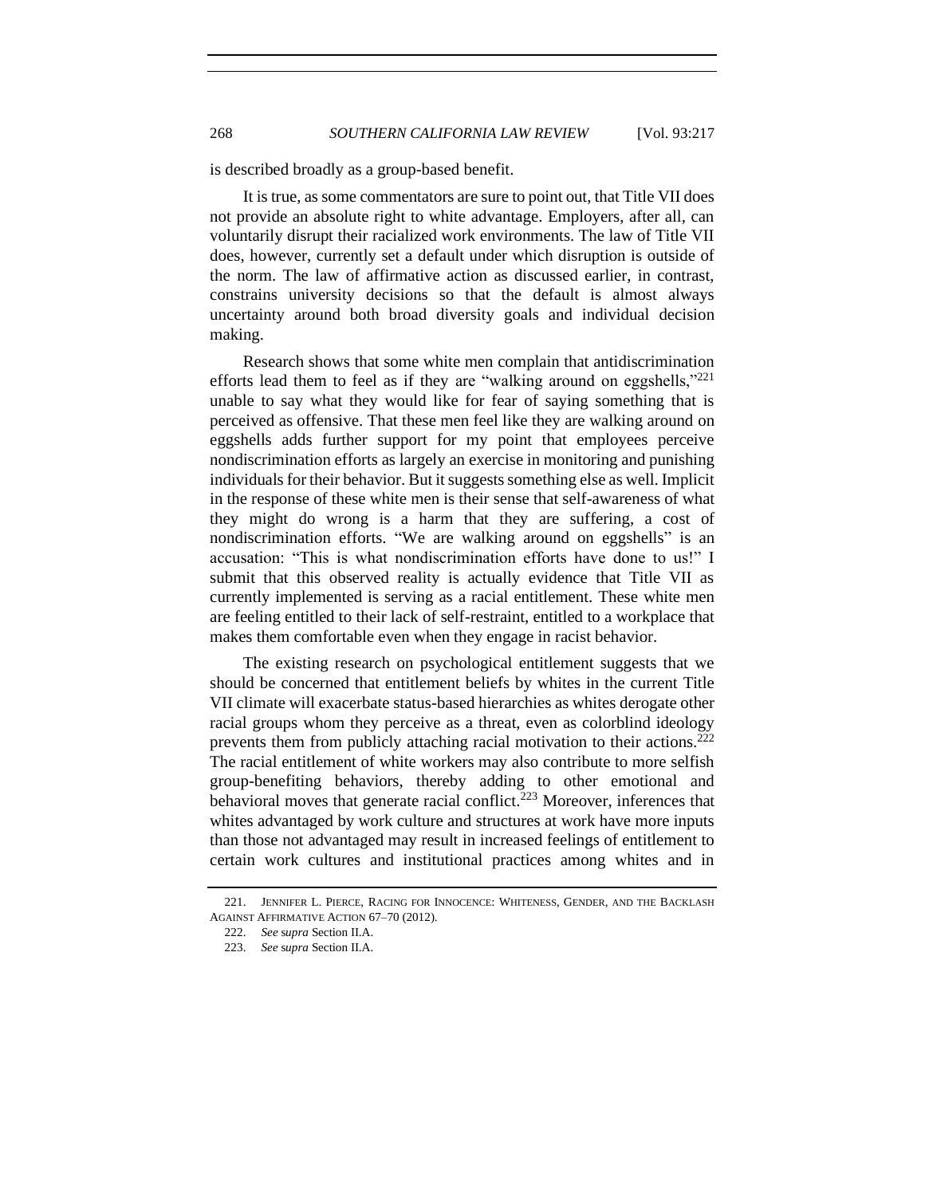is described broadly as a group-based benefit.

It is true, as some commentators are sure to point out, that Title VII does not provide an absolute right to white advantage. Employers, after all, can voluntarily disrupt their racialized work environments. The law of Title VII does, however, currently set a default under which disruption is outside of the norm. The law of affirmative action as discussed earlier, in contrast, constrains university decisions so that the default is almost always uncertainty around both broad diversity goals and individual decision making.

Research shows that some white men complain that antidiscrimination efforts lead them to feel as if they are "walking around on eggshells,"[221] unable to say what they would like for fear of saying something that is perceived as offensive. That these men feel like they are walking around on eggshells adds further support for my point that employees perceive nondiscrimination efforts as largely an exercise in monitoring and punishing individuals for their behavior. But it suggests something else as well. Implicit in the response of these white men is their sense that self-awareness of what they might do wrong is a harm that they are suffering, a cost of nondiscrimination efforts. "We are walking around on eggshells" is an accusation: "This is what nondiscrimination efforts have done to us!" I submit that this observed reality is actually evidence that Title VII as currently implemented is serving as a racial entitlement. These white men are feeling entitled to their lack of self-restraint, entitled to a workplace that makes them comfortable even when they engage in racist behavior.

The existing research on psychological entitlement suggests that we should be concerned that entitlement beliefs by whites in the current Title VII climate will exacerbate status-based hierarchies as whites derogate other racial groups whom they perceive as a threat, even as colorblind ideology prevents them from publicly attaching racial motivation to their actions.[222] The racial entitlement of white workers may also contribute to more selfish group-benefiting behaviors, thereby adding to other emotional and behavioral moves that generate racial conflict.[223] Moreover, inferences that whites advantaged by work culture and structures at work have more inputs than those not advantaged may result in increased feelings of entitlement to certain work cultures and institutional practices among whites and in

221. JENNIFER L. PIERCE, RACING FOR INNOCENCE: WHITENESS, GENDER, AND THE BACKLASH AGAINST AFFIRMATIVE ACTION 67–70 (2012).

222. *See supra* Section II.A.

223. *See supra* Section II.A.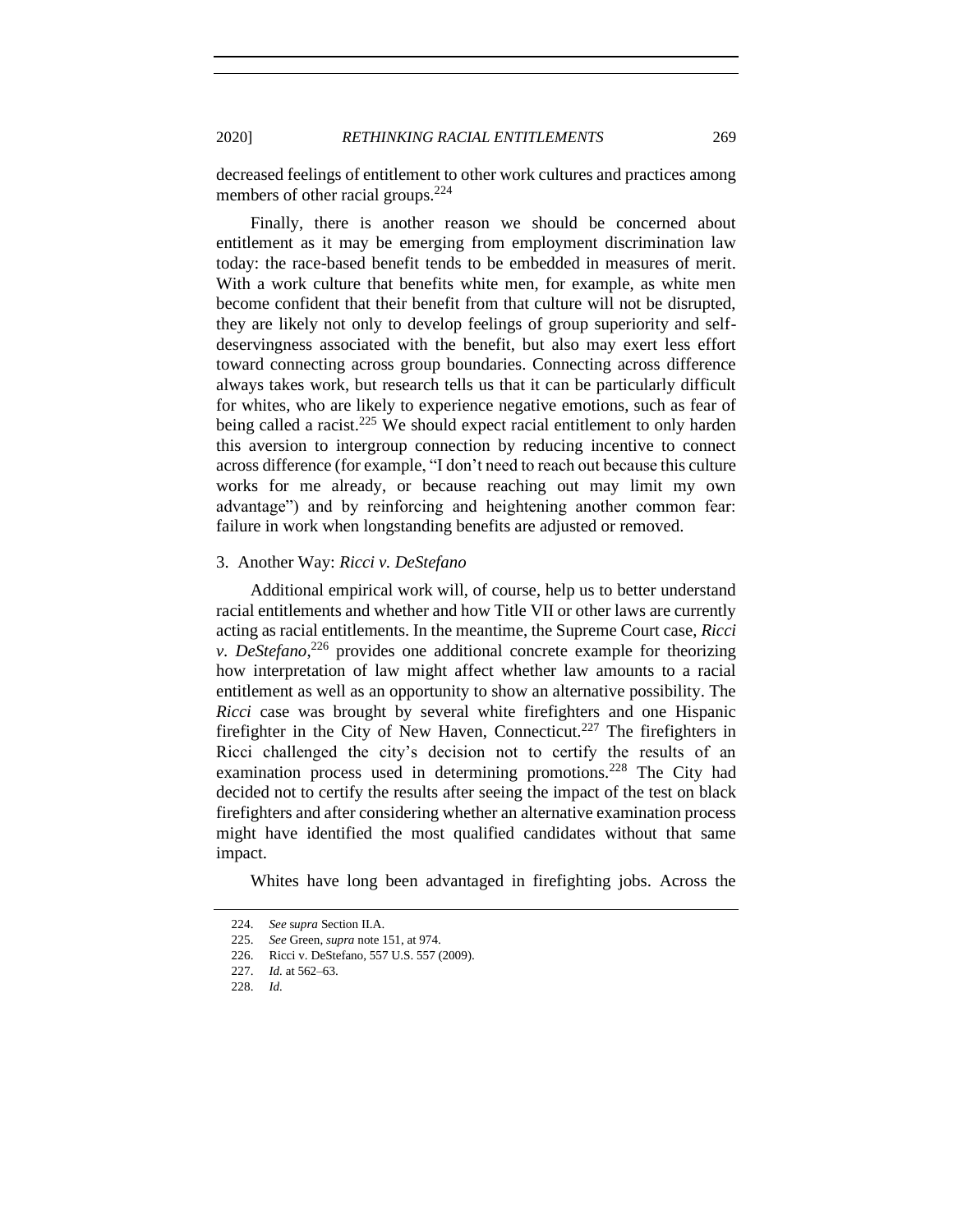decreased feelings of entitlement to other work cultures and practices among members of other racial groups.[224]

Finally, there is another reason we should be concerned about entitlement as it may be emerging from employment discrimination law today: the race-based benefit tends to be embedded in measures of merit. With a work culture that benefits white men, for example, as white men become confident that their benefit from that culture will not be disrupted, they are likely not only to develop feelings of group superiority and self-deservingness associated with the benefit, but also may exert less effort toward connecting across group boundaries. Connecting across difference always takes work, but research tells us that it can be particularly difficult for whites, who are likely to experience negative emotions, such as fear of being called a racist.[225] We should expect racial entitlement to only harden this aversion to intergroup connection by reducing incentive to connect across difference (for example, "I don't need to reach out because this culture works for me already, or because reaching out may limit my own advantage") and by reinforcing and heightening another common fear: failure in work when longstanding benefits are adjusted or removed.

### 3. Another Way: *Ricci v. DeStefano*

Additional empirical work will, of course, help us to better understand racial entitlements and whether and how Title VII or other laws are currently acting as racial entitlements. In the meantime, the Supreme Court case, *Ricci v. DeStefano*,[226] provides one additional concrete example for theorizing how interpretation of law might affect whether law amounts to a racial entitlement as well as an opportunity to show an alternative possibility. The *Ricci* case was brought by several white firefighters and one Hispanic firefighter in the City of New Haven, Connecticut.[227] The firefighters in Ricci challenged the city's decision not to certify the results of an examination process used in determining promotions.[228] The City had decided not to certify the results after seeing the impact of the test on black firefighters and after considering whether an alternative examination process might have identified the most qualified candidates without that same impact.

Whites have long been advantaged in firefighting jobs. Across the

224. *See* s*upra* Section II.A.

225. *See* Green, *supra* note 151, at 974.

226. Ricci v. DeStefano, 557 U.S. 557 (2009).

227. *Id.* at 562–63.

228. *Id.*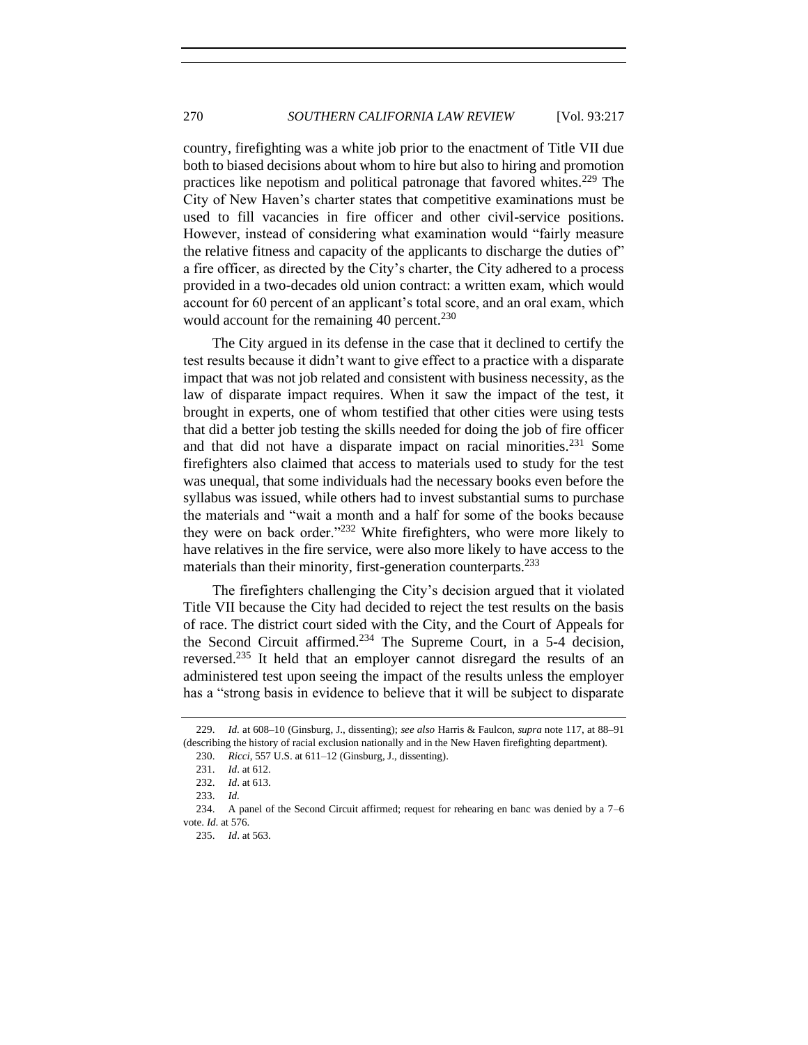country, firefighting was a white job prior to the enactment of Title VII due both to biased decisions about whom to hire but also to hiring and promotion practices like nepotism and political patronage that favored whites.[229] The City of New Haven's charter states that competitive examinations must be used to fill vacancies in fire officer and other civil-service positions. However, instead of considering what examination would "fairly measure the relative fitness and capacity of the applicants to discharge the duties of" a fire officer, as directed by the City's charter, the City adhered to a process provided in a two-decades old union contract: a written exam, which would account for 60 percent of an applicant's total score, and an oral exam, which would account for the remaining 40 percent.[230]

The City argued in its defense in the case that it declined to certify the test results because it didn't want to give effect to a practice with a disparate impact that was not job related and consistent with business necessity, as the law of disparate impact requires. When it saw the impact of the test, it brought in experts, one of whom testified that other cities were using tests that did a better job testing the skills needed for doing the job of fire officer and that did not have a disparate impact on racial minorities.[231] Some firefighters also claimed that access to materials used to study for the test was unequal, that some individuals had the necessary books even before the syllabus was issued, while others had to invest substantial sums to purchase the materials and "wait a month and a half for some of the books because they were on back order."[232] White firefighters, who were more likely to have relatives in the fire service, were also more likely to have access to the materials than their minority, first-generation counterparts.[233]

The firefighters challenging the City's decision argued that it violated Title VII because the City had decided to reject the test results on the basis of race. The district court sided with the City, and the Court of Appeals for the Second Circuit affirmed.[234] The Supreme Court, in a 5-4 decision, reversed.[235] It held that an employer cannot disregard the results of an administered test upon seeing the impact of the results unless the employer has a "strong basis in evidence to believe that it will be subject to disparate

---

229. *Id.* at 608–10 (Ginsburg, J., dissenting); *see also* Harris & Faulcon, *supra* note 117, at 88–91 (describing the history of racial exclusion nationally and in the New Haven firefighting department).

230. *Ricci*, 557 U.S. at 611–12 (Ginsburg, J., dissenting).

231. *Id*. at 612.

232. *Id*. at 613.

233. *Id.*

234. A panel of the Second Circuit affirmed; request for rehearing en banc was denied by a 7–6 vote. *Id.* at 576.

235. *Id*. at 563.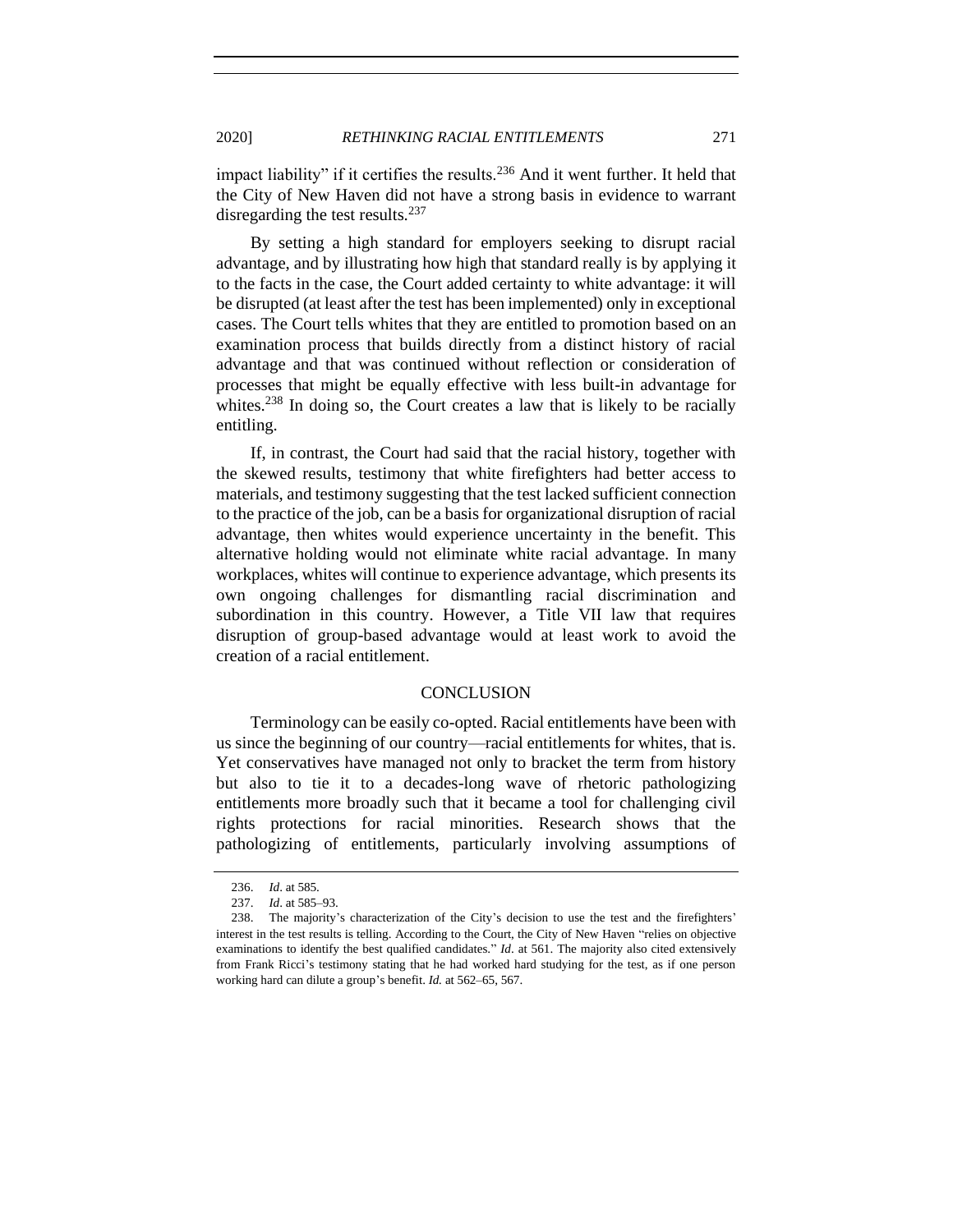impact liability" if it certifies the results.[236] And it went further. It held that the City of New Haven did not have a strong basis in evidence to warrant disregarding the test results.[237]

By setting a high standard for employers seeking to disrupt racial advantage, and by illustrating how high that standard really is by applying it to the facts in the case, the Court added certainty to white advantage: it will be disrupted (at least after the test has been implemented) only in exceptional cases. The Court tells whites that they are entitled to promotion based on an examination process that builds directly from a distinct history of racial advantage and that was continued without reflection or consideration of processes that might be equally effective with less built-in advantage for whites.[238] In doing so, the Court creates a law that is likely to be racially entitling.

If, in contrast, the Court had said that the racial history, together with the skewed results, testimony that white firefighters had better access to materials, and testimony suggesting that the test lacked sufficient connection to the practice of the job, can be a basis for organizational disruption of racial advantage, then whites would experience uncertainty in the benefit. This alternative holding would not eliminate white racial advantage. In many workplaces, whites will continue to experience advantage, which presents its own ongoing challenges for dismantling racial discrimination and subordination in this country. However, a Title VII law that requires disruption of group-based advantage would at least work to avoid the creation of a racial entitlement.

## CONCLUSION

Terminology can be easily co-opted. Racial entitlements have been with us since the beginning of our country—racial entitlements for whites, that is. Yet conservatives have managed not only to bracket the term from history but also to tie it to a decades-long wave of rhetoric pathologizing entitlements more broadly such that it became a tool for challenging civil rights protections for racial minorities. Research shows that the pathologizing of entitlements, particularly involving assumptions of

---

236. *Id*. at 585.

237. *Id*. at 585–93.

238. The majority's characterization of the City's decision to use the test and the firefighters' interest in the test results is telling. According to the Court, the City of New Haven "relies on objective examinations to identify the best qualified candidates." *Id*. at 561. The majority also cited extensively from Frank Ricci's testimony stating that he had worked hard studying for the test, as if one person working hard can dilute a group's benefit. *Id.* at 562–65, 567.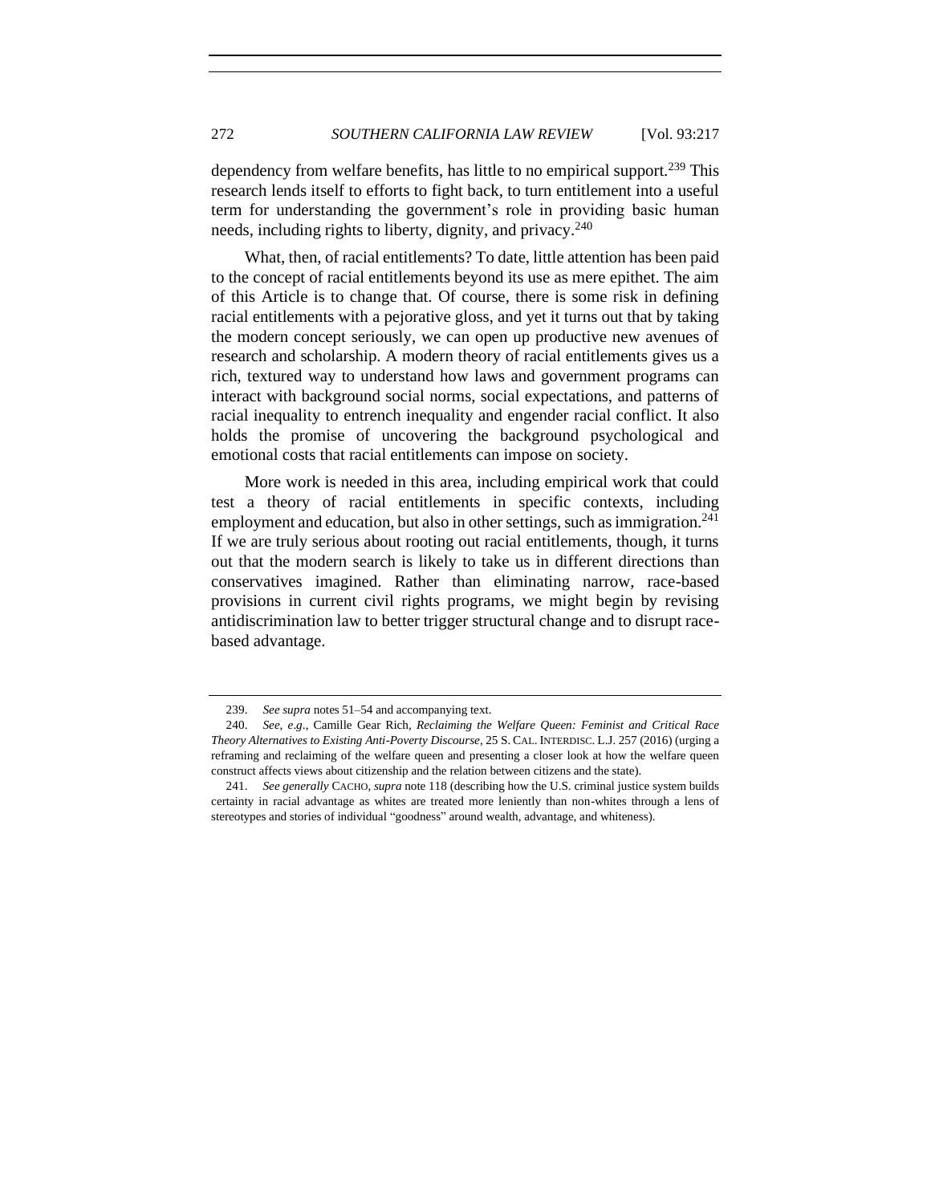dependency from welfare benefits, has little to no empirical support.[239] This research lends itself to efforts to fight back, to turn entitlement into a useful term for understanding the government's role in providing basic human needs, including rights to liberty, dignity, and privacy.[240]

What, then, of racial entitlements? To date, little attention has been paid to the concept of racial entitlements beyond its use as mere epithet. The aim of this Article is to change that. Of course, there is some risk in defining racial entitlements with a pejorative gloss, and yet it turns out that by taking the modern concept seriously, we can open up productive new avenues of research and scholarship. A modern theory of racial entitlements gives us a rich, textured way to understand how laws and government programs can interact with background social norms, social expectations, and patterns of racial inequality to entrench inequality and engender racial conflict. It also holds the promise of uncovering the background psychological and emotional costs that racial entitlements can impose on society.

More work is needed in this area, including empirical work that could test a theory of racial entitlements in specific contexts, including employment and education, but also in other settings, such as immigration.[241] If we are truly serious about rooting out racial entitlements, though, it turns out that the modern search is likely to take us in different directions than conservatives imagined. Rather than eliminating narrow, race-based provisions in current civil rights programs, we might begin by revising antidiscrimination law to better trigger structural change and to disrupt race-based advantage.

---

239. *See supra* notes 51–54 and accompanying text.

240. *See, e.g.*, Camille Gear Rich, *Reclaiming the Welfare Queen: Feminist and Critical Race Theory Alternatives to Existing Anti-Poverty Discourse*, 25 S. CAL. INTERDISC. L.J. 257 (2016) (urging a reframing and reclaiming of the welfare queen and presenting a closer look at how the welfare queen construct affects views about citizenship and the relation between citizens and the state).

241. *See generally* CACHO, *supra* note 118 (describing how the U.S. criminal justice system builds certainty in racial advantage as whites are treated more leniently than non-whites through a lens of stereotypes and stories of individual "goodness" around wealth, advantage, and whiteness).